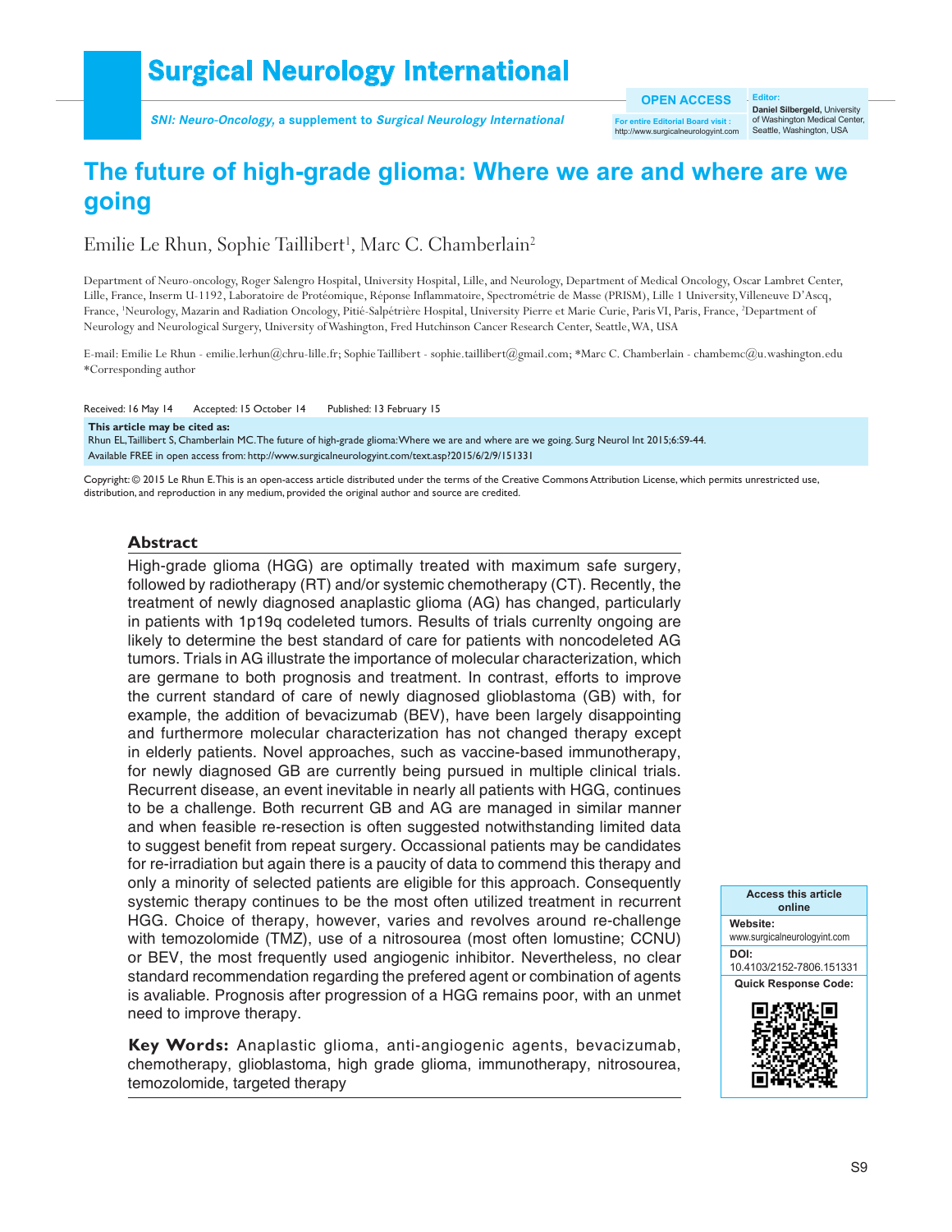# Surgical Neurology International

*SNI: Neuro-Oncology*, a supplement to *Surgical Neurology International*

**OPEN ACCESS**

For entire Editorial Board visit : http://www.surgicalneurologyint.com

**Editor:**
**Daniel Silbergeld,** University of Washington Medical Center, Seattle, Washington, USA

# The future of high-grade glioma: Where we are and where are we going

Emilie Le Rhun, Sophie Taillibert[1], Marc C. Chamberlain[2]

Department of Neuro-oncology, Roger Salengro Hospital, University Hospital, Lille, and Neurology, Department of Medical Oncology, Oscar Lambret Center, Lille, France, Inserm U-1192, Laboratoire de Protéomique, Réponse Inflammatoire, Spectrométrie de Masse (PRISM), Lille 1 University, Villeneuve D'Ascq, France, [1]Neurology, Mazarin and Radiation Oncology, Pitié-Salpétrière Hospital, University Pierre et Marie Curie, Paris VI, Paris, France, [2]Department of Neurology and Neurological Surgery, University of Washington, Fred Hutchinson Cancer Research Center, Seattle, WA, USA

E-mail: Emilie Le Rhun - emilie.lerhun@chru-lille.fr; Sophie Taillibert - sophie.taillibert@gmail.com; *Marc C. Chamberlain - chambemc@u.washington.edu
*Corresponding author

Received: 16 May 14 Accepted: 15 October 14 Published: 13 February 15

**This article may be cited as:**
Rhun EL, Taillibert S, Chamberlain MC. The future of high-grade glioma: Where we are and where are we going. Surg Neurol Int 2015;6:S9-44.
Available FREE in open access from: http://www.surgicalneurologyint.com/text.asp?2015/6/2/9/151331

Copyright: © 2015 Le Rhun E. This is an open-access article distributed under the terms of the Creative Commons Attribution License, which permits unrestricted use, distribution, and reproduction in any medium, provided the original author and source are credited.

## Abstract

High-grade glioma (HGG) are optimally treated with maximum safe surgery, followed by radiotherapy (RT) and/or systemic chemotherapy (CT). Recently, the treatment of newly diagnosed anaplastic glioma (AG) has changed, particularly in patients with 1p19q codeleted tumors. Results of trials currenlty ongoing are likely to determine the best standard of care for patients with noncodeleted AG tumors. Trials in AG illustrate the importance of molecular characterization, which are germane to both prognosis and treatment. In contrast, efforts to improve the current standard of care of newly diagnosed glioblastoma (GB) with, for example, the addition of bevacizumab (BEV), have been largely disappointing and furthermore molecular characterization has not changed therapy except in elderly patients. Novel approaches, such as vaccine-based immunotherapy, for newly diagnosed GB are currently being pursued in multiple clinical trials. Recurrent disease, an event inevitable in nearly all patients with HGG, continues to be a challenge. Both recurrent GB and AG are managed in similar manner and when feasible re-resection is often suggested notwithstanding limited data to suggest benefit from repeat surgery. Occassional patients may be candidates for re-irradiation but again there is a paucity of data to commend this therapy and only a minority of selected patients are eligible for this approach. Consequently systemic therapy continues to be the most often utilized treatment in recurrent HGG. Choice of therapy, however, varies and revolves around re-challenge with temozolomide (TMZ), use of a nitrosourea (most often lomustine; CCNU) or BEV, the most frequently used angiogenic inhibitor. Nevertheless, no clear standard recommendation regarding the prefered agent or combination of agents is avaliable. Prognosis after progression of a HGG remains poor, with an unmet need to improve therapy.

**Key Words:** Anaplastic glioma, anti-angiogenic agents, bevacizumab, chemotherapy, glioblastoma, high grade glioma, immunotherapy, nitrosourea, temozolomide, targeted therapy

**Access this article online**
**Website:** www.surgicalneurologyint.com
**DOI:** 10.4103/2152-7806.151331
**Quick Response Code:**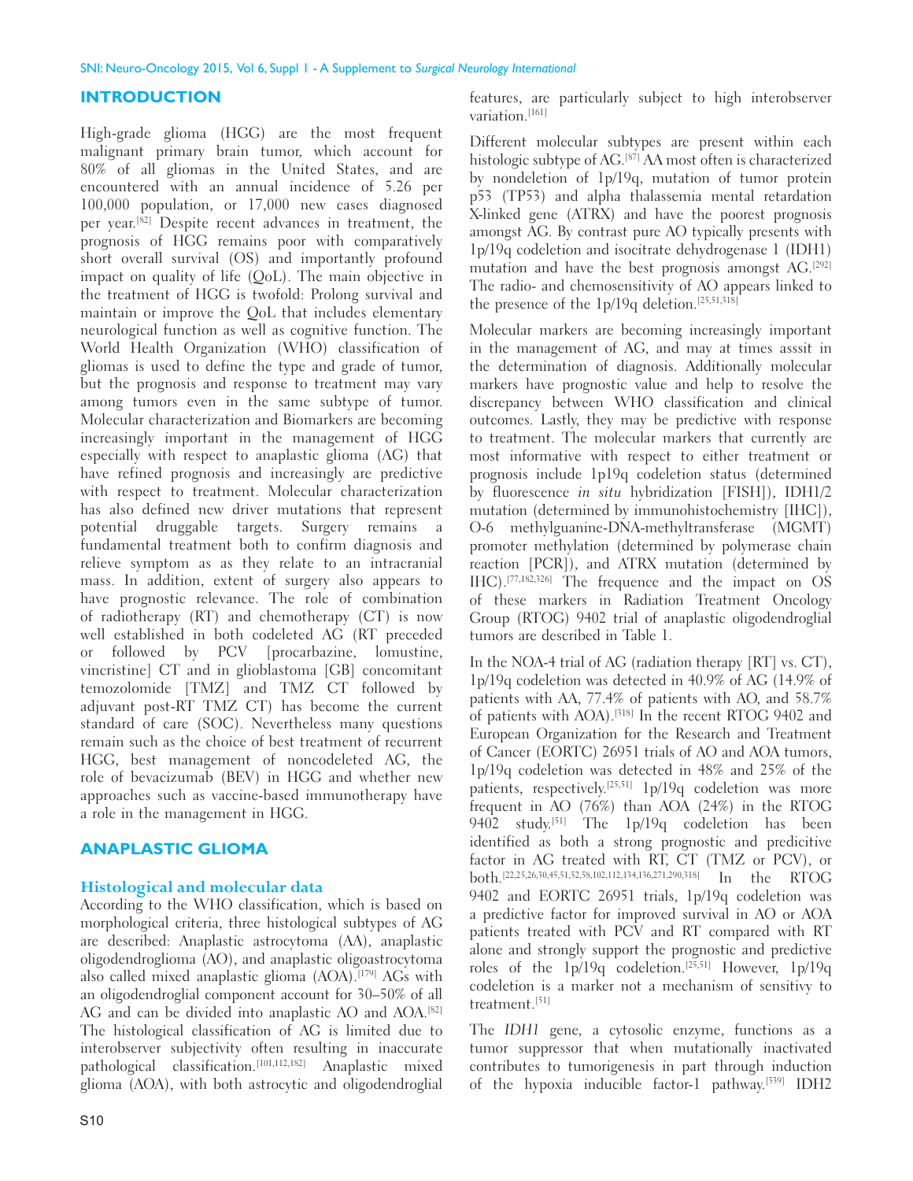## INTRODUCTION

High-grade glioma (HGG) are the most frequent malignant primary brain tumor, which account for 80% of all gliomas in the United States, and are encountered with an annual incidence of 5.26 per 100,000 population, or 17,000 new cases diagnosed per year.[82] Despite recent advances in treatment, the prognosis of HGG remains poor with comparatively short overall survival (OS) and importantly profound impact on quality of life (QoL). The main objective in the treatment of HGG is twofold: Prolong survival and maintain or improve the QoL that includes elementary neurological function as well as cognitive function. The World Health Organization (WHO) classification of gliomas is used to define the type and grade of tumor, but the prognosis and response to treatment may vary among tumors even in the same subtype of tumor. Molecular characterization and Biomarkers are becoming increasingly important in the management of HGG especially with respect to anaplastic glioma (AG) that have refined prognosis and increasingly are predictive with respect to treatment. Molecular characterization has also defined new driver mutations that represent potential druggable targets. Surgery remains a fundamental treatment both to confirm diagnosis and relieve symptom as as they relate to an intracranial mass. In addition, extent of surgery also appears to have prognostic relevance. The role of combination of radiotherapy (RT) and chemotherapy (CT) is now well established in both codeleted AG (RT preceded or followed by PCV [procarbazine, lomustine, vincristine] CT and in glioblastoma [GB] concomitant temozolomide [TMZ] and TMZ CT followed by adjuvant post-RT TMZ CT) has become the current standard of care (SOC). Nevertheless many questions remain such as the choice of best treatment of recurrent HGG, best management of noncodeleted AG, the role of bevacizumab (BEV) in HGG and whether new approaches such as vaccine-based immunotherapy have a role in the management in HGG.

## ANAPLASTIC GLIOMA

### Histological and molecular data

According to the WHO classification, which is based on morphological criteria, three histological subtypes of AG are described: Anaplastic astrocytoma (AA), anaplastic oligodendroglioma (AO), and anaplastic oligoastrocytoma also called mixed anaplastic glioma (AOA).[179] AGs with an oligodendroglial component account for 30–50% of all AG and can be divided into anaplastic AO and AOA.[82] The histological classification of AG is limited due to interobserver subjectivity often resulting in inaccurate pathological classification.[101,112,182] Anaplastic mixed glioma (AOA), with both astrocytic and oligodendroglial features, are particularly subject to high interobserver variation.[161]

Different molecular subtypes are present within each histologic subtype of AG.[87] AA most often is characterized by nondeletion of 1p/19q, mutation of tumor protein p53 (TP53) and alpha thalassemia mental retardation X-linked gene (ATRX) and have the poorest prognosis amongst AG. By contrast pure AO typically presents with 1p/19q codeletion and isocitrate dehydrogenase 1 (IDH1) mutation and have the best prognosis amongst AG.[292] The radio- and chemosensitivity of AO appears linked to the presence of the 1p/19q deletion.[25,51,318]

Molecular markers are becoming increasingly important in the management of AG, and may at times asssit in the determination of diagnosis. Additionally molecular markers have prognostic value and help to resolve the discrepancy between WHO classification and clinical outcomes. Lastly, they may be predictive with response to treatment. The molecular markers that currently are most informative with respect to either treatment or prognosis include 1p19q codeletion status (determined by fluorescence *in situ* hybridization [FISH]), IDH1/2 mutation (determined by immunohistochemistry [IHC]), O-6 methylguanine-DNA-methyltransferase (MGMT) promoter methylation (determined by polymerase chain reaction [PCR]), and ATRX mutation (determined by IHC).[77,182,326] The frequence and the impact on OS of these markers in Radiation Treatment Oncology Group (RTOG) 9402 trial of anaplastic oligodendroglial tumors are described in Table 1.

In the NOA-4 trial of AG (radiation therapy [RT] vs. CT), 1p/19q codeletion was detected in 40.9% of AG (14.9% of patients with AA, 77.4% of patients with AO, and 58.7% of patients with AOA).[318] In the recent RTOG 9402 and European Organization for the Research and Treatment of Cancer (EORTC) 26951 trials of AO and AOA tumors, 1p/19q codeletion was detected in 48% and 25% of the patients, respectively.[25,51] 1p/19q codeletion was more frequent in AO (76%) than AOA (24%) in the RTOG 9402 study.[51] The 1p/19q codeletion has been identified as both a strong prognostic and predicitive factor in AG treated with RT, CT (TMZ or PCV), or both.[22,25,26,30,45,51,52,58,102,112,134,136,271,290,318] In the RTOG 9402 and EORTC 26951 trials, 1p/19q codeletion was a predictive factor for improved survival in AO or AOA patients treated with PCV and RT compared with RT alone and strongly support the prognostic and predictive roles of the 1p/19q codeletion.[25,51] However, 1p/19q codeletion is a marker not a mechanism of sensitivy to treatment.[51]

The *IDH1* gene, a cytosolic enzyme, functions as a tumor suppressor that when mutationally inactivated contributes to tumorigenesis in part through induction of the hypoxia inducible factor-1 pathway.[339] IDH2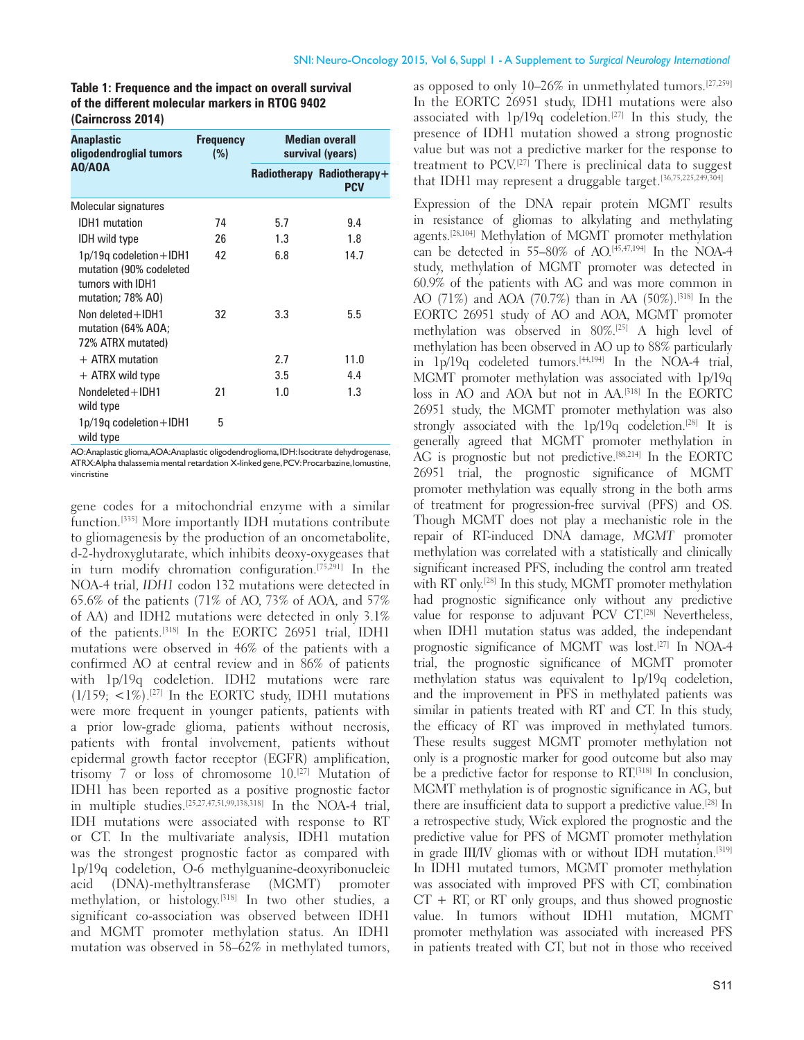**Table 1: Frequence and the impact on overall survival of the different molecular markers in RTOG 9402 (Cairncross 2014)**

| Anaplastic oligodendroglial tumors AO/AOA | Frequency (%) | Median overall survival (years) | |
|---|---|---|---|
| | | Radiotherapy | Radiotherapy+PCV |
| Molecular signatures | | | |
| IDH1 mutation | 74 | 5.7 | 9.4 |
| IDH wild type | 26 | 1.3 | 1.8 |
| 1p/19q codeletion+IDH1 mutation (90% codeleted tumors with IDH1 mutation; 78% AO) | 42 | 6.8 | 14.7 |
| Non deleted+IDH1 mutation (64% AOA; 72% ATRX mutated) | 32 | 3.3 | 5.5 |
| + ATRX mutation | | 2.7 | 11.0 |
| + ATRX wild type | | 3.5 | 4.4 |
| Nondeleted+IDH1 wild type | 21 | 1.0 | 1.3 |
| 1p/19q codeletion+IDH1 wild type | 5 | | |

AO: Anaplastic glioma, AOA: Anaplastic oligodendroglioma, IDH: Isocitrate dehydrogenase, ATRX: Alpha thalassemia mental retardation X-linked gene, PCV: Procarbazine, lomustine, vincristine

gene codes for a mitochondrial enzyme with a similar function.[335] More importantly IDH mutations contribute to gliomagenesis by the production of an oncometabolite, d-2-hydroxyglutarate, which inhibits deoxy-oxygeases that in turn modify chromation configuration.[75,291] In the NOA-4 trial, *IDH1* codon 132 mutations were detected in 65.6% of the patients (71% of AO, 73% of AOA, and 57% of AA) and IDH2 mutations were detected in only 3.1% of the patients.[318] In the EORTC 26951 trial, IDH1 mutations were observed in 46% of the patients with a confirmed AO at central review and in 86% of patients with 1p/19q codeletion. IDH2 mutations were rare (1/159; <1%).[27] In the EORTC study, IDH1 mutations were more frequent in younger patients, patients with a prior low-grade glioma, patients without necrosis, patients with frontal involvement, patients without epidermal growth factor receptor (EGFR) amplification, trisomy 7 or loss of chromosome 10.[27] Mutation of IDH1 has been reported as a positive prognostic factor in multiple studies.[25,27,47,51,99,138,318] In the NOA-4 trial, IDH mutations were associated with response to RT or CT. In the multivariate analysis, IDH1 mutation was the strongest prognostic factor as compared with 1p/19q codeletion, O-6 methylguanine-deoxyribonucleic acid (DNA)-methyltransferase (MGMT) promoter methylation, or histology.[318] In two other studies, a significant co-association was observed between IDH1 and MGMT promoter methylation status. An IDH1 mutation was observed in 58–62% in methylated tumors, as opposed to only 10–26% in unmethylated tumors.[27,259] In the EORTC 26951 study, IDH1 mutations were also associated with 1p/19q codeletion.[27] In this study, the presence of IDH1 mutation showed a strong prognostic value but was not a predictive marker for the response to treatment to PCV.[27] There is preclinical data to suggest that IDH1 may represent a druggable target.[36,75,225,249,304]

Expression of the DNA repair protein MGMT results in resistance of gliomas to alkylating and methylating agents.[28,104] Methylation of MGMT promoter methylation can be detected in 55–80% of AO.[45,47,194] In the NOA-4 study, methylation of MGMT promoter was detected in 60.9% of the patients with AG and was more common in AO (71%) and AOA (70.7%) than in AA (50%).[318] In the EORTC 26951 study of AO and AOA, MGMT promoter methylation was observed in 80%.[25] A high level of methylation has been observed in AO up to 88% particularly in 1p/19q codeleted tumors.[44,194] In the NOA-4 trial, MGMT promoter methylation was associated with 1p/19q loss in AO and AOA but not in AA.[318] In the EORTC 26951 study, the MGMT promoter methylation was also strongly associated with the 1p/19q codeletion.[28] It is generally agreed that MGMT promoter methylation in AG is prognostic but not predictive.[88,214] In the EORTC 26951 trial, the prognostic significance of MGMT promoter methylation was equally strong in the both arms of treatment for progression-free survival (PFS) and OS. Though MGMT does not play a mechanistic role in the repair of RT-induced DNA damage, *MGMT* promoter methylation was correlated with a statistically and clinically significant increased PFS, including the control arm treated with RT only.[28] In this study, MGMT promoter methylation had prognostic significance only without any predictive value for response to adjuvant PCV CT.[28] Nevertheless, when IDH1 mutation status was added, the independant prognostic significance of MGMT was lost.[27] In NOA-4 trial, the prognostic significance of MGMT promoter methylation status was equivalent to 1p/19q codeletion, and the improvement in PFS in methylated patients was similar in patients treated with RT and CT. In this study, the efficacy of RT was improved in methylated tumors. These results suggest MGMT promoter methylation not only is a prognostic marker for good outcome but also may be a predictive factor for response to RT.[318] In conclusion, MGMT methylation is of prognostic significance in AG, but there are insufficient data to support a predictive value.[28] In a retrospective study, Wick explored the prognostic and the predictive value for PFS of MGMT promoter methylation in grade III/IV gliomas with or without IDH mutation.[319] In IDH1 mutated tumors, MGMT promoter methylation was associated with improved PFS with CT, combination CT + RT, or RT only groups, and thus showed prognostic value. In tumors without IDH1 mutation, MGMT promoter methylation was associated with increased PFS in patients treated with CT, but not in those who received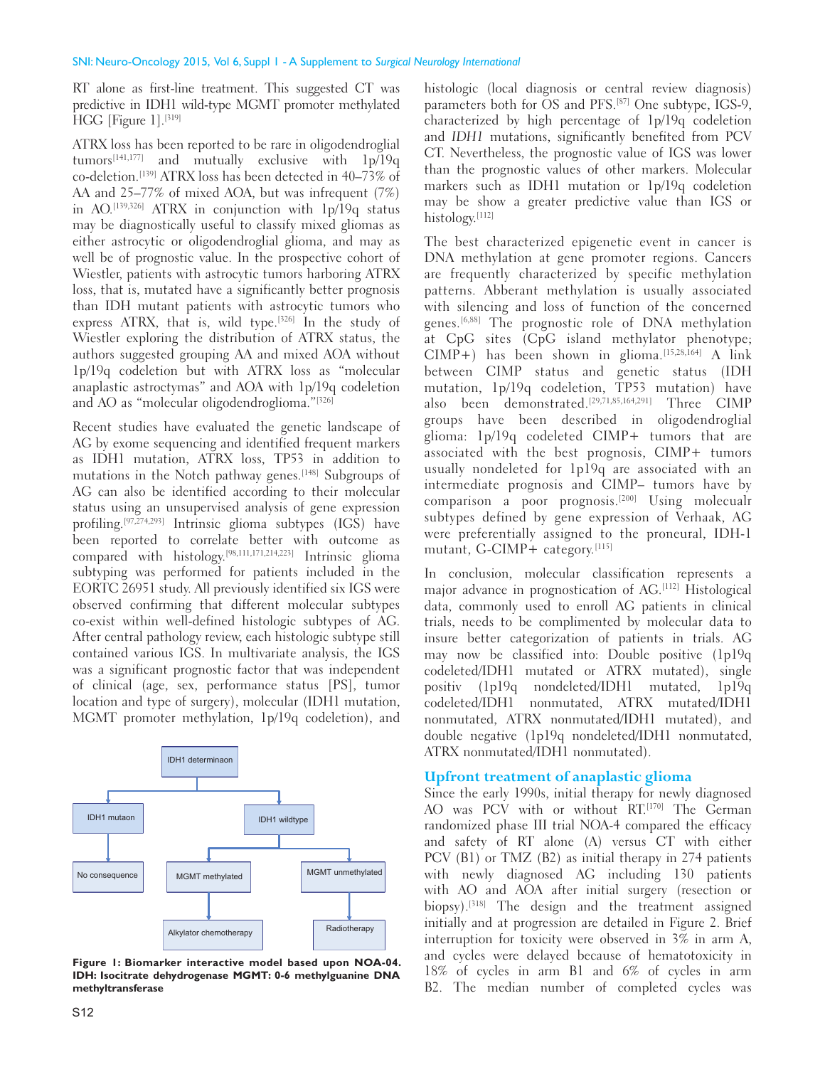RT alone as first-line treatment. This suggested CT was predictive in IDH1 wild-type MGMT promoter methylated HGG [Figure 1].[319]

ATRX loss has been reported to be rare in oligodendroglial tumors[141,177] and mutually exclusive with 1p/19q co-deletion.[139] ATRX loss has been detected in 40–73% of AA and 25–77% of mixed AOA, but was infrequent (7%) in AO.[139,326] ATRX in conjunction with 1p/19q status may be diagnostically useful to classify mixed gliomas as either astrocytic or oligodendroglial glioma, and may as well be of prognostic value. In the prospective cohort of Wiestler, patients with astrocytic tumors harboring ATRX loss, that is, mutated have a significantly better prognosis than IDH mutant patients with astrocytic tumors who express ATRX, that is, wild type.[326] In the study of Wiestler exploring the distribution of ATRX status, the authors suggested grouping AA and mixed AOA without 1p/19q codeletion but with ATRX loss as "molecular anaplastic astroctymas" and AOA with 1p/19q codeletion and AO as "molecular oligodendroglioma."[326]

Recent studies have evaluated the genetic landscape of AG by exome sequencing and identified frequent markers as IDH1 mutation, ATRX loss, TP53 in addition to mutations in the Notch pathway genes.[148] Subgroups of AG can also be identified according to their molecular status using an unsupervised analysis of gene expression profiling.[97,274,293] Intrinsic glioma subtypes (IGS) have been reported to correlate better with outcome as compared with histology.[98,111,171,214,223] Intrinsic glioma subtyping was performed for patients included in the EORTC 26951 study. All previously identified six IGS were observed confirming that different molecular subtypes co-exist within well-defined histologic subtypes of AG. After central pathology review, each histologic subtype still contained various IGS. In multivariate analysis, the IGS was a significant prognostic factor that was independent of clinical (age, sex, performance status [PS], tumor location and type of surgery), molecular (IDH1 mutation, MGMT promoter methylation, 1p/19q codeletion), and histologic (local diagnosis or central review diagnosis) parameters both for OS and PFS.[87] One subtype, IGS-9, characterized by high percentage of 1p/19q codeletion and *IDH1* mutations, significantly benefited from PCV CT. Nevertheless, the prognostic value of IGS was lower than the prognostic values of other markers. Molecular markers such as IDH1 mutation or 1p/19q codeletion may be show a greater predictive value than IGS or histology.[112]

The best characterized epigenetic event in cancer is DNA methylation at gene promoter regions. Cancers are frequently characterized by specific methylation patterns. Abberant methylation is usually associated with silencing and loss of function of the concerned genes.[6,88] The prognostic role of DNA methylation at CpG sites (CpG island methylator phenotype; CIMP+) has been shown in glioma.[15,28,164] A link between CIMP status and genetic status (IDH mutation, 1p/19q codeletion, TP53 mutation) have also been demonstrated.[29,71,85,164,291] Three CIMP groups have been described in oligodendroglial glioma: 1p/19q codeleted CIMP+ tumors that are associated with the best prognosis, CIMP+ tumors usually nondeleted for 1p19q are associated with an intermediate prognosis and CIMP– tumors have by comparison a poor prognosis.[200] Using molecualr subtypes defined by gene expression of Verhaak, AG were preferentially assigned to the proneural, IDH-1 mutant, G-CIMP+ category.[115]

In conclusion, molecular classification represents a major advance in prognostication of AG.[112] Histological data, commonly used to enroll AG patients in clinical trials, needs to be complimented by molecular data to insure better categorization of patients in trials. AG may now be classified into: Double positive (1p19q codeleted/IDH1 mutated or ATRX mutated), single positiv (1p19q nondeleted/IDH1 mutated, 1p19q codeleted/IDH1 nonmutated, ATRX mutated/IDH1 nonmutated, ATRX nonmutated/IDH1 mutated), and double negative (1p19q nondeleted/IDH1 nonmutated, ATRX nonmutated/IDH1 nonmutated).

IDH1 determinaon

IDH1 mutaon → No consequence

IDH1 wildtype → MGMT methylated → Alkylator chemotherapy

IDH1 wildtype → MGMT unmethylated → Radiotherapy

**Figure 1: Biomarker interactive model based upon NOA-04. IDH: Isocitrate dehydrogenase MGMT: 0-6 methylguanine DNA methyltransferase**

## Upfront treatment of anaplastic glioma

Since the early 1990s, initial therapy for newly diagnosed AO was PCV with or without RT.[170] The German randomized phase III trial NOA-4 compared the efficacy and safety of RT alone (A) versus CT with either PCV (B1) or TMZ (B2) as initial therapy in 274 patients with newly diagnosed AG including 130 patients with AO and AOA after initial surgery (resection or biopsy).[318] The design and the treatment assigned initially and at progression are detailed in Figure 2. Brief interruption for toxicity were observed in 3% in arm A, and cycles were delayed because of hematotoxicity in 18% of cycles in arm B1 and 6% of cycles in arm B2. The median number of completed cycles was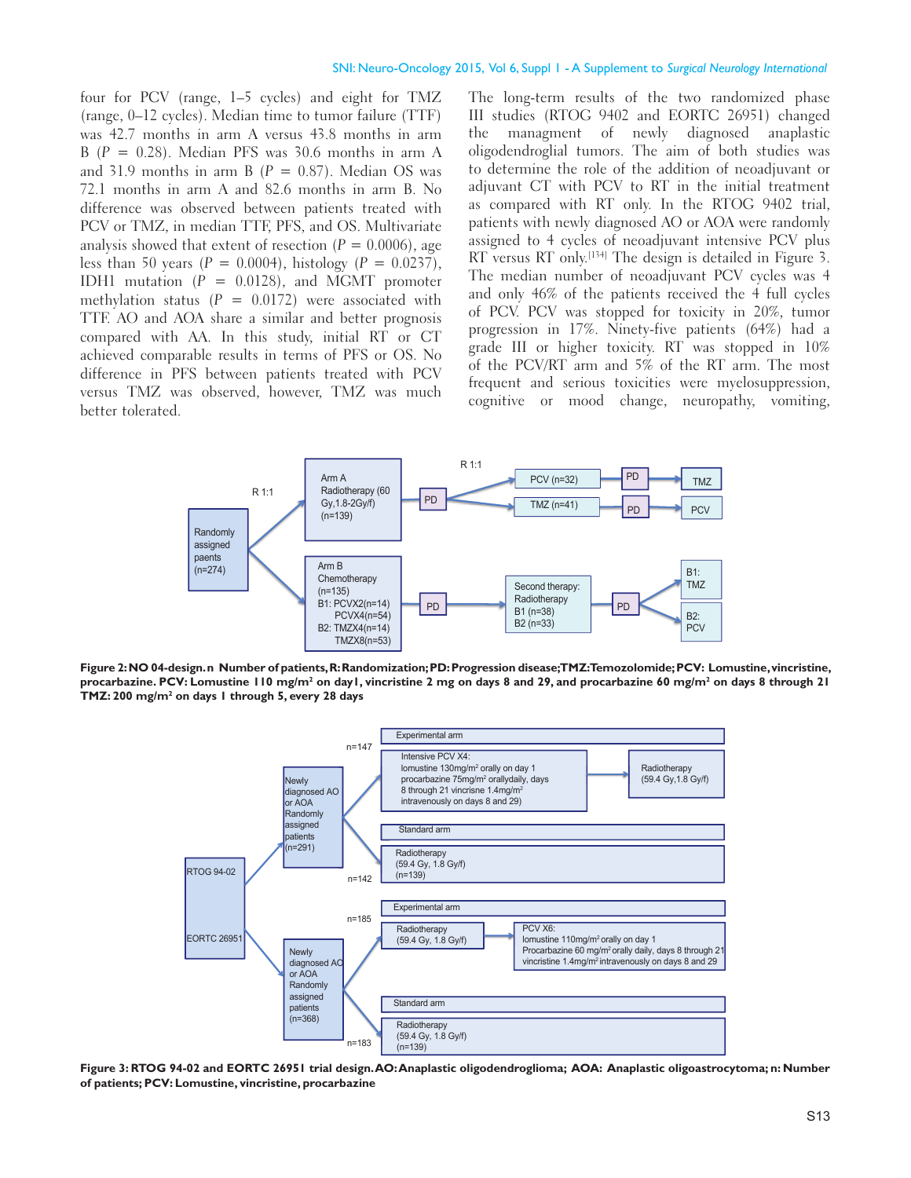four for PCV (range, 1–5 cycles) and eight for TMZ (range, 0–12 cycles). Median time to tumor failure (TTF) was 42.7 months in arm A versus 43.8 months in arm B ($P$ = 0.28). Median PFS was 30.6 months in arm A and 31.9 months in arm B ($P$ = 0.87). Median OS was 72.1 months in arm A and 82.6 months in arm B. No difference was observed between patients treated with PCV or TMZ, in median TTF, PFS, and OS. Multivariate analysis showed that extent of resection ($P$ = 0.0006), age less than 50 years ($P$ = 0.0004), histology ($P$ = 0.0237), IDH1 mutation ($P$ = 0.0128), and MGMT promoter methylation status ($P$ = 0.0172) were associated with TTF. AO and AOA share a similar and better prognosis compared with AA. In this study, initial RT or CT achieved comparable results in terms of PFS or OS. No difference in PFS between patients treated with PCV versus TMZ was observed, however, TMZ was much better tolerated.

The long-term results of the two randomized phase III studies (RTOG 9402 and EORTC 26951) changed the managment of newly diagnosed anaplastic oligodendroglial tumors. The aim of both studies was to determine the role of the addition of neoadjuvant or adjuvant CT with PCV to RT in the initial treatment as compared with RT only. In the RTOG 9402 trial, patients with newly diagnosed AO or AOA were randomly assigned to 4 cycles of neoadjuvant intensive PCV plus RT versus RT only.[134] The design is detailed in Figure 3. The median number of neoadjuvant PCV cycles was 4 and only 46% of the patients received the 4 full cycles of PCV. PCV was stopped for toxicity in 20%, tumor progression in 17%. Ninety-five patients (64%) had a grade III or higher toxicity. RT was stopped in 10% of the PCV/RT arm and 5% of the RT arm. The most frequent and serious toxicities were myelosuppression, cognitive or mood change, neuropathy, vomiting,

Randomly assigned paents (n=274) → R 1:1 → Arm A Radiotherapy (60 Gy,1.8-2Gy/f) (n=139) → PD → R 1:1 → PCV (n=32) → PD → TMZ; TMZ (n=41) → PD → PCV

Arm B Chemotherapy (n=135) B1: PCVX2(n=14) PCVX4(n=54) B2: TMZX4(n=14) TMZX8(n=53) → PD → Second therapy: Radiotherapy B1 (n=38) B2 (n=33) → PD → B1: TMZ; B2: PCV

**Figure 2: NO 04-design. n Number of patients, R: Randomization; PD: Progression disease; TMZ: Temozolomide; PCV: Lomustine, vincristine, procarbazine. PCV: Lomustine 110 mg/m² on day1, vincristine 2 mg on days 8 and 29, and procarbazine 60 mg/m² on days 8 through 21 TMZ: 200 mg/m² on days 1 through 5, every 28 days**

RTOG 94-02 → Newly diagnosed AO or AOA Randomly assigned patients (n=291)
- n=147 → Experimental arm: Intensive PCV X4: lomustine 130mg/m² orally on day 1 procarbazine 75mg/m² orallydaily, days 8 through 21 vincrisne 1.4mg/m² intravenously on days 8 and 29) → Radiotherapy (59.4 Gy,1.8 Gy/f)
- n=142 → Standard arm: Radiotherapy (59.4 Gy, 1.8 Gy/f) (n=139)

EORTC 26951 → Newly diagnosed AO or AOA Randomly assigned patients (n=368)
- n=185 → Experimental arm: Radiotherapy (59.4 Gy, 1.8 Gy/f) → PCV X6: lomustine 110mg/m² orally on day 1 Procarbazine 60 mg/m² orally daily, days 8 through 21 vincristine 1.4mg/m² intravenously on days 8 and 29
- n=183 → Standard arm: Radiotherapy (59.4 Gy, 1.8 Gy/f) (n=139)

**Figure 3: RTOG 94-02 and EORTC 26951 trial design. AO: Anaplastic oligodendroglioma; AOA: Anaplastic oligoastrocytoma; n: Number of patients; PCV: Lomustine, vincristine, procarbazine**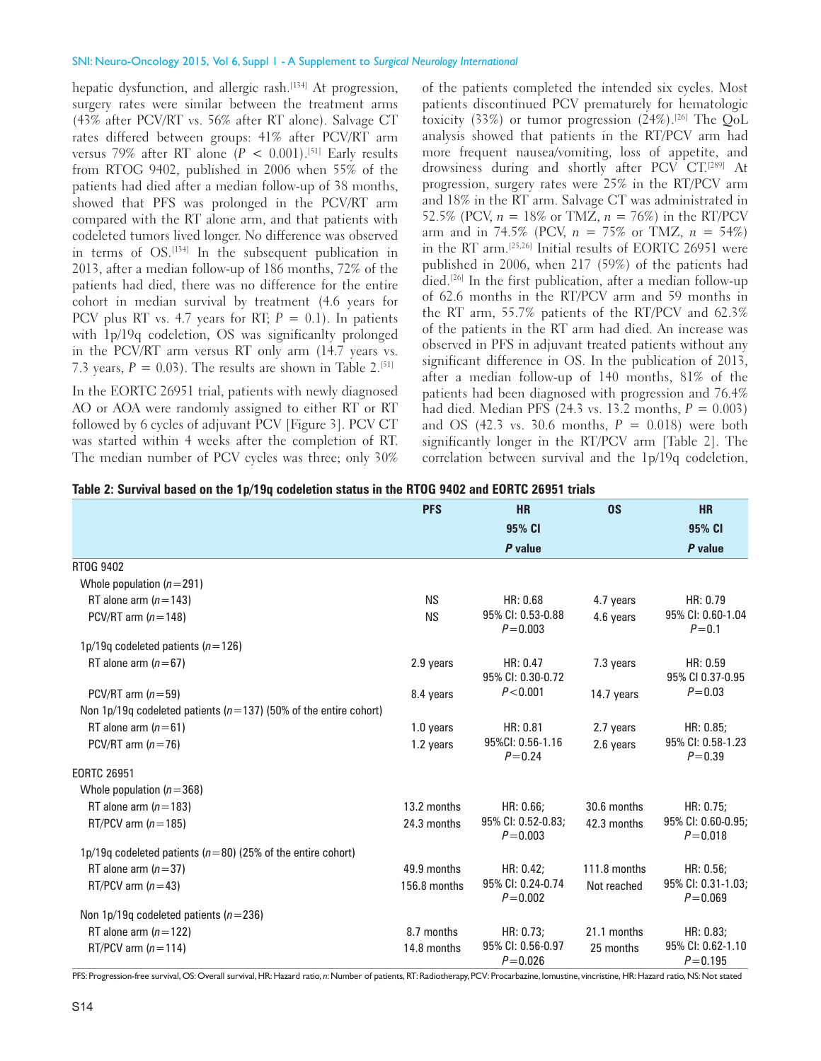hepatic dysfunction, and allergic rash.[134] At progression, surgery rates were similar between the treatment arms (43% after PCV/RT vs. 56% after RT alone). Salvage CT rates differed between groups: 41% after PCV/RT arm versus 79% after RT alone ($P < 0.001$).[51] Early results from RTOG 9402, published in 2006 when 55% of the patients had died after a median follow-up of 38 months, showed that PFS was prolonged in the PCV/RT arm compared with the RT alone arm, and that patients with codeleted tumors lived longer. No difference was observed in terms of OS.[134] In the subsequent publication in 2013, after a median follow-up of 186 months, 72% of the patients had died, there was no difference for the entire cohort in median survival by treatment (4.6 years for PCV plus RT vs. 4.7 years for RT; $P = 0.1$). In patients with 1p/19q codeletion, OS was significanlty prolonged in the PCV/RT arm versus RT only arm (14.7 years vs. 7.3 years, $P = 0.03$). The results are shown in Table 2.[51]

In the EORTC 26951 trial, patients with newly diagnosed AO or AOA were randomly assigned to either RT or RT followed by 6 cycles of adjuvant PCV [Figure 3]. PCV CT was started within 4 weeks after the completion of RT. The median number of PCV cycles was three; only 30% of the patients completed the intended six cycles. Most patients discontinued PCV prematurely for hematologic toxicity (33%) or tumor progression (24%).[26] The QoL analysis showed that patients in the RT/PCV arm had more frequent nausea/vomiting, loss of appetite, and drowsiness during and shortly after PCV CT.[289] At progression, surgery rates were 25% in the RT/PCV arm and 18% in the RT arm. Salvage CT was administrated in 52.5% (PCV, $n$ = 18% or TMZ, $n$ = 76%) in the RT/PCV arm and in 74.5% (PCV, $n$ = 75% or TMZ, $n$ = 54%) in the RT arm.[25,26] Initial results of EORTC 26951 were published in 2006, when 217 (59%) of the patients had died.[26] In the first publication, after a median follow-up of 62.6 months in the RT/PCV arm and 59 months in the RT arm, 55.7% patients of the RT/PCV and 62.3% of the patients in the RT arm had died. An increase was observed in PFS in adjuvant treated patients without any significant difference in OS. In the publication of 2013, after a median follow-up of 140 months, 81% of the patients had been diagnosed with progression and 76.4% had died. Median PFS (24.3 vs. 13.2 months, $P = 0.003$) and OS (42.3 vs. 30.6 months, $P = 0.018$) were both significantly longer in the RT/PCV arm [Table 2]. The correlation between survival and the 1p/19q codeletion,

**Table 2: Survival based on the 1p/19q codeletion status in the RTOG 9402 and EORTC 26951 trials**

| | PFS | HR 95% CI *P* value | OS | HR 95% CI *P* value |
|---|---|---|---|---|
| RTOG 9402 | | | | |
| Whole population ($n$=291) | | | | |
| RT alone arm ($n$=143) | NS | HR: 0.68 95% CI: 0.53-0.88 $P$=0.003 | 4.7 years | HR: 0.79 95% CI: 0.60-1.04 $P$=0.1 |
| PCV/RT arm ($n$=148) | NS | | 4.6 years | |
| 1p/19q codeleted patients ($n$=126) | | | | |
| RT alone arm ($n$=67) | 2.9 years | HR: 0.47 95% CI: 0.30-0.72 $P$<0.001 | 7.3 years | HR: 0.59 95% CI 0.37-0.95 $P$=0.03 |
| PCV/RT arm ($n$=59) | 8.4 years | | 14.7 years | |
| Non 1p/19q codeleted patients ($n$=137) (50% of the entire cohort) | | | | |
| RT alone arm ($n$=61) | 1.0 years | HR: 0.81 95%CI: 0.56-1.16 $P$=0.24 | 2.7 years | HR: 0.85; 95% CI: 0.58-1.23 $P$=0.39 |
| PCV/RT arm ($n$=76) | 1.2 years | | 2.6 years | |
| EORTC 26951 | | | | |
| Whole population ($n$=368) | | | | |
| RT alone arm ($n$=183) | 13.2 months | HR: 0.66; 95% CI: 0.52-0.83; $P$=0.003 | 30.6 months | HR: 0.75; 95% CI: 0.60-0.95; $P$=0.018 |
| RT/PCV arm ($n$=185) | 24.3 months | | 42.3 months | |
| 1p/19q codeleted patients ($n$=80) (25% of the entire cohort) | | | | |
| RT alone arm ($n$=37) | 49.9 months | HR: 0.42; 95% CI: 0.24-0.74 $P$=0.002 | 111.8 months | HR: 0.56; 95% CI: 0.31-1.03; $P$=0.069 |
| RT/PCV arm ($n$=43) | 156.8 months | | Not reached | |
| Non 1p/19q codeleted patients ($n$=236) | | | | |
| RT alone arm ($n$=122) | 8.7 months | HR: 0.73; 95% CI: 0.56-0.97 $P$=0.026 | 21.1 months | HR: 0.83; 95% CI: 0.62-1.10 $P$=0.195 |
| RT/PCV arm ($n$=114) | 14.8 months | | 25 months | |

PFS: Progression-free survival, OS: Overall survival, HR: Hazard ratio, *n*: Number of patients, RT: Radiotherapy, PCV: Procarbazine, lomustine, vincristine, HR: Hazard ratio, NS: Not stated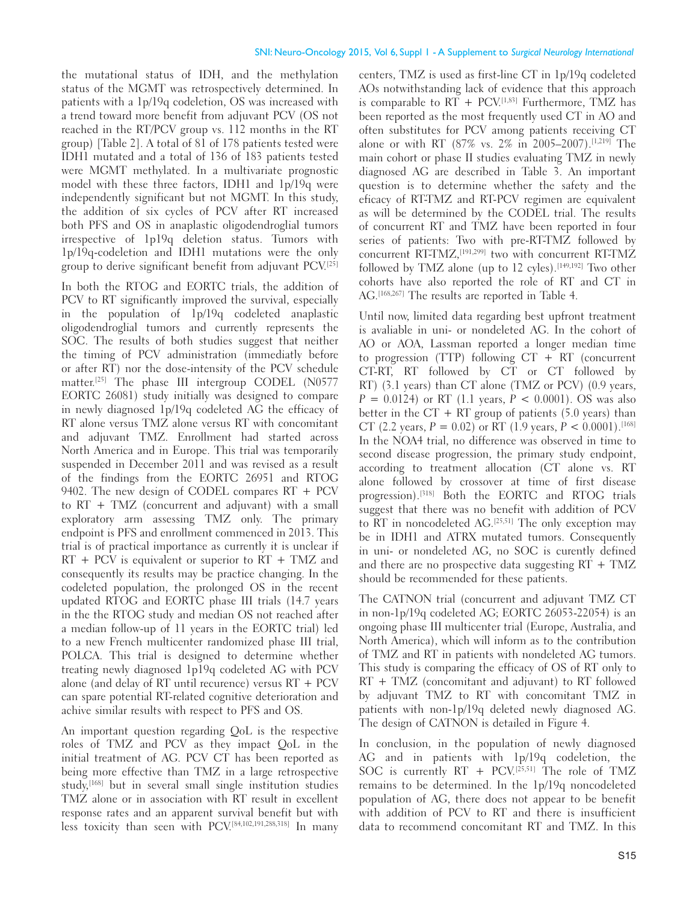the mutational status of IDH, and the methylation status of the MGMT was retrospectively determined. In patients with a 1p/19q codeletion, OS was increased with a trend toward more benefit from adjuvant PCV (OS not reached in the RT/PCV group vs. 112 months in the RT group) [Table 2]. A total of 81 of 178 patients tested were IDH1 mutated and a total of 136 of 183 patients tested were MGMT methylated. In a multivariate prognostic model with these three factors, IDH1 and 1p/19q were independently significant but not MGMT. In this study, the addition of six cycles of PCV after RT increased both PFS and OS in anaplastic oligodendroglial tumors irrespective of 1p19q deletion status. Tumors with 1p/19q-codeletion and IDH1 mutations were the only group to derive significant benefit from adjuvant PCV.[25]

In both the RTOG and EORTC trials, the addition of PCV to RT significantly improved the survival, especially in the population of 1p/19q codeleted anaplastic oligodendroglial tumors and currently represents the SOC. The results of both studies suggest that neither the timing of PCV administration (immediatly before or after RT) nor the dose-intensity of the PCV schedule matter.[25] The phase III intergroup CODEL (N0577 EORTC 26081) study initially was designed to compare in newly diagnosed 1p/19q codeleted AG the efficacy of RT alone versus TMZ alone versus RT with concomitant and adjuvant TMZ. Enrollment had started across North America and in Europe. This trial was temporarily suspended in December 2011 and was revised as a result of the findings from the EORTC 26951 and RTOG 9402. The new design of CODEL compares RT + PCV to RT + TMZ (concurrent and adjuvant) with a small exploratory arm assessing TMZ only. The primary endpoint is PFS and enrollment commenced in 2013. This trial is of practical importance as currently it is unclear if RT + PCV is equivalent or superior to RT + TMZ and consequently its results may be practice changing. In the codeleted population, the prolonged OS in the recent updated RTOG and EORTC phase III trials (14.7 years in the the RTOG study and median OS not reached after a median follow-up of 11 years in the EORTC trial) led to a new French multicenter randomized phase III trial, POLCA. This trial is designed to determine whether treating newly diagnosed 1p19q codeleted AG with PCV alone (and delay of RT until recurence) versus RT + PCV can spare potential RT-related cognitive deterioration and achive similar results with respect to PFS and OS.

An important question regarding QoL is the respective roles of TMZ and PCV as they impact QoL in the initial treatment of AG. PCV CT has been reported as being more effective than TMZ in a large retrospective study,[168] but in several small single institution studies TMZ alone or in association with RT result in excellent response rates and an apparent survival benefit but with less toxicity than seen with PCV.[84,102,191,288,318] In many centers, TMZ is used as first-line CT in 1p/19q codeleted AOs notwithstanding lack of evidence that this approach is comparable to RT + PCV.[1,83] Furthermore, TMZ has been reported as the most frequently used CT in AO and often substitutes for PCV among patients receiving CT alone or with RT (87% vs. 2% in 2005–2007).[1,219] The main cohort or phase II studies evaluating TMZ in newly diagnosed AG are described in Table 3. An important question is to determine whether the safety and the eficacy of RT-TMZ and RT-PCV regimen are equivalent as will be determined by the CODEL trial. The results of concurrent RT and TMZ have been reported in four series of patients: Two with pre-RT-TMZ followed by concurrent RT-TMZ,[191,299] two with concurrent RT-TMZ followed by TMZ alone (up to 12 cyles).[149,192] Two other cohorts have also reported the role of RT and CT in AG.[168,267] The results are reported in Table 4.

Until now, limited data regarding best upfront treatment is avaliable in uni- or nondeleted AG. In the cohort of AO or AOA, Lassman reported a longer median time to progression (TTP) following CT + RT (concurrent CT-RT, RT followed by CT or CT followed by RT) (3.1 years) than CT alone (TMZ or PCV) (0.9 years, $P = 0.0124$) or RT (1.1 years, $P < 0.0001$). OS was also better in the CT + RT group of patients (5.0 years) than CT (2.2 years, $P = 0.02$) or RT (1.9 years, $P < 0.0001$).[168] In the NOA4 trial, no difference was observed in time to second disease progression, the primary study endpoint, according to treatment allocation (CT alone vs. RT alone followed by crossover at time of first disease progression).[318] Both the EORTC and RTOG trials suggest that there was no benefit with addition of PCV to RT in noncodeleted AG.[25,51] The only exception may be in IDH1 and ATRX mutated tumors. Consequently in uni- or nondeleted AG, no SOC is curently defined and there are no prospective data suggesting RT + TMZ should be recommended for these patients.

The CATNON trial (concurrent and adjuvant TMZ CT in non-1p/19q codeleted AG; EORTC 26053-22054) is an ongoing phase III multicenter trial (Europe, Australia, and North America), which will inform as to the contribution of TMZ and RT in patients with nondeleted AG tumors. This study is comparing the efficacy of OS of RT only to RT + TMZ (concomitant and adjuvant) to RT followed by adjuvant TMZ to RT with concomitant TMZ in patients with non-1p/19q deleted newly diagnosed AG. The design of CATNON is detailed in Figure 4.

In conclusion, in the population of newly diagnosed AG and in patients with 1p/19q codeletion, the SOC is currently RT + PCV.[25,51] The role of TMZ remains to be determined. In the 1p/19q noncodeleted population of AG, there does not appear to be benefit with addition of PCV to RT and there is insufficient data to recommend concomitant RT and TMZ. In this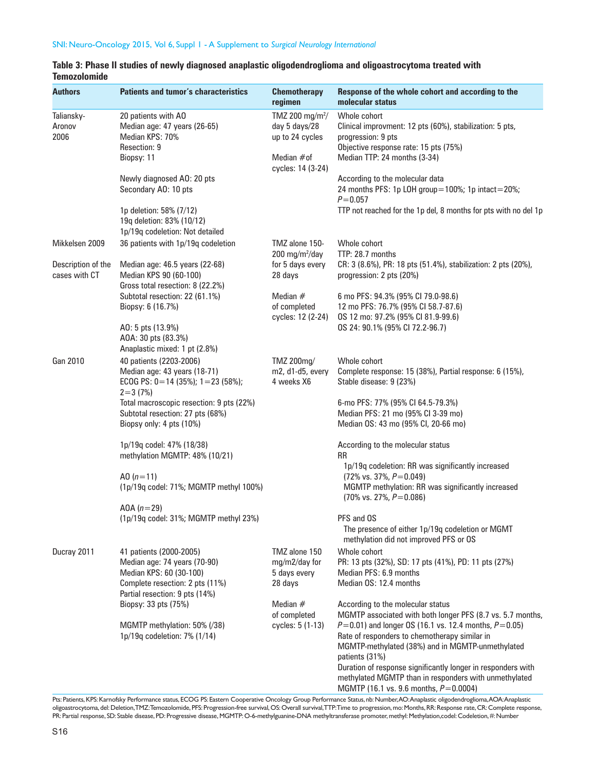**Table 3: Phase II studies of newly diagnosed anaplastic oligodendroglioma and oligoastrocytoma treated with Temozolomide**

| Authors | Patients and tumor's characteristics | Chemotherapy regimen | Response of the whole cohort and according to the molecular status |
|---|---|---|---|
| Taliansky-Aronov 2006 | 20 patients with AO<br>Median age: 47 years (26-65)<br>Median KPS: 70%<br>Resection: 9<br>Biopsy: 11<br><br>Newly diagnosed AO: 20 pts<br>Secondary AO: 10 pts<br><br>1p deletion: 58% (7/12)<br>19q deletion: 83% (10/12)<br>1p/19q codeletion: Not detailed | TMZ 200 mg/m$^2$/day 5 days/28 up to 24 cycles<br><br>Median #of cycles: 14 (3-24) | Whole cohort<br>Clinical improvment: 12 pts (60%), stabilization: 5 pts, progression: 9 pts<br>Objective response rate: 15 pts (75%)<br>Median TTP: 24 months (3-34)<br><br>According to the molecular data<br>24 months PFS: 1p LOH group=100%; 1p intact=20%; $P$=0.057<br>TTP not reached for the 1p del, 8 months for pts with no del 1p |
| Mikkelsen 2009<br><br>Description of the cases with CT | 36 patients with 1p/19q codeletion<br><br>Median age: 46.5 years (22-68)<br>Median KPS 90 (60-100)<br>Gross total resection: 8 (22.2%)<br>Subtotal resection: 22 (61.1%)<br>Biopsy: 6 (16.7%)<br><br>AO: 5 pts (13.9%)<br>AOA: 30 pts (83.3%)<br>Anaplastic mixed: 1 pt (2.8%) | TMZ alone 150-200 mg/m$^2$/day for 5 days every 28 days<br><br>Median # of completed cycles: 12 (2-24) | Whole cohort<br>TTP: 28.7 months<br>CR: 3 (8.6%), PR: 18 pts (51.4%), stabilization: 2 pts (20%), progression: 2 pts (20%)<br><br>6 mo PFS: 94.3% (95% CI 79.0-98.6)<br>12 mo PFS: 76.7% (95% CI 58.7-87.6)<br>OS 12 mo: 97.2% (95% CI 81.9-99.6)<br>OS 24: 90.1% (95% CI 72.2-96.7) |
| Gan 2010 | 40 patients (2203-2006)<br>Median age: 43 years (18-71)<br>ECOG PS: 0=14 (35%); 1=23 (58%); 2=3 (7%)<br>Total macroscopic resection: 9 pts (22%)<br>Subtotal resection: 27 pts (68%)<br>Biopsy only: 4 pts (10%)<br><br>1p/19q codel: 47% (18/38)<br>methylation MGMTP: 48% (10/21)<br><br>AO ($n$=11)<br>(1p/19q codel: 71%; MGMTP methyl 100%)<br><br>AOA ($n$=29)<br>(1p/19q codel: 31%; MGMTP methyl 23%) | TMZ 200mg/m2, d1-d5, every 4 weeks X6 | Whole cohort<br>Complete response: 15 (38%), Partial response: 6 (15%), Stable disease: 9 (23%)<br><br>6-mo PFS: 77% (95% CI 64.5-79.3%)<br>Median PFS: 21 mo (95% CI 3-39 mo)<br>Median OS: 43 mo (95% CI, 20-66 mo)<br><br>According to the molecular status<br>RR<br>1p/19q codeletion: RR was significantly increased (72% vs. 37%, $P$=0.049)<br>MGMTP methylation: RR was significantly increased (70% vs. 27%, $P$=0.086)<br><br>PFS and OS<br>The presence of either 1p/19q codeletion or MGMT methylation did not improved PFS or OS |
| Ducray 2011 | 41 patients (2000-2005)<br>Median age: 74 years (70-90)<br>Median KPS: 60 (30-100)<br>Complete resection: 2 pts (11%)<br>Partial resection: 9 pts (14%)<br>Biopsy: 33 pts (75%)<br><br>MGMTP methylation: 50% (/38)<br>1p/19q codeletion: 7% (1/14) | TMZ alone 150 mg/m2/day for 5 days every 28 days<br><br>Median # of completed cycles: 5 (1-13) | Whole cohort<br>PR: 13 pts (32%), SD: 17 pts (41%), PD: 11 pts (27%)<br>Median PFS: 6.9 months<br>Median OS: 12.4 months<br><br>According to the molecular status<br>MGMTP associated with both longer PFS (8.7 vs. 5.7 months, $P$=0.01) and longer OS (16.1 vs. 12.4 months, $P$=0.05)<br>Rate of responders to chemotherapy similar in MGMTP-methylated (38%) and in MGMTP-unmethylated patients (31%)<br>Duration of response significantly longer in responders with methylated MGMTP than in responders with unmethylated MGMTP (16.1 vs. 9.6 months, $P$=0.0004) |

Pts: Patients, KPS: Karnofsky Performance status, ECOG PS: Eastern Cooperative Oncology Group Performance Status, nb: Number, AO: Anaplastic oligodendroglioma, AOA: Anaplastic oligoastrocytoma, del: Deletion, TMZ: Temozolomide, PFS: Progression-free survival, OS: Overall survival, TTP: Time to progression, mo: Months, RR: Response rate, CR: Complete response, PR: Partial response, SD: Stable disease, PD: Progressive disease, MGMTP: O-6-methylguanine-DNA methyltransferase promoter, methyl: Methylation, codel: Codeletion, #: Number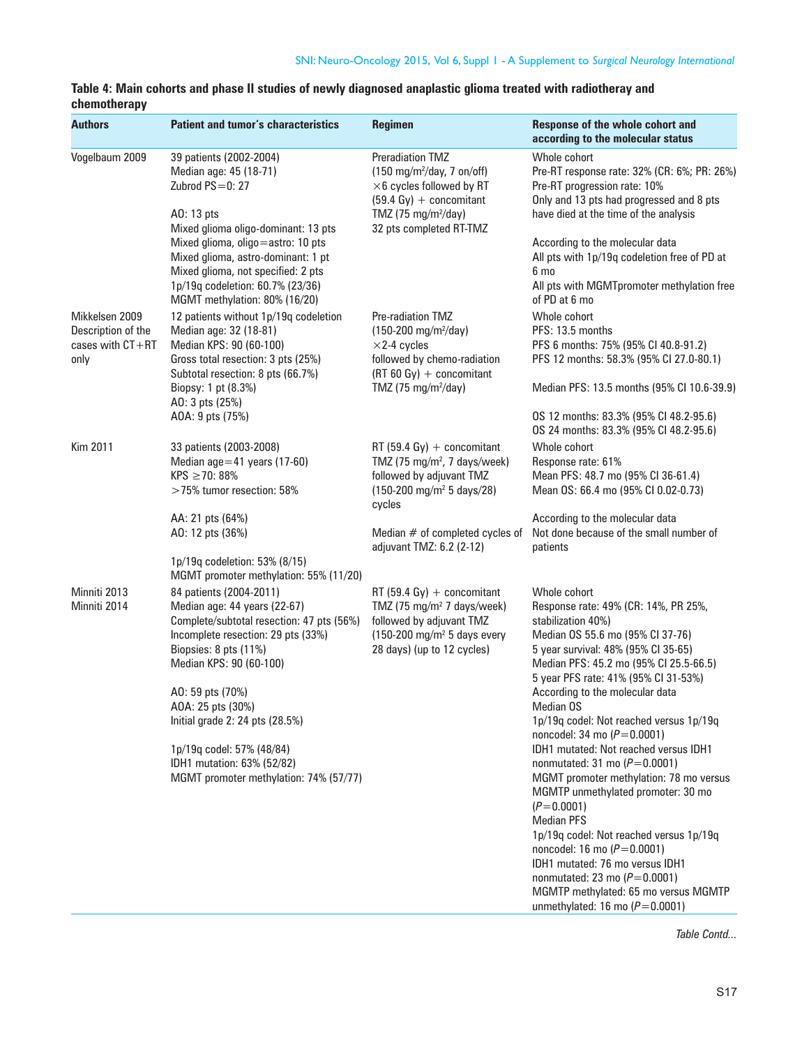**Table 4: Main cohorts and phase II studies of newly diagnosed anaplastic glioma treated with radiotheray and chemotherapy**

| Authors | Patient and tumor's characteristics | Regimen | Response of the whole cohort and according to the molecular status |
|---|---|---|---|
| Vogelbaum 2009 | 39 patients (2002-2004)<br>Median age: 45 (18-71)<br>Zubrod PS=0: 27<br><br>AO: 13 pts<br>Mixed glioma oligo-dominant: 13 pts<br>Mixed glioma, oligo=astro: 10 pts<br>Mixed glioma, astro-dominant: 1 pt<br>Mixed glioma, not specified: 2 pts<br>1p/19q codeletion: 60.7% (23/36)<br>MGMT methylation: 80% (16/20) | Preradiation TMZ<br>(150 mg/m$^2$/day, 7 on/off)<br>×6 cycles followed by RT<br>(59.4 Gy) + concomitant<br>TMZ (75 mg/m$^2$/day)<br>32 pts completed RT-TMZ | Whole cohort<br>Pre-RT response rate: 32% (CR: 6%; PR: 26%)<br>Pre-RT progression rate: 10%<br>Only and 13 pts had progressed and 8 pts have died at the time of the analysis<br><br>According to the molecular data<br>All pts with 1p/19q codeletion free of PD at 6 mo<br>All pts with MGMTpromoter methylation free of PD at 6 mo |
| Mikkelsen 2009<br>Description of the cases with CT+RT only | 12 patients without 1p/19q codeletion<br>Median age: 32 (18-81)<br>Median KPS: 90 (60-100)<br>Gross total resection: 3 pts (25%)<br>Subtotal resection: 8 pts (66.7%)<br>Biopsy: 1 pt (8.3%)<br>AO: 3 pts (25%)<br>AOA: 9 pts (75%) | Pre-radiation TMZ<br>(150-200 mg/m$^2$/day)<br>×2-4 cycles<br>followed by chemo-radiation<br>(RT 60 Gy) + concomitant<br>TMZ (75 mg/m$^2$/day) | Whole cohort<br>PFS: 13.5 months<br>PFS 6 months: 75% (95% CI 40.8-91.2)<br>PFS 12 months: 58.3% (95% CI 27.0-80.1)<br><br>Median PFS: 13.5 months (95% CI 10.6-39.9)<br><br>OS 12 months: 83.3% (95% CI 48.2-95.6)<br>OS 24 months: 83.3% (95% CI 48.2-95.6) |
| Kim 2011 | 33 patients (2003-2008)<br>Median age=41 years (17-60)<br>KPS ≥70: 88%<br>>75% tumor resection: 58%<br><br>AA: 21 pts (64%)<br>AO: 12 pts (36%)<br><br>1p/19q codeletion: 53% (8/15)<br>MGMT promoter methylation: 55% (11/20) | RT (59.4 Gy) + concomitant<br>TMZ (75 mg/m$^2$, 7 days/week)<br>followed by adjuvant TMZ<br>(150-200 mg/m$^2$ 5 days/28)<br>cycles<br><br>Median # of completed cycles of adjuvant TMZ: 6.2 (2-12) | Whole cohort<br>Response rate: 61%<br>Mean PFS: 48.7 mo (95% CI 36-61.4)<br>Mean OS: 66.4 mo (95% CI 0.02-0.73)<br><br>According to the molecular data<br>Not done because of the small number of patients |
| Minniti 2013<br>Minniti 2014 | 84 patients (2004-2011)<br>Median age: 44 years (22-67)<br>Complete/subtotal resection: 47 pts (56%)<br>Incomplete resection: 29 pts (33%)<br>Biopsies: 8 pts (11%)<br>Median KPS: 90 (60-100)<br><br>AO: 59 pts (70%)<br>AOA: 25 pts (30%)<br>Initial grade 2: 24 pts (28.5%)<br><br>1p/19q codel: 57% (48/84)<br>IDH1 mutation: 63% (52/82)<br>MGMT promoter methylation: 74% (57/77) | RT (59.4 Gy) + concomitant<br>TMZ (75 mg/m$^2$ 7 days/week)<br>followed by adjuvant TMZ<br>(150-200 mg/m$^2$ 5 days every<br>28 days) (up to 12 cycles) | Whole cohort<br>Response rate: 49% (CR: 14%, PR 25%, stabilization 40%)<br>Median OS 55.6 mo (95% CI 37-76)<br>5 year survival: 48% (95% CI 35-65)<br>Median PFS: 45.2 mo (95% CI 25.5-66.5)<br>5 year PFS rate: 41% (95% CI 31-53%)<br>According to the molecular data<br>Median OS<br>1p/19q codel: Not reached versus 1p/19q noncodel: 34 mo ($P$=0.0001)<br>IDH1 mutated: Not reached versus IDH1 nonmutated: 31 mo ($P$=0.0001)<br>MGMT promoter methylation: 78 mo versus MGMTP unmethylated promoter: 30 mo ($P$=0.0001)<br>Median PFS<br>1p/19q codel: Not reached versus 1p/19q noncodel: 16 mo ($P$=0.0001)<br>IDH1 mutated: 76 mo versus IDH1 nonmutated: 23 mo ($P$=0.0001)<br>MGMTP methylated: 65 mo versus MGMTP unmethylated: 16 mo ($P$=0.0001) |

*Table Contd...*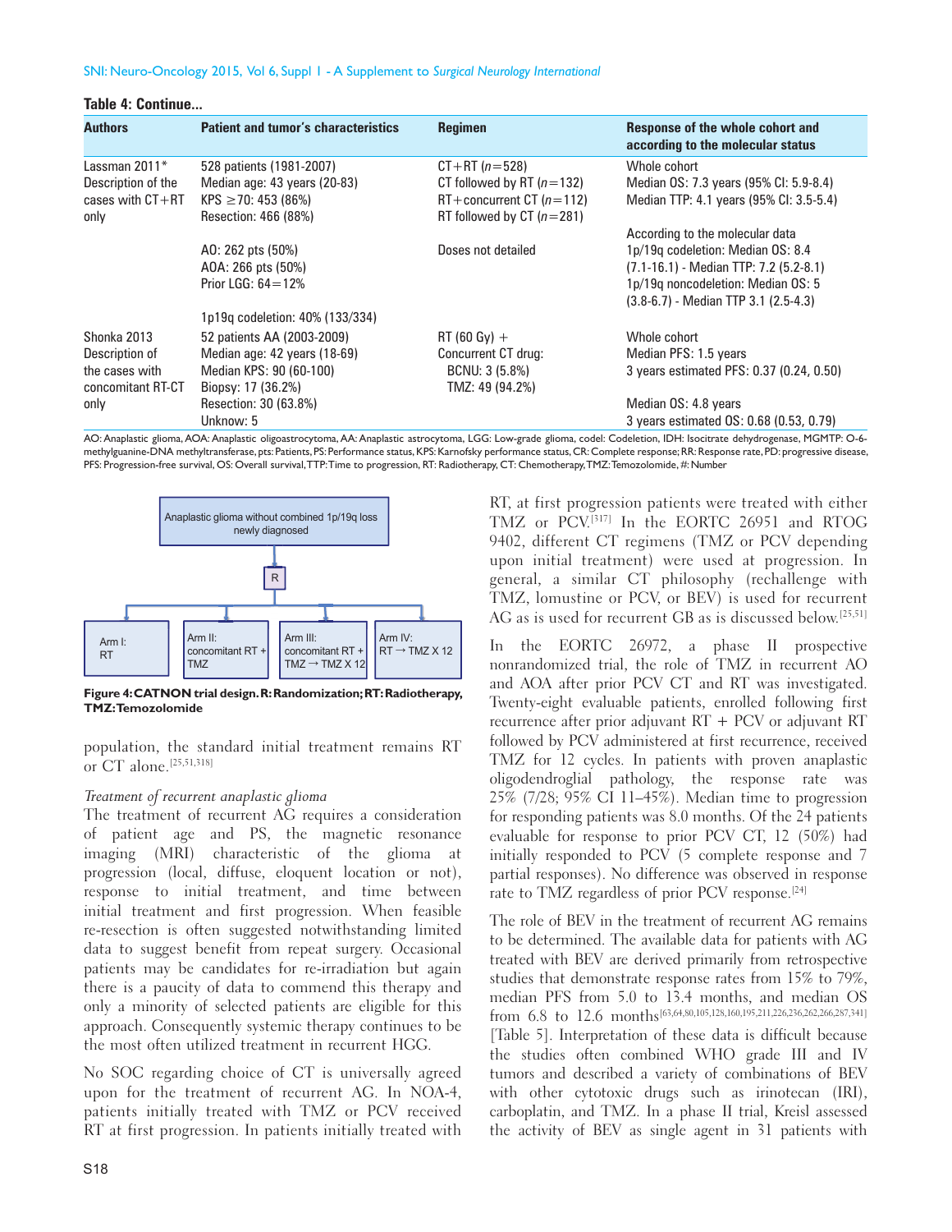**Table 4: Continue...**

| Authors | Patient and tumor's characteristics | Regimen | Response of the whole cohort and according to the molecular status |
|---|---|---|---|
| Lassman 2011* Description of the cases with CT+RT only | 528 patients (1981-2007)<br>Median age: 43 years (20-83)<br>KPS ≥70: 453 (86%)<br>Resection: 466 (88%)<br><br>AO: 262 pts (50%)<br>AOA: 266 pts (50%)<br>Prior LGG: 64=12%<br><br>1p19q codeletion: 40% (133/334) | CT+RT (n=528)<br>CT followed by RT (n=132)<br>RT+concurrent CT (n=112)<br>RT followed by CT (n=281)<br><br>Doses not detailed | Whole cohort<br>Median OS: 7.3 years (95% CI: 5.9-8.4)<br>Median TTP: 4.1 years (95% CI: 3.5-5.4)<br><br>According to the molecular data<br>1p/19q codeletion: Median OS: 8.4 (7.1-16.1) - Median TTP: 7.2 (5.2-8.1)<br>1p/19q noncodeletion: Median OS: 5 (3.8-6.7) - Median TTP 3.1 (2.5-4.3) |
| Shonka 2013 Description of the cases with concomitant RT-CT only | 52 patients AA (2003-2009)<br>Median age: 42 years (18-69)<br>Median KPS: 90 (60-100)<br>Biopsy: 17 (36.2%)<br>Resection: 30 (63.8%)<br>Unknow: 5 | RT (60 Gy) +<br>Concurrent CT drug:<br>BCNU: 3 (5.8%)<br>TMZ: 49 (94.2%) | Whole cohort<br>Median PFS: 1.5 years<br>3 years estimated PFS: 0.37 (0.24, 0.50)<br><br>Median OS: 4.8 years<br>3 years estimated OS: 0.68 (0.53, 0.79) |

AO: Anaplastic glioma, AOA: Anaplastic oligoastrocytoma, AA: Anaplastic astrocytoma, LGG: Low-grade glioma, codel: Codeletion, IDH: Isocitrate dehydrogenase, MGMTP: O-6-methylguanine-DNA methyltransferase, pts: Patients, PS: Performance status, KPS: Karnofsky performance status, CR: Complete response; RR: Response rate, PD: progressive disease, PFS: Progression-free survival, OS: Overall survival, TTP: Time to progression, RT: Radiotherapy, CT: Chemotherapy, TMZ: Temozolomide, #: Number

Anaplastic glioma without combined 1p/19q loss newly diagnosed → R → Arm I: RT; Arm II: concomitant RT + TMZ; Arm III: concomitant RT + TMZ → TMZ X 12; Arm IV: RT → TMZ X 12

**Figure 4: CATNON trial design. R: Randomization; RT: Radiotherapy, TMZ: Temozolomide**

population, the standard initial treatment remains RT or CT alone.[25,51,318]

*Treatment of recurrent anaplastic glioma*

The treatment of recurrent AG requires a consideration of patient age and PS, the magnetic resonance imaging (MRI) characteristic of the glioma at progression (local, diffuse, eloquent location or not), response to initial treatment, and time between initial treatment and first progression. When feasible re-resection is often suggested notwithstanding limited data to suggest benefit from repeat surgery. Occasional patients may be candidates for re-irradiation but again there is a paucity of data to commend this therapy and only a minority of selected patients are eligible for this approach. Consequently systemic therapy continues to be the most often utilized treatment in recurrent HGG.

No SOC regarding choice of CT is universally agreed upon for the treatment of recurrent AG. In NOA-4, patients initially treated with TMZ or PCV received RT at first progression. In patients initially treated with RT, at first progression patients were treated with either TMZ or PCV.[317] In the EORTC 26951 and RTOG 9402, different CT regimens (TMZ or PCV depending upon initial treatment) were used at progression. In general, a similar CT philosophy (rechallenge with TMZ, lomustine or PCV, or BEV) is used for recurrent AG as is used for recurrent GB as is discussed below.[25,51]

In the EORTC 26972, a phase II prospective nonrandomized trial, the role of TMZ in recurrent AO and AOA after prior PCV CT and RT was investigated. Twenty-eight evaluable patients, enrolled following first recurrence after prior adjuvant RT + PCV or adjuvant RT followed by PCV administered at first recurrence, received TMZ for 12 cycles. In patients with proven anaplastic oligodendroglial pathology, the response rate was 25% (7/28; 95% CI 11–45%). Median time to progression for responding patients was 8.0 months. Of the 24 patients evaluable for response to prior PCV CT, 12 (50%) had initially responded to PCV (5 complete response and 7 partial responses). No difference was observed in response rate to TMZ regardless of prior PCV response.[24]

The role of BEV in the treatment of recurrent AG remains to be determined. The available data for patients with AG treated with BEV are derived primarily from retrospective studies that demonstrate response rates from 15% to 79%, median PFS from 5.0 to 13.4 months, and median OS from 6.8 to 12.6 months[63,64,80,105,128,160,195,211,226,236,262,266,287,341] [Table 5]. Interpretation of these data is difficult because the studies often combined WHO grade III and IV tumors and described a variety of combinations of BEV with other cytotoxic drugs such as irinotecan (IRI), carboplatin, and TMZ. In a phase II trial, Kreisl assessed the activity of BEV as single agent in 31 patients with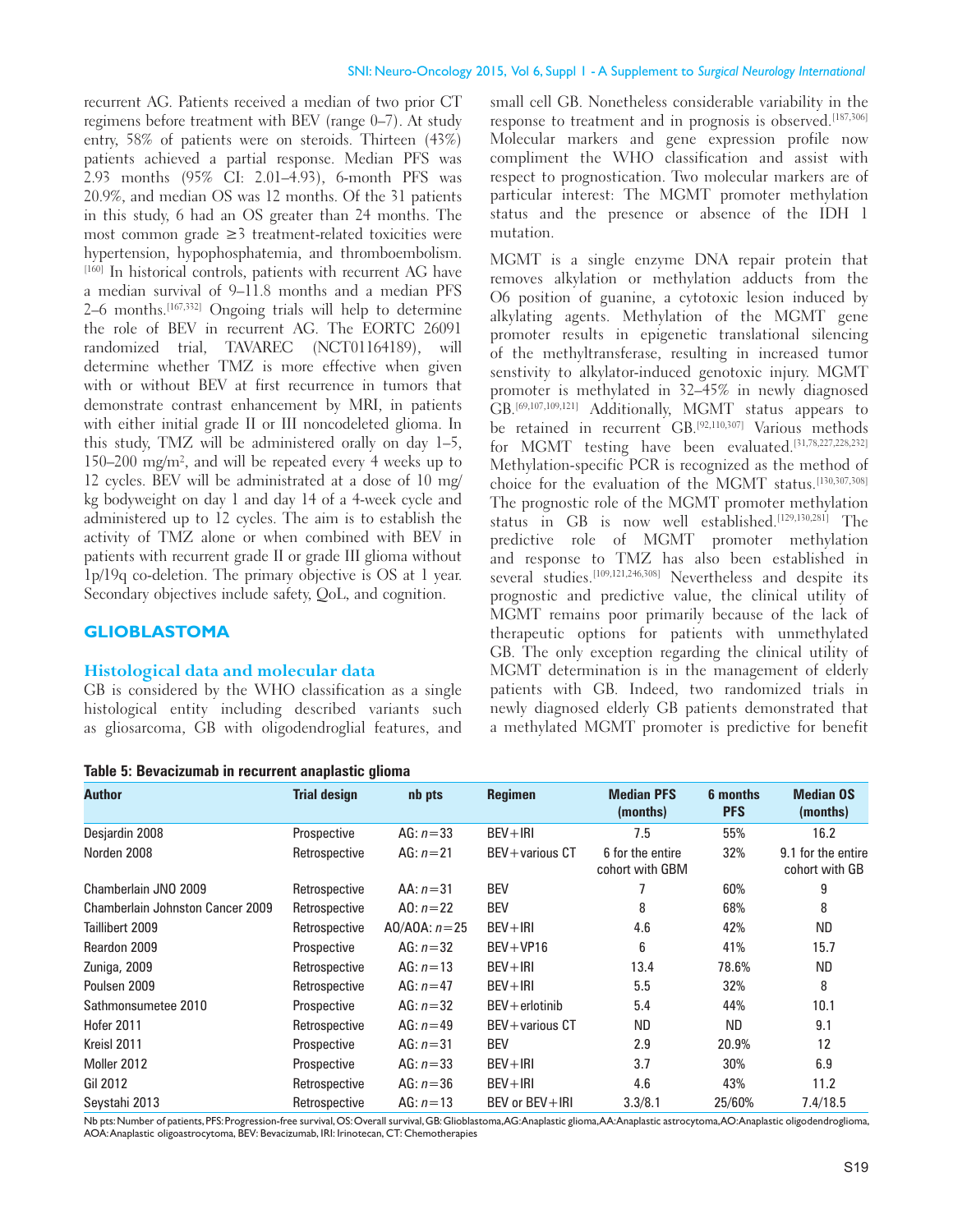recurrent AG. Patients received a median of two prior CT regimens before treatment with BEV (range 0–7). At study entry, 58% of patients were on steroids. Thirteen (43%) patients achieved a partial response. Median PFS was 2.93 months (95% CI: 2.01–4.93), 6-month PFS was 20.9%, and median OS was 12 months. Of the 31 patients in this study, 6 had an OS greater than 24 months. The most common grade ≥3 treatment-related toxicities were hypertension, hypophosphatemia, and thromboembolism.[160] In historical controls, patients with recurrent AG have a median survival of 9–11.8 months and a median PFS 2–6 months.[167,332] Ongoing trials will help to determine the role of BEV in recurrent AG. The EORTC 26091 randomized trial, TAVAREC (NCT01164189), will determine whether TMZ is more effective when given with or without BEV at first recurrence in tumors that demonstrate contrast enhancement by MRI, in patients with either initial grade II or III noncodeleted glioma. In this study, TMZ will be administered orally on day 1–5, 150–200 mg/m², and will be repeated every 4 weeks up to 12 cycles. BEV will be administrated at a dose of 10 mg/kg bodyweight on day 1 and day 14 of a 4-week cycle and administered up to 12 cycles. The aim is to establish the activity of TMZ alone or when combined with BEV in patients with recurrent grade II or grade III glioma without 1p/19q co-deletion. The primary objective is OS at 1 year. Secondary objectives include safety, QoL, and cognition.

## GLIOBLASTOMA

### Histological data and molecular data

GB is considered by the WHO classification as a single histological entity including described variants such as gliosarcoma, GB with oligodendroglial features, and small cell GB. Nonetheless considerable variability in the response to treatment and in prognosis is observed.[187,306] Molecular markers and gene expression profile now compliment the WHO classification and assist with respect to prognostication. Two molecular markers are of particular interest: The MGMT promoter methylation status and the presence or absence of the IDH 1 mutation.

MGMT is a single enzyme DNA repair protein that removes alkylation or methylation adducts from the O6 position of guanine, a cytotoxic lesion induced by alkylating agents. Methylation of the MGMT gene promoter results in epigenetic translational silencing of the methyltransferase, resulting in increased tumor senstivity to alkylator-induced genotoxic injury. MGMT promoter is methylated in 32–45% in newly diagnosed GB.[69,107,109,121] Additionally, MGMT status appears to be retained in recurrent GB.[92,110,307] Various methods for MGMT testing have been evaluated.[31,78,227,228,232] Methylation-specific PCR is recognized as the method of choice for the evaluation of the MGMT status.[130,307,308] The prognostic role of the MGMT promoter methylation status in GB is now well established.[129,130,281] The predictive role of MGMT promoter methylation and response to TMZ has also been established in several studies.[109,121,246,308] Nevertheless and despite its prognostic and predictive value, the clinical utility of MGMT remains poor primarily because of the lack of therapeutic options for patients with unmethylated GB. The only exception regarding the clinical utility of MGMT determination is in the management of elderly patients with GB. Indeed, two randomized trials in newly diagnosed elderly GB patients demonstrated that a methylated MGMT promoter is predictive for benefit

**Table 5: Bevacizumab in recurrent anaplastic glioma**

| Author | Trial design | nb pts | Regimen | Median PFS (months) | 6 months PFS | Median OS (months) |
|---|---|---|---|---|---|---|
| Desjardin 2008 | Prospective | AG: $n=33$ | BEV+IRI | 7.5 | 55% | 16.2 |
| Norden 2008 | Retrospective | AG: $n=21$ | BEV+various CT | 6 for the entire cohort with GBM | 32% | 9.1 for the entire cohort with GB |
| Chamberlain JNO 2009 | Retrospective | AA: $n=31$ | BEV | 7 | 60% | 9 |
| Chamberlain Johnston Cancer 2009 | Retrospective | AO: $n=22$ | BEV | 8 | 68% | 8 |
| Taillibert 2009 | Retrospective | AO/AOA: $n=25$ | BEV+IRI | 4.6 | 42% | ND |
| Reardon 2009 | Prospective | AG: $n=32$ | BEV+VP16 | 6 | 41% | 15.7 |
| Zuniga, 2009 | Retrospective | AG: $n=13$ | BEV+IRI | 13.4 | 78.6% | ND |
| Poulsen 2009 | Retrospective | AG: $n=47$ | BEV+IRI | 5.5 | 32% | 8 |
| Sathmonsumetee 2010 | Prospective | AG: $n=32$ | BEV+erlotinib | 5.4 | 44% | 10.1 |
| Hofer 2011 | Retrospective | AG: $n=49$ | BEV+various CT | ND | ND | 9.1 |
| Kreisl 2011 | Prospective | AG: $n=31$ | BEV | 2.9 | 20.9% | 12 |
| Moller 2012 | Prospective | AG: $n=33$ | BEV+IRI | 3.7 | 30% | 6.9 |
| Gil 2012 | Retrospective | AG: $n=36$ | BEV+IRI | 4.6 | 43% | 11.2 |
| Seystahi 2013 | Retrospective | AG: $n=13$ | BEV or BEV+IRI | 3.3/8.1 | 25/60% | 7.4/18.5 |

Nb pts: Number of patients, PFS: Progression-free survival, OS: Overall survival, GB: Glioblastoma, AG: Anaplastic glioma, AA: Anaplastic astrocytoma, AO: Anaplastic oligodendroglioma, AOA: Anaplastic oligoastrocytoma, BEV: Bevacizumab, IRI: Irinotecan, CT: Chemotherapies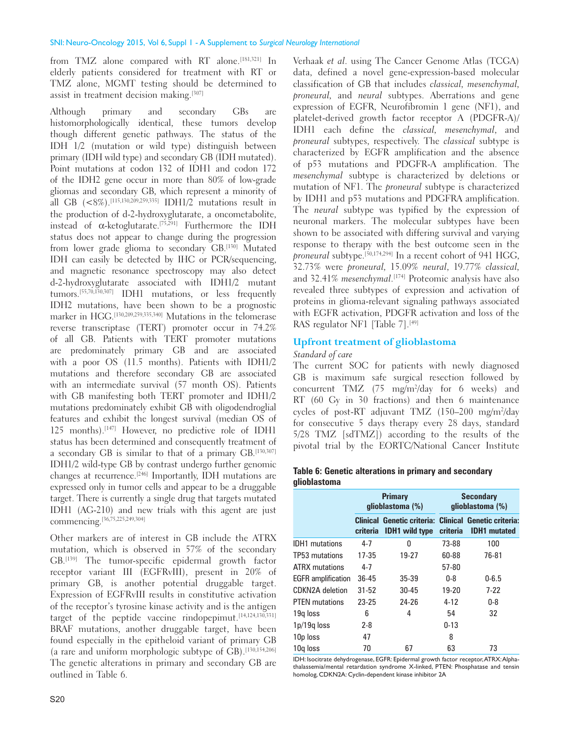from TMZ alone compared with RT alone.[181,321] In elderly patients considered for treatment with RT or TMZ alone, MGMT testing should be determined to assist in treatment decision making.[307]

Although primary and secondary GBs are histomorphologically identical, these tumors develop though different genetic pathways. The status of the IDH 1/2 (mutation or wild type) distinguish between primary (IDH wild type) and secondary GB (IDH mutated). Point mutations at codon 132 of IDH1 and codon 172 of the IDH2 gene occur in more than 80% of low-grade gliomas and secondary GB, which represent a minority of all GB (<8%).[115,130,209,259,335] IDH1/2 mutations result in the production of d-2-hydroxyglutarate, a oncometabolite, instead of α-ketoglutarate.[75,291] Furthermore the IDH status does not appear to change during the progression from lower grade glioma to secondary GB.[130] Mutated IDH can easily be detected by IHC or PCR/sequencing, and magnetic resonance spectroscopy may also detect d-2-hydroxyglutarate associated with IDH1/2 mutant tumors.[55,70,130,307] IDH1 mutations, or less frequently IDH2 mutations, have been shown to be a prognostic marker in HGG.[130,209,259,335,340] Mutations in the telomerase reverse transcriptase (TERT) promoter occur in 74.2% of all GB. Patients with TERT promoter mutations are predominately primary GB and are associated with a poor OS (11.5 months). Patients with IDH1/2 mutations and therefore secondary GB are associated with an intermediate survival (57 month OS). Patients with GB manifesting both TERT promoter and IDH1/2 mutations predominately exhibit GB with oligodendroglial features and exhibit the longest survival (median OS of 125 months).[147] However, no predictive role of IDH1 status has been determined and consequently treatment of a secondary GB is similar to that of a primary GB.[130,307] IDH1/2 wild-type GB by contrast undergo further genomic changes at recurrence.[246] Importantly, IDH mutations are expressed only in tumor cells and appear to be a druggable target. There is currently a single drug that targets mutated IDH1 (AG-210) and new trials with this agent are just commencing.[36,75,225,249,304]

Other markers are of interest in GB include the ATRX mutation, which is observed in 57% of the secondary GB.[139] The tumor-specific epidermal growth factor receptor variant III (EGFRvIII), present in 20% of primary GB, is another potential druggable target. Expression of EGFRvIII results in constitutive activation of the receptor's tyrosine kinase activity and is the antigen target of the peptide vaccine rindopepimut.[14,124,130,331] BRAF mutations, another druggable target, have been found especially in the epitheloid variant of primary GB (a rare and uniform morphologic subtype of GB).[130,154,206] The genetic alterations in primary and secondary GB are outlined in Table 6.

Verhaak *et al*. using The Cancer Genome Atlas (TCGA) data, defined a novel gene-expression-based molecular classification of GB that includes *classical*, *mesenchymal*, *proneural*, and *neural* subtypes. Aberrations and gene expression of EGFR, Neurofibromin 1 gene (NF1), and platelet-derived growth factor receptor A (PDGFR-A)/IDH1 each define the *classical*, *mesenchymal*, and *proneural* subtypes, respectively. The *classical* subtype is characterized by EGFR amplification and the absence of p53 mutations and PDGFR-A amplification. The *mesenchymal* subtype is characterized by deletions or mutation of NF1. The *proneural* subtype is characterized by IDH1 and p53 mutations and PDGFRA amplification. The *neural* subtype was typified by the expression of neuronal markers. The molecular subtypes have been shown to be associated with differing survival and varying response to therapy with the best outcome seen in the *proneural* subtype.[50,174,294] In a recent cohort of 941 HGG, 32.73% were *proneural*, 15.09% *neural*, 19.77% *classical*, and 32.41% *mesenchymal*.[174] Proteomic analysis have also revealed three subtypes of expression and activation of proteins in glioma-relevant signaling pathways associated with EGFR activation, PDGFR activation and loss of the RAS regulator NF1 [Table 7].[49]

## Upfront treatment of glioblastoma

### *Standard of care*

The current SOC for patients with newly diagnosed GB is maximum safe surgical resection followed by concurrent TMZ (75 mg/m²/day for 6 weeks) and RT (60 Gy in 30 fractions) and then 6 maintenance cycles of post-RT adjuvant TMZ (150–200 mg/m²/day for consecutive 5 days therapy every 28 days, standard 5/28 TMZ [sdTMZ]) according to the results of the pivotal trial by the EORTC/National Cancer Institute

**Table 6: Genetic alterations in primary and secondary glioblastoma**

| | Primary glioblastoma (%) | | Secondary glioblastoma (%) | |
|---|---|---|---|---|
| | Clinical criteria | Genetic criteria: IDH1 wild type | Clinical criteria | Genetic criteria: IDH1 mutated |
| IDH1 mutations | 4-7 | 0 | 73-88 | 100 |
| TP53 mutations | 17-35 | 19-27 | 60-88 | 76-81 |
| ATRX mutations | 4-7 | | 57-80 | |
| EGFR amplification | 36-45 | 35-39 | 0-8 | 0-6.5 |
| CDKN2A deletion | 31-52 | 30-45 | 19-20 | 7-22 |
| PTEN mutations | 23-25 | 24-26 | 4-12 | 0-8 |
| 19q loss | 6 | 4 | 54 | 32 |
| 1p/19q loss | 2-8 | | 0-13 | |
| 10p loss | 47 | | 8 | |
| 10q loss | 70 | 67 | 63 | 73 |

IDH: Isocitrate dehydrogenase, EGFR: Epidermal growth factor receptor, ATRX: Alpha-thalassemia/mental retardation syndrome X-linked, PTEN: Phosphatase and tensin homolog, CDKN2A: Cyclin-dependent kinase inhibitor 2A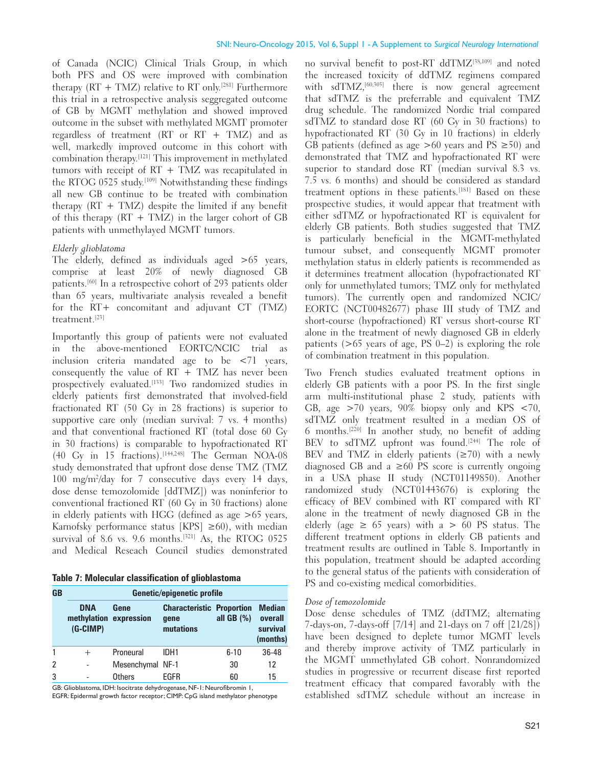of Canada (NCIC) Clinical Trials Group, in which both PFS and OS were improved with combination therapy (RT + TMZ) relative to RT only.[281] Furthermore this trial in a retrospective analysis seggregated outcome of GB by MGMT methylation and showed improved outcome in the subset with methylated MGMT promoter regardless of treatment (RT or RT + TMZ) and as well, markedly improved outcome in this cohort with combination therapy.[121] This improvement in methylated tumors with receipt of RT + TMZ was recapitulated in the RTOG 0525 study.[109] Notwithstanding these findings all new GB continue to be treated with combination therapy (RT + TMZ) despite the limited if any benefit of this therapy (RT + TMZ) in the larger cohort of GB patients with unmethylayed MGMT tumors.

*Elderly glioblatoma*

The elderly, defined as individuals aged >65 years, comprise at least 20% of newly diagnosed GB patients.[60] In a retrospective cohort of 293 patients older than 65 years, multivariate analysis revealed a benefit for the RT+ concomitant and adjuvant CT (TMZ) treatment.[23]

Importantly this group of patients were not evaluated in the above-mentioned EORTC/NCIC trial as inclusion criteria mandated age to be <71 years, consequently the value of RT + TMZ has never been prospectively evaluated.[133] Two randomized studies in elderly patients first demonstrated that involved-field fractionated RT (50 Gy in 28 fractions) is superior to supportive care only (median survival: 7 vs. 4 months) and that conventional fractioned RT (total dose 60 Gy in 30 fractions) is comparable to hypofractionated RT (40 Gy in 15 fractions).[144,248] The German NOA-08 study demonstrated that upfront dose dense TMZ (TMZ 100 mg/m$^2$/day for 7 consecutive days every 14 days, dose dense temozolomide [ddTMZ]) was noninferior to conventional fractioned RT (60 Gy in 30 fractions) alone in elderly patients with HGG (defined as age >65 years, Karnofsky performance status [KPS] ≥60), with median survival of 8.6 vs. 9.6 months.[321] As, the RTOG 0525 and Medical Reseach Council studies demonstrated no survival benefit to post-RT ddTMZ[38,109] and noted the increased toxicity of ddTMZ regimens compared with sdTMZ,[60,305] there is now general agreement that sdTMZ is the preferrable and equivalent TMZ drug schedule. The randomized Nordic trial compared sdTMZ to standard dose RT (60 Gy in 30 fractions) to hypofractionated RT (30 Gy in 10 fractions) in elderly GB patients (defined as age >60 years and PS ≥50) and demonstrated that TMZ and hypofractionated RT were superior to standard dose RT (median survival 8.3 vs. 7.5 vs. 6 months) and should be considered as standard treatment options in these patients.[181] Based on these prospective studies, it would appear that treatment with either sdTMZ or hypofractionated RT is equivalent for elderly GB patients. Both studies suggested that TMZ is particularly beneficial in the MGMT-methylated tumour subset, and consequently MGMT promoter methylation status in elderly patients is recommended as it determines treatment allocation (hypofractionated RT only for unmethylated tumors; TMZ only for methylated tumors). The currently open and randomized NCIC/EORTC (NCT00482677) phase III study of TMZ and short-course (hypofractioned) RT versus short-course RT alone in the treatment of newly diagnosed GB in elderly patients (>65 years of age, PS 0–2) is exploring the role of combination treatment in this population.

Two French studies evaluated treatment options in elderly GB patients with a poor PS. In the first single arm multi-institutional phase 2 study, patients with GB, age >70 years, 90% biopsy only and KPS <70, sdTMZ only treatment resulted in a median OS of 6 months.[220] In another study, no benefit of adding BEV to sdTMZ upfront was found.[244] The role of BEV and TMZ in elderly patients (≥70) with a newly diagnosed GB and a ≥60 PS score is currently ongoing in a USA phase II study (NCT01149850). Another randomized study (NCT01443676) is exploring the efficacy of BEV combined with RT compared with RT alone in the treatment of newly diagnosed GB in the elderly (age ≥ 65 years) with a > 60 PS status. The different treatment options in elderly GB patients and treatment results are outlined in Table 8. Importantly in this population, treatment should be adapted according to the general status of the patients with consideration of PS and co-existing medical comorbidities.

*Dose of temozolomide*

Dose dense schedules of TMZ (ddTMZ; alternating 7-days-on, 7-days-off [7/14] and 21-days on 7 off [21/28]) have been designed to deplete tumor MGMT levels and thereby improve activity of TMZ particularly in the MGMT unmethylated GB cohort. Nonrandomized studies in progressive or recurrent disease first reported treatment efficacy that compared favorably with the established sdTMZ schedule without an increase in

**Table 7: Molecular classification of glioblastoma**

| GB | Genetic/epigenetic profile | | | | |
|---|---|---|---|---|---|
| | DNA methylation (G-CIMP) | Gene expression | Characteristic gene mutations | Proportion all GB (%) | Median overall survival (months) |
| 1 | + | Proneural | IDH1 | 6-10 | 36-48 |
| 2 | - | Mesenchymal | NF-1 | 30 | 12 |
| 3 | - | Others | EGFR | 60 | 15 |

GB: Glioblastoma, IDH: Isocitrate dehydrogenase, NF-1: Neurofibromin 1, EGFR: Epidermal growth factor receptor; CIMP: CpG island methylator phenotype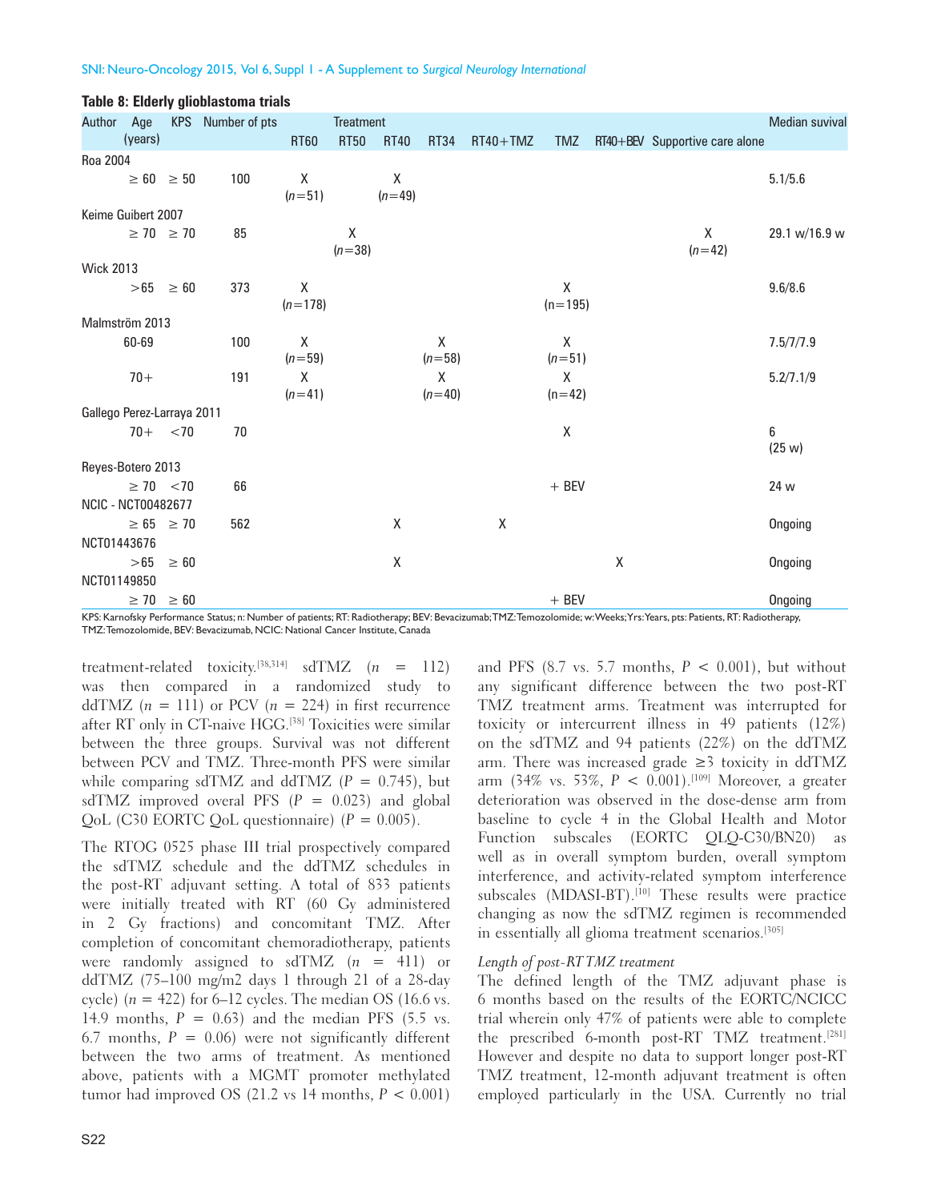**Table 8: Elderly glioblastoma trials**

| Author | Age (years) | KPS | Number of pts | Treatment | | | | | | | | Median suvival |
|---|---|---|---|---|---|---|---|---|---|---|---|---|
| | | | | RT60 | RT50 | RT40 | RT34 | RT40+TMZ | TMZ | RT40+BEV | Supportive care alone | |
| Roa 2004 | | | | | | | | | | | | |
| | ≥ 60 | ≥ 50 | 100 | X (*n*=51) | | X (*n*=49) | | | | | | 5.1/5.6 |
| Keime Guibert 2007 | | | | | | | | | | | | |
| | ≥ 70 | ≥ 70 | 85 | | X (*n*=38) | | | | | | X (*n*=42) | 29.1 w/16.9 w |
| Wick 2013 | | | | | | | | | | | | |
| | >65 | ≥ 60 | 373 | X (*n*=178) | | | | | X (n=195) | | | 9.6/8.6 |
| Malmström 2013 | | | | | | | | | | | | |
| | 60-69 | | 100 | X (*n*=59) | | | X (*n*=58) | | X (*n*=51) | | | 7.5/7/7.9 |
| | 70+ | | 191 | X (*n*=41) | | | X (*n*=40) | | X (n=42) | | | 5.2/7.1/9 |
| Gallego Perez-Larraya 2011 | | | | | | | | | | | | |
| | 70+ | <70 | 70 | | | | | | X | | | 6 (25 w) |
| Reyes-Botero 2013 | | | | | | | | | | | | |
| | ≥ 70 | <70 | 66 | | | | | | + BEV | | | 24 w |
| NCIC - NCT00482677 | | | | | | | | | | | | |
| | ≥ 65 | ≥ 70 | 562 | | | X | | X | | | | Ongoing |
| NCT01443676 | | | | | | | | | | | | |
| | >65 | ≥ 60 | | | | X | | | | X | | Ongoing |
| NCT01149850 | | | | | | | | | | | | |
| | ≥ 70 | ≥ 60 | | | | | | | + BEV | | | Ongoing |

KPS: Karnofsky Performance Status; n: Number of patients; RT: Radiotherapy; BEV: Bevacizumab; TMZ: Temozolomide; w: Weeks; Yrs: Years, pts: Patients, RT: Radiotherapy, TMZ: Temozolomide, BEV: Bevacizumab, NCIC: National Cancer Institute, Canada

treatment-related toxicity.[38,314] sdTMZ ($n$ = 112) was then compared in a randomized study to ddTMZ ($n$ = 111) or PCV ($n$ = 224) in first recurrence after RT only in CT-naive HGG.[38] Toxicities were similar between the three groups. Survival was not different between PCV and TMZ. Three-month PFS were similar while comparing sdTMZ and ddTMZ ($P$ = 0.745), but sdTMZ improved overal PFS ($P$ = 0.023) and global QoL (C30 EORTC QoL questionnaire) ($P$ = 0.005).

The RTOG 0525 phase III trial prospectively compared the sdTMZ schedule and the ddTMZ schedules in the post-RT adjuvant setting. A total of 833 patients were initially treated with RT (60 Gy administered in 2 Gy fractions) and concomitant TMZ. After completion of concomitant chemoradiotherapy, patients were randomly assigned to sdTMZ ($n$ = 411) or ddTMZ (75–100 mg/m2 days 1 through 21 of a 28-day cycle) ($n$ = 422) for 6–12 cycles. The median OS (16.6 vs. 14.9 months, $P$ = 0.63) and the median PFS (5.5 vs. 6.7 months, $P$ = 0.06) were not significantly different between the two arms of treatment. As mentioned above, patients with a MGMT promoter methylated tumor had improved OS (21.2 vs 14 months, $P$ < 0.001) and PFS (8.7 vs. 5.7 months, $P$ < 0.001), but without any significant difference between the two post-RT TMZ treatment arms. Treatment was interrupted for toxicity or intercurrent illness in 49 patients (12%) on the sdTMZ and 94 patients (22%) on the ddTMZ arm. There was increased grade ≥3 toxicity in ddTMZ arm (34% vs. 53%, $P$ < 0.001).[109] Moreover, a greater deterioration was observed in the dose-dense arm from baseline to cycle 4 in the Global Health and Motor Function subscales (EORTC QLQ-C30/BN20) as well as in overall symptom burden, overall symptom interference, and activity-related symptom interference subscales (MDASI-BT).[10] These results were practice changing as now the sdTMZ regimen is recommended in essentially all glioma treatment scenarios.[305]

*Length of post-RT TMZ treatment*

The defined length of the TMZ adjuvant phase is 6 months based on the results of the EORTC/NCICC trial wherein only 47% of patients were able to complete the prescribed 6-month post-RT TMZ treatment.[281] However and despite no data to support longer post-RT TMZ treatment, 12-month adjuvant treatment is often employed particularly in the USA. Currently no trial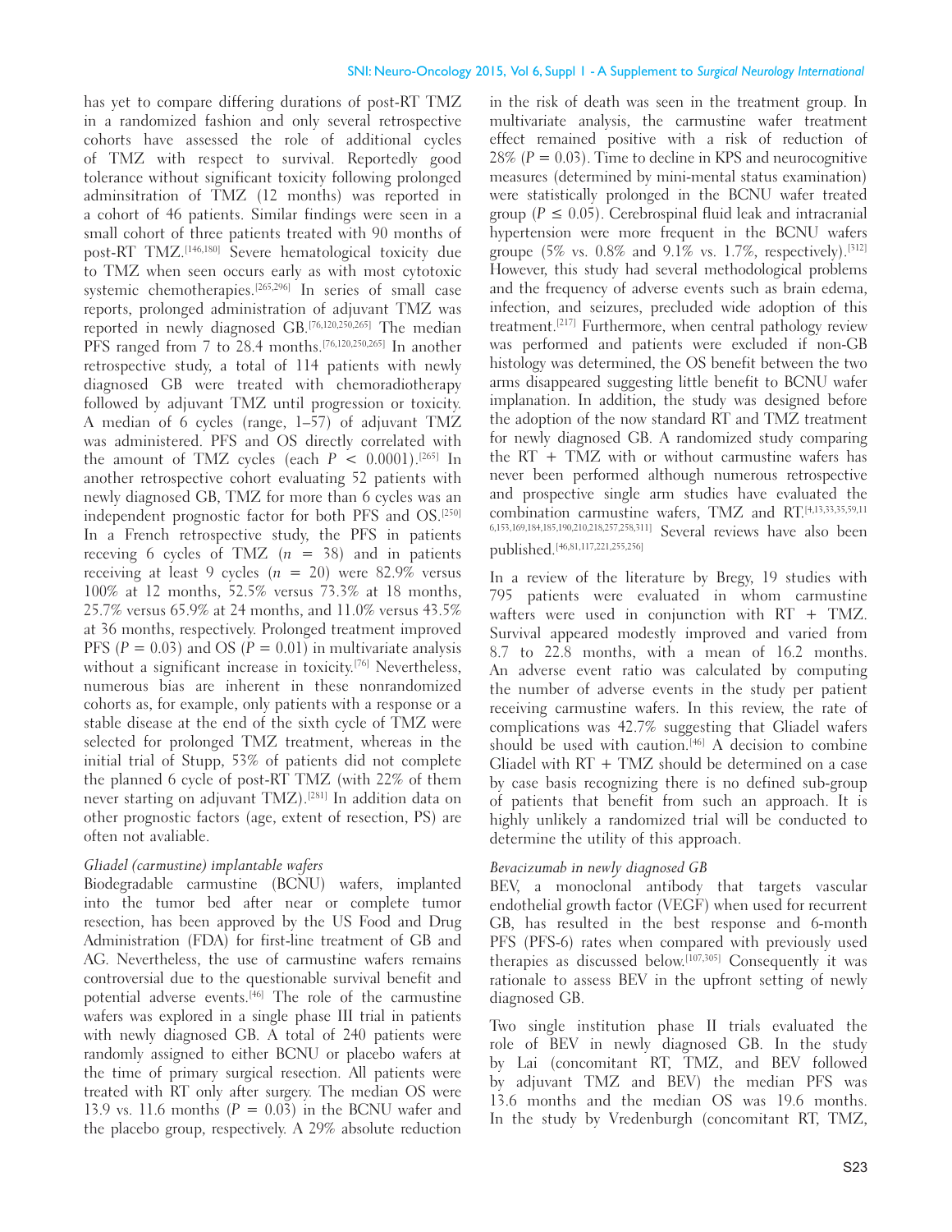has yet to compare differing durations of post-RT TMZ in a randomized fashion and only several retrospective cohorts have assessed the role of additional cycles of TMZ with respect to survival. Reportedly good tolerance without significant toxicity following prolonged adminsitration of TMZ (12 months) was reported in a cohort of 46 patients. Similar findings were seen in a small cohort of three patients treated with 90 months of post-RT TMZ.[146,180] Severe hematological toxicity due to TMZ when seen occurs early as with most cytotoxic systemic chemotherapies.[265,296] In series of small case reports, prolonged administration of adjuvant TMZ was reported in newly diagnosed GB.[76,120,250,265] The median PFS ranged from 7 to 28.4 months.[76,120,250,265] In another retrospective study, a total of 114 patients with newly diagnosed GB were treated with chemoradiotherapy followed by adjuvant TMZ until progression or toxicity. A median of 6 cycles (range, 1–57) of adjuvant TMZ was administered. PFS and OS directly correlated with the amount of TMZ cycles (each $P < 0.0001$).[265] In another retrospective cohort evaluating 52 patients with newly diagnosed GB, TMZ for more than 6 cycles was an independent prognostic factor for both PFS and OS.[250] In a French retrospective study, the PFS in patients receving 6 cycles of TMZ ($n = 38$) and in patients receiving at least 9 cycles ($n = 20$) were 82.9% versus 100% at 12 months, 52.5% versus 73.3% at 18 months, 25.7% versus 65.9% at 24 months, and 11.0% versus 43.5% at 36 months, respectively. Prolonged treatment improved PFS ($P = 0.03$) and OS ($P = 0.01$) in multivariate analysis without a significant increase in toxicity.[76] Nevertheless, numerous bias are inherent in these nonrandomized cohorts as, for example, only patients with a response or a stable disease at the end of the sixth cycle of TMZ were selected for prolonged TMZ treatment, whereas in the initial trial of Stupp, 53% of patients did not complete the planned 6 cycle of post-RT TMZ (with 22% of them never starting on adjuvant TMZ).[281] In addition data on other prognostic factors (age, extent of resection, PS) are often not avaliable.

*Gliadel (carmustine) implantable wafers*

Biodegradable carmustine (BCNU) wafers, implanted into the tumor bed after near or complete tumor resection, has been approved by the US Food and Drug Administration (FDA) for first-line treatment of GB and AG. Nevertheless, the use of carmustine wafers remains controversial due to the questionable survival benefit and potential adverse events.[46] The role of the carmustine wafers was explored in a single phase III trial in patients with newly diagnosed GB. A total of 240 patients were randomly assigned to either BCNU or placebo wafers at the time of primary surgical resection. All patients were treated with RT only after surgery. The median OS were 13.9 vs. 11.6 months ($P = 0.03$) in the BCNU wafer and the placebo group, respectively. A 29% absolute reduction in the risk of death was seen in the treatment group. In multivariate analysis, the carmustine wafer treatment effect remained positive with a risk of reduction of 28% ($P = 0.03$). Time to decline in KPS and neurocognitive measures (determined by mini-mental status examination) were statistically prolonged in the BCNU wafer treated group ($P \leq 0.05$). Cerebrospinal fluid leak and intracranial hypertension were more frequent in the BCNU wafers groupe (5% vs. 0.8% and 9.1% vs. 1.7%, respectively).[312] However, this study had several methodological problems and the frequency of adverse events such as brain edema, infection, and seizures, precluded wide adoption of this treatment.[217] Furthermore, when central pathology review was performed and patients were excluded if non-GB histology was determined, the OS benefit between the two arms disappeared suggesting little benefit to BCNU wafer implanation. In addition, the study was designed before the adoption of the now standard RT and TMZ treatment for newly diagnosed GB. A randomized study comparing the RT + TMZ with or without carmustine wafers has never been performed although numerous retrospective and prospective single arm studies have evaluated the combination carmustine wafers, TMZ and RT.[4,13,33,35,59,116,153,169,184,185,190,210,218,257,258,311] Several reviews have also been published.[46,81,117,221,255,256]

In a review of the literature by Bregy, 19 studies with 795 patients were evaluated in whom carmustine wafters were used in conjunction with RT + TMZ. Survival appeared modestly improved and varied from 8.7 to 22.8 months, with a mean of 16.2 months. An adverse event ratio was calculated by computing the number of adverse events in the study per patient receiving carmustine wafers. In this review, the rate of complications was 42.7% suggesting that Gliadel wafers should be used with caution.[46] A decision to combine Gliadel with RT + TMZ should be determined on a case by case basis recognizing there is no defined sub-group of patients that benefit from such an approach. It is highly unlikely a randomized trial will be conducted to determine the utility of this approach.

*Bevacizumab in newly diagnosed GB*

BEV, a monoclonal antibody that targets vascular endothelial growth factor (VEGF) when used for recurrent GB, has resulted in the best response and 6-month PFS (PFS-6) rates when compared with previously used therapies as discussed below.[107,305] Consequently it was rationale to assess BEV in the upfront setting of newly diagnosed GB.

Two single institution phase II trials evaluated the role of BEV in newly diagnosed GB. In the study by Lai (concomitant RT, TMZ, and BEV followed by adjuvant TMZ and BEV) the median PFS was 13.6 months and the median OS was 19.6 months. In the study by Vredenburgh (concomitant RT, TMZ,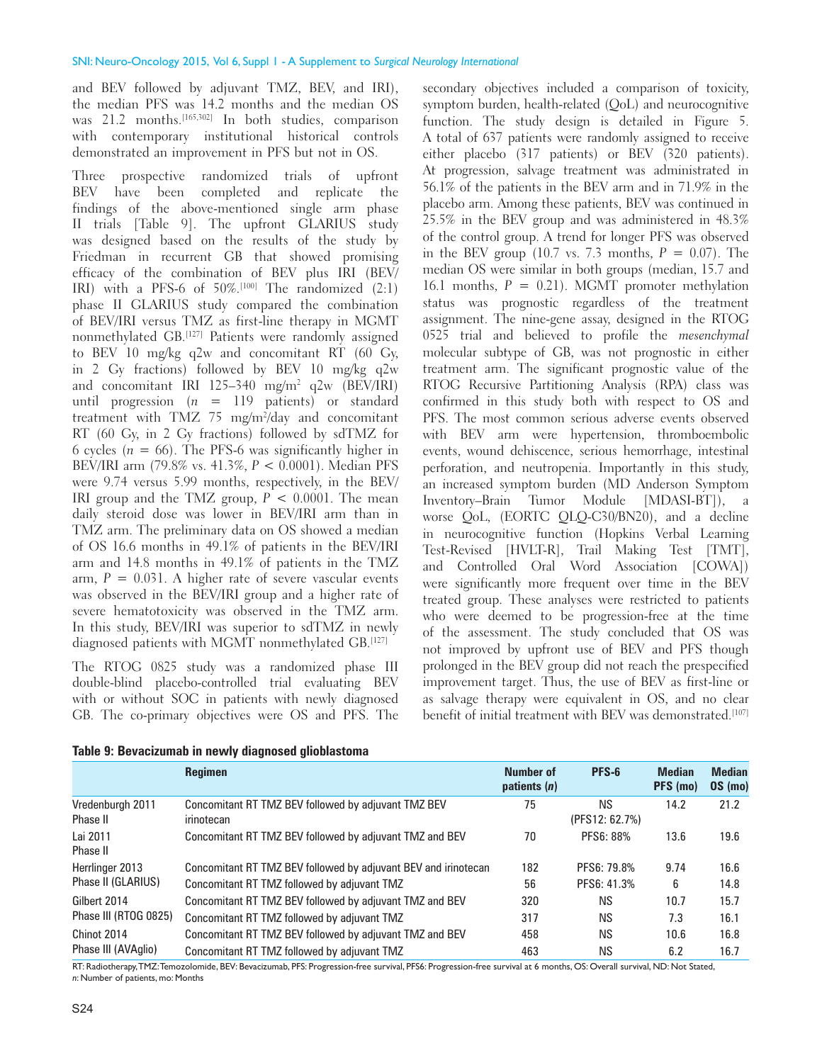and BEV followed by adjuvant TMZ, BEV, and IRI), the median PFS was 14.2 months and the median OS was 21.2 months.[165,302] In both studies, comparison with contemporary institutional historical controls demonstrated an improvement in PFS but not in OS.

Three prospective randomized trials of upfront BEV have been completed and replicate the findings of the above-mentioned single arm phase II trials [Table 9]. The upfront GLARIUS study was designed based on the results of the study by Friedman in recurrent GB that showed promising efficacy of the combination of BEV plus IRI (BEV/IRI) with a PFS-6 of 50%.[100] The randomized (2:1) phase II GLARIUS study compared the combination of BEV/IRI versus TMZ as first-line therapy in MGMT nonmethylated GB.[127] Patients were randomly assigned to BEV 10 mg/kg q2w and concomitant RT (60 Gy, in 2 Gy fractions) followed by BEV 10 mg/kg q2w and concomitant IRI 125–340 mg/m$^2$ q2w (BEV/IRI) until progression ($n$ = 119 patients) or standard treatment with TMZ 75 mg/m$^2$/day and concomitant RT (60 Gy, in 2 Gy fractions) followed by sdTMZ for 6 cycles ($n$ = 66). The PFS-6 was significantly higher in BEV/IRI arm (79.8% vs. 41.3%, $P < 0.0001$). Median PFS were 9.74 versus 5.99 months, respectively, in the BEV/IRI group and the TMZ group, $P < 0.0001$. The mean daily steroid dose was lower in BEV/IRI arm than in TMZ arm. The preliminary data on OS showed a median of OS 16.6 months in 49.1% of patients in the BEV/IRI arm and 14.8 months in 49.1% of patients in the TMZ arm, $P = 0.031$. A higher rate of severe vascular events was observed in the BEV/IRI group and a higher rate of severe hematotoxicity was observed in the TMZ arm. In this study, BEV/IRI was superior to sdTMZ in newly diagnosed patients with MGMT nonmethylated GB.[127]

The RTOG 0825 study was a randomized phase III double-blind placebo-controlled trial evaluating BEV with or without SOC in patients with newly diagnosed GB. The co-primary objectives were OS and PFS. The secondary objectives included a comparison of toxicity, symptom burden, health-related (QoL) and neurocognitive function. The study design is detailed in Figure 5. A total of 637 patients were randomly assigned to receive either placebo (317 patients) or BEV (320 patients). At progression, salvage treatment was administrated in 56.1% of the patients in the BEV arm and in 71.9% in the placebo arm. Among these patients, BEV was continued in 25.5% in the BEV group and was administered in 48.3% of the control group. A trend for longer PFS was observed in the BEV group (10.7 vs. 7.3 months, $P = 0.07$). The median OS were similar in both groups (median, 15.7 and 16.1 months, $P = 0.21$). MGMT promoter methylation status was prognostic regardless of the treatment assignment. The nine-gene assay, designed in the RTOG 0525 trial and believed to profile the *mesenchymal* molecular subtype of GB, was not prognostic in either treatment arm. The significant prognostic value of the RTOG Recursive Partitioning Analysis (RPA) class was confirmed in this study both with respect to OS and PFS. The most common serious adverse events observed with BEV arm were hypertension, thromboembolic events, wound dehiscence, serious hemorrhage, intestinal perforation, and neutropenia. Importantly in this study, an increased symptom burden (MD Anderson Symptom Inventory–Brain Tumor Module [MDASI-BT]), a worse QoL, (EORTC QLQ-C30/BN20), and a decline in neurocognitive function (Hopkins Verbal Learning Test-Revised [HVLT-R], Trail Making Test [TMT], and Controlled Oral Word Association [COWA]) were significantly more frequent over time in the BEV treated group. These analyses were restricted to patients who were deemed to be progression-free at the time of the assessment. The study concluded that OS was not improved by upfront use of BEV and PFS though prolonged in the BEV group did not reach the prespecified improvement target. Thus, the use of BEV as first-line or as salvage therapy were equivalent in OS, and no clear benefit of initial treatment with BEV was demonstrated.[107]

**Table 9: Bevacizumab in newly diagnosed glioblastoma**

| | Regimen | Number of patients ($n$) | PFS-6 | Median PFS (mo) | Median OS (mo) |
|---|---|---|---|---|---|
| Vredenburgh 2011 Phase II | Concomitant RT TMZ BEV followed by adjuvant TMZ BEV irinotecan | 75 | NS (PFS12: 62.7%) | 14.2 | 21.2 |
| Lai 2011 Phase II | Concomitant RT TMZ BEV followed by adjuvant TMZ and BEV | 70 | PFS6: 88% | 13.6 | 19.6 |
| Herrlinger 2013 Phase II (GLARIUS) | Concomitant RT TMZ BEV followed by adjuvant BEV and irinotecan | 182 | PFS6: 79.8% | 9.74 | 16.6 |
| | Concomitant RT TMZ followed by adjuvant TMZ | 56 | PFS6: 41.3% | 6 | 14.8 |
| Gilbert 2014 Phase III (RTOG 0825) | Concomitant RT TMZ BEV followed by adjuvant TMZ and BEV | 320 | NS | 10.7 | 15.7 |
| | Concomitant RT TMZ followed by adjuvant TMZ | 317 | NS | 7.3 | 16.1 |
| Chinot 2014 Phase III (AVAglio) | Concomitant RT TMZ BEV followed by adjuvant TMZ and BEV | 458 | NS | 10.6 | 16.8 |
| | Concomitant RT TMZ followed by adjuvant TMZ | 463 | NS | 6.2 | 16.7 |

RT: Radiotherapy, TMZ: Temozolomide, BEV: Bevacizumab, PFS: Progression-free survival, PFS6: Progression-free survival at 6 months, OS: Overall survival, ND: Not Stated, *n*: Number of patients, mo: Months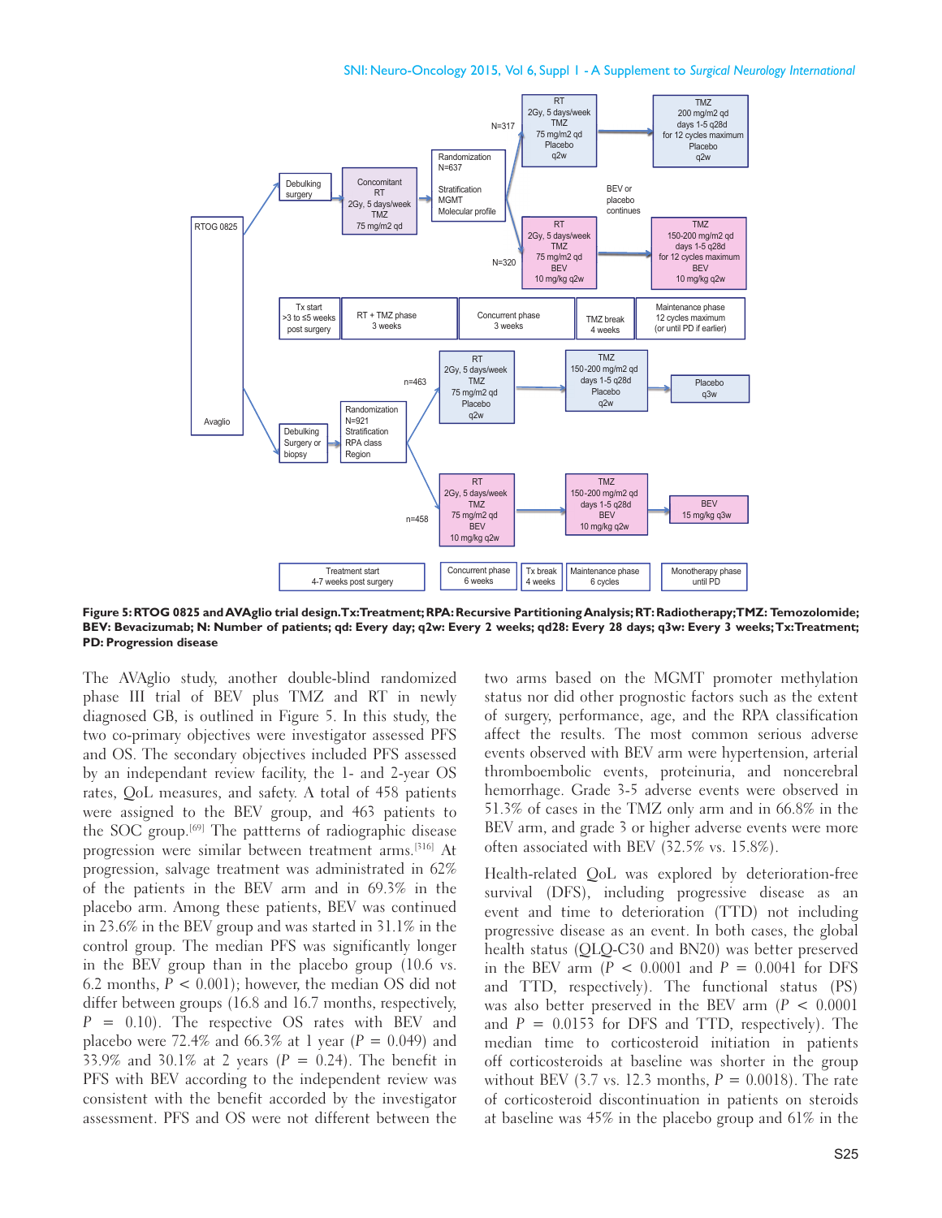**Figure 5: RTOG 0825 and AVAglio trial design. Tx: Treatment; RPA: Recursive Partitioning Analysis; RT: Radiotherapy; TMZ: Temozolomide; BEV: Bevacizumab; N: Number of patients; qd: Every day; q2w: Every 2 weeks; qd28: Every 28 days; q3w: Every 3 weeks; Tx: Treatment; PD: Progression disease**

The AVAglio study, another double-blind randomized phase III trial of BEV plus TMZ and RT in newly diagnosed GB, is outlined in Figure 5. In this study, the two co-primary objectives were investigator assessed PFS and OS. The secondary objectives included PFS assessed by an independant review facility, the 1- and 2-year OS rates, QoL measures, and safety. A total of 458 patients were assigned to the BEV group, and 463 patients to the SOC group.[69] The pattterns of radiographic disease progression were similar between treatment arms.[316] At progression, salvage treatment was administrated in 62% of the patients in the BEV arm and in 69.3% in the placebo arm. Among these patients, BEV was continued in 23.6% in the BEV group and was started in 31.1% in the control group. The median PFS was significantly longer in the BEV group than in the placebo group (10.6 vs. 6.2 months, $P < 0.001$); however, the median OS did not differ between groups (16.8 and 16.7 months, respectively, $P = 0.10$). The respective OS rates with BEV and placebo were 72.4% and 66.3% at 1 year ($P = 0.049$) and 33.9% and 30.1% at 2 years ($P = 0.24$). The benefit in PFS with BEV according to the independent review was consistent with the benefit accorded by the investigator assessment. PFS and OS were not different between the two arms based on the MGMT promoter methylation status nor did other prognostic factors such as the extent of surgery, performance, age, and the RPA classification affect the results. The most common serious adverse events observed with BEV arm were hypertension, arterial thromboembolic events, proteinuria, and noncerebral hemorrhage. Grade 3-5 adverse events were observed in 51.3% of cases in the TMZ only arm and in 66.8% in the BEV arm, and grade 3 or higher adverse events were more often associated with BEV (32.5% vs. 15.8%).

Health-related QoL was explored by deterioration-free survival (DFS), including progressive disease as an event and time to deterioration (TTD) not including progressive disease as an event. In both cases, the global health status (QLQ-C30 and BN20) was better preserved in the BEV arm ($P < 0.0001$ and $P = 0.0041$ for DFS and TTD, respectively). The functional status (PS) was also better preserved in the BEV arm ($P < 0.0001$ and $P = 0.0153$ for DFS and TTD, respectively). The median time to corticosteroid initiation in patients off corticosteroids at baseline was shorter in the group without BEV (3.7 vs. 12.3 months, $P = 0.0018$). The rate of corticosteroid discontinuation in patients on steroids at baseline was 45% in the placebo group and 61% in the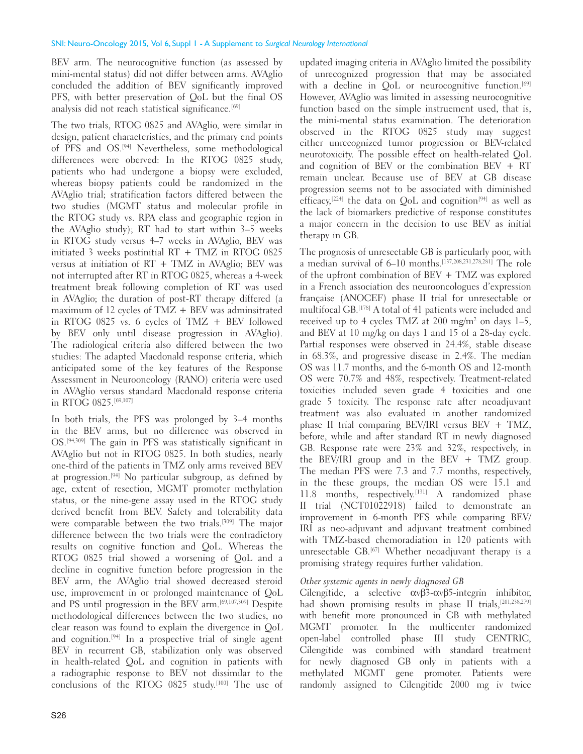BEV arm. The neurocognitive function (as assessed by mini-mental status) did not differ between arms. AVAglio concluded the addition of BEV significantly improved PFS, with better preservation of QoL but the final OS analysis did not reach statistical significance.[69]

The two trials, RTOG 0825 and AVAglio, were similar in design, patient characteristics, and the primary end points of PFS and OS.[94] Nevertheless, some methodological differences were oberved: In the RTOG 0825 study, patients who had undergone a biopsy were excluded, whereas biopsy patients could be randomized in the AVAglio trial; stratification factors differed between the two studies (MGMT status and molecular profile in the RTOG study vs. RPA class and geographic region in the AVAglio study); RT had to start within 3–5 weeks in RTOG study versus 4–7 weeks in AVAglio, BEV was initiated 3 weeks postinitial RT + TMZ in RTOG 0825 versus at initiation of RT + TMZ in AVAglio; BEV was not interrupted after RT in RTOG 0825, whereas a 4-week treatment break following completion of RT was used in AVAglio; the duration of post-RT therapy differed (a maximum of 12 cycles of TMZ + BEV was adminsitrated in RTOG 0825 vs. 6 cycles of TMZ + BEV followed by BEV only until disease progression in AVAglio). The radiological criteria also differed between the two studies: The adapted Macdonald response criteria, which anticipated some of the key features of the Response Assessment in Neurooncology (RANO) criteria were used in AVAglio versus standard Macdonald response criteria in RTOG 0825.[69,107]

In both trials, the PFS was prolonged by 3–4 months in the BEV arms, but no difference was observed in OS.[94,309] The gain in PFS was statistically significant in AVAglio but not in RTOG 0825. In both studies, nearly one-third of the patients in TMZ only arms reveived BEV at progression.[94] No particular subgroup, as defined by age, extent of resection, MGMT promoter methylation status, or the nine-gene assay used in the RTOG study derived benefit from BEV. Safety and tolerability data were comparable between the two trials.[309] The major difference between the two trials were the contradictory results on cognitive function and QoL. Whereas the RTOG 0825 trial showed a worsening of QoL and a decline in cognitive function before progression in the BEV arm, the AVAglio trial showed decreased steroid use, improvement in or prolonged maintenance of QoL and PS until progression in the BEV arm.[69,107,309] Despite methodological differences between the two studies, no clear reason was found to explain the divergence in QoL and cognition.[94] In a prospective trial of single agent BEV in recurrent GB, stabilization only was observed in health-related QoL and cognition in patients with a radiographic response to BEV not dissimilar to the conclusions of the RTOG 0825 study.[100] The use of updated imaging criteria in AVAglio limited the possibility of unrecognized progression that may be associated with a decline in QoL or neurocognitive function.[69] However, AVAglio was limited in assessing neurocognitive function based on the simple instruement used, that is, the mini-mental status examination. The deterioration observed in the RTOG 0825 study may suggest either unrecognized tumor progression or BEV-related neurotoxicity. The possible effect on health-related QoL and cognition of BEV or the combination BEV + RT remain unclear. Because use of BEV at GB disease progression seems not to be associated with diminished efficacy,[224] the data on QoL and cognition[94] as well as the lack of biomarkers predictive of response constitutes a major concern in the decision to use BEV as initial therapy in GB.

The prognosis of unresectable GB is particularly poor, with a median survival of 6–10 months.[137,208,231,278,281] The role of the upfront combination of BEV + TMZ was explored in a French association des neurooncologues d'expression française (ANOCEF) phase II trial for unresectable or multifocal GB.[178] A total of 41 patients were included and received up to 4 cycles TMZ at 200 mg/m$^2$ on days 1–5, and BEV at 10 mg/kg on days 1 and 15 of a 28-day cycle. Partial responses were observed in 24.4%, stable disease in 68.3%, and progressive disease in 2.4%. The median OS was 11.7 months, and the 6-month OS and 12-month OS were 70.7% and 48%, respectively. Treatment-related toxicities included seven grade 4 toxicities and one grade 5 toxicity. The response rate after neoadjuvant treatment was also evaluated in another randomized phase II trial comparing BEV/IRI versus BEV + TMZ, before, while and after standard RT in newly diagnosed GB. Response rate were 23% and 32%, respectively, in the BEV/IRI group and in the BEV + TMZ group. The median PFS were 7.3 and 7.7 months, respectively, in the these groups, the median OS were 15.1 and 11.8 months, respectively.[131] A randomized phase II trial (NCT01022918) failed to demonstrate an improvement in 6-month PFS while comparing BEV/IRI as neo-adjuvant and adjuvant treatment combined with TMZ-based chemoradiation in 120 patients with unresectable GB.[67] Whether neoadjuvant therapy is a promising strategy requires further validation.

*Other systemic agents in newly diagnosed GB*

Cilengitide, a selective αvβ3-αvβ5-integrin inhibitor, had shown promising results in phase II trials,[201,238,279] with benefit more pronounced in GB with methylated MGMT promoter. In the multicenter randomized open-label controlled phase III study CENTRIC, Cilengitide was combined with standard treatment for newly diagnosed GB only in patients with a methylated MGMT gene promoter. Patients were randomly assigned to Cilengitide 2000 mg iv twice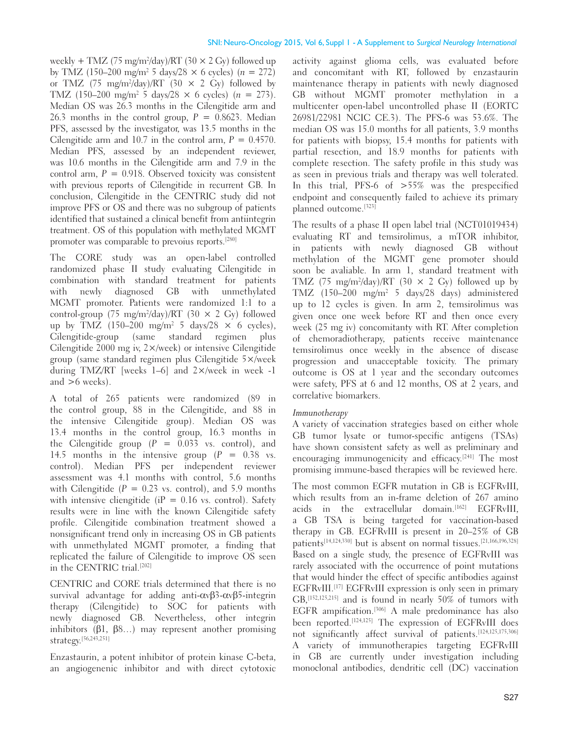weekly + TMZ (75 mg/m$^2$/day)/RT (30 × 2 Gy) followed up by TMZ (150–200 mg/m$^2$ 5 days/28 × 6 cycles) ($n$ = 272) or TMZ (75 mg/m$^2$/day)/RT (30 × 2 Gy) followed by TMZ (150–200 mg/m$^2$ 5 days/28 × 6 cycles) ($n$ = 273). Median OS was 26.3 months in the Cilengitide arm and 26.3 months in the control group, $P$ = 0.8623. Median PFS, assessed by the investigator, was 13.5 months in the Cilengitide arm and 10.7 in the control arm, $P$ = 0.4570. Median PFS, assessed by an independent reviewer, was 10.6 months in the Cilengitide arm and 7.9 in the control arm, $P$ = 0.918. Observed toxicity was consistent with previous reports of Cilengitide in recurrent GB. In conclusion, Cilengitide in the CENTRIC study did not improve PFS or OS and there was no subgroup of patients identified that sustained a clinical benefit from antiintegrin treatment. OS of this population with methylated MGMT promoter was comparable to prevoius reports.[280]

The CORE study was an open-label controlled randomized phase II study evaluating Cilengitide in combination with standard treatment for patients with newly diagnosed GB with unmethylated MGMT promoter. Patients were randomized 1:1 to a control-group (75 mg/m$^2$/day)/RT (30 × 2 Gy) followed up by TMZ (150–200 mg/m$^2$ 5 days/28 × 6 cycles), Cilengitide-group (same standard regimen plus Cilengitide 2000 mg iv, 2×/week) or intensive Cilengitide group (same standard regimen plus Cilengitide 5×/week during TMZ/RT [weeks 1–6] and 2×/week in week -1 and >6 weeks).

A total of 265 patients were randomized (89 in the control group, 88 in the Cilengitide, and 88 in the intensive Cilengitide group). Median OS was 13.4 months in the control group, 16.3 months in the Cilengitide group ($P$ = 0.033 vs. control), and 14.5 months in the intensive group ($P$ = 0.38 vs. control). Median PFS per independent reviewer assessment was 4.1 months with control, 5.6 months with Cilengitide ($P$ = 0.23 vs. control), and 5.9 months with intensive cliengitide (iP = 0.16 vs. control). Safety results were in line with the known Cilengitide safety profile. Cilengitide combination treatment showed a nonsignificant trend only in increasing OS in GB patients with unmethylated MGMT promoter, a finding that replicated the failure of Cilengitide to improve OS seen in the CENTRIC trial.[202]

CENTRIC and CORE trials determined that there is no survival advantage for adding anti-αvβ3-αvβ5-integrin therapy (Cilengitide) to SOC for patients with newly diagnosed GB. Nevertheless, other integrin inhibitors (β1, β8…) may represent another promising strategy.[56,243,251]

Enzastaurin, a potent inhibitor of protein kinase C-beta, an angiogenenic inhibitor and with direct cytotoxic activity against glioma cells, was evaluated before and concomitant with RT, followed by enzastaurin maintenance therapy in patients with newly diagnosed GB without MGMT promoter methylation in a multicenter open-label uncontrolled phase II (EORTC 26981/22981 NCIC CE.3). The PFS-6 was 53.6%. The median OS was 15.0 months for all patients, 3.9 months for patients with biopsy, 15.4 months for patients with partial resection, and 18.9 months for patients with complete resection. The safety profile in this study was as seen in previous trials and therapy was well tolerated. In this trial, PFS-6 of >55% was the prespecified endpoint and consequently failed to achieve its primary planned outcome.[323]

The results of a phase II open label trial (NCT01019434) evaluating RT and temsirolimus, a mTOR inhibitor, in patients with newly diagnosed GB without methylation of the MGMT gene promoter should soon be avaliable. In arm 1, standard treatment with TMZ (75 mg/m$^2$/day)/RT (30 × 2 Gy) followed up by TMZ (150–200 mg/m$^2$ 5 days/28 days) administered up to 12 cycles is given. In arm 2, temsirolimus was given once one week before RT and then once every week (25 mg iv) concomitanty with RT. After completion of chemoradiotherapy, patients receive maintenance temsirolimus once weekly in the absence of disease progression and unacceptable toxicity. The primary outcome is OS at 1 year and the secondary outcomes were safety, PFS at 6 and 12 months, OS at 2 years, and correlative biomarkers.

*Immunotherapy*

A variety of vaccination strategies based on either whole GB tumor lysate or tumor-specific antigens (TSAs) have shown consistent safety as well as preliminary and encouraging immunogenicity and efficacy.[241] The most promising immune-based therapies will be reviewed here.

The most common EGFR mutation in GB is EGFRvIII, which results from an in-frame deletion of 267 amino acids in the extracellular domain.[162] EGFRvIII, a GB TSA is being targeted for vaccination-based therapy in GB. EGFRvIII is present in 20–25% of GB patients[14,124,330] but is absent on normal tissues.[21,166,196,328] Based on a single study, the presence of EGFRvIII was rarely associated with the occurrence of point mutations that would hinder the effect of specific antibodies against EGFRvIII.[17] EGFRvIII expression is only seen in primary GB,[152,125,215] and is found in nearly 50% of tumors with EGFR ampification.[306] A male predominance has also been reported.[124,125] The expression of EGFRvIII does not significantly affect survival of patients.[124,125,175,306] A variety of immunotherapies targeting EGFRvIII in GB are currently under investigation including monoclonal antibodies, dendritic cell (DC) vaccination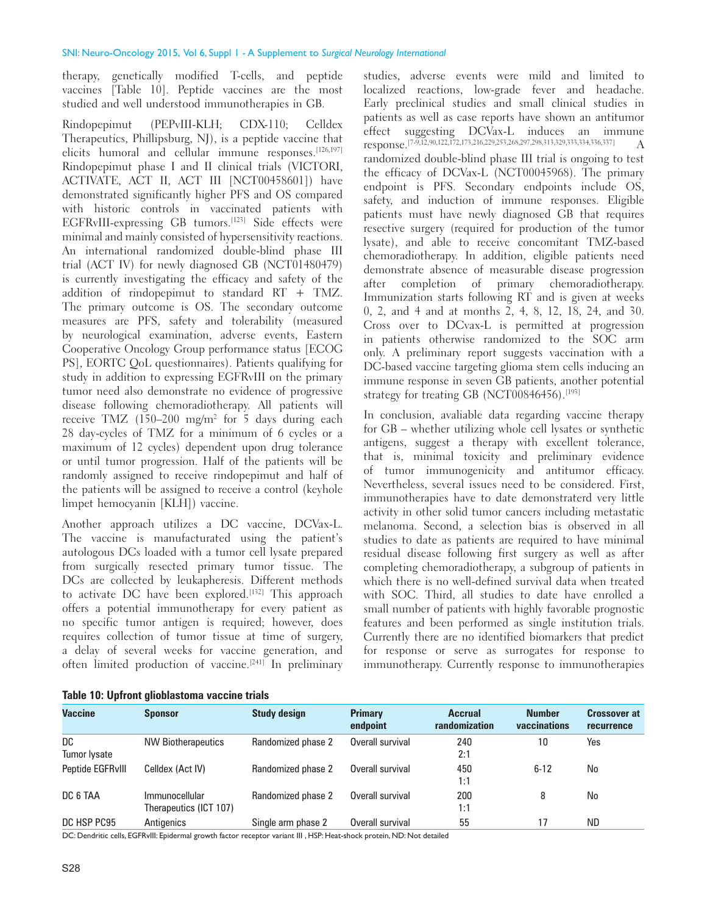therapy, genetically modified T-cells, and peptide vaccines [Table 10]. Peptide vaccines are the most studied and well understood immunotherapies in GB.

Rindopepimut (PEPvIII-KLH; CDX-110; Celldex Therapeutics, Phillipsburg, NJ), is a peptide vaccine that elicits humoral and cellular immune responses.[126,197] Rindopepimut phase I and II clinical trials (VICTORI, ACTIVATE, ACT II, ACT III [NCT00458601]) have demonstrated significantly higher PFS and OS compared with historic controls in vaccinated patients with EGFRvIII-expressing GB tumors.[123] Side effects were minimal and mainly consisted of hypersensitivity reactions. An international randomized double-blind phase III trial (ACT IV) for newly diagnosed GB (NCT01480479) is currently investigating the efficacy and safety of the addition of rindopepimut to standard RT + TMZ. The primary outcome is OS. The secondary outcome measures are PFS, safety and tolerability (measured by neurological examination, adverse events, Eastern Cooperative Oncology Group performance status [ECOG PS], EORTC QoL questionnaires). Patients qualifying for study in addition to expressing EGFRvIII on the primary tumor need also demonstrate no evidence of progressive disease following chemoradiotherapy. All patients will receive TMZ (150–200 mg/m$^2$ for 5 days during each 28 day-cycles of TMZ for a minimum of 6 cycles or a maximum of 12 cycles) dependent upon drug tolerance or until tumor progression. Half of the patients will be randomly assigned to receive rindopepimut and half of the patients will be assigned to receive a control (keyhole limpet hemocyanin [KLH]) vaccine.

Another approach utilizes a DC vaccine, DCVax-L. The vaccine is manufacturated using the patient's autologous DCs loaded with a tumor cell lysate prepared from surgically resected primary tumor tissue. The DCs are collected by leukapheresis. Different methods to activate DC have been explored.[132] This approach offers a potential immunotherapy for every patient as no specific tumor antigen is required; however, does requires collection of tumor tissue at time of surgery, a delay of several weeks for vaccine generation, and often limited production of vaccine.[241] In preliminary studies, adverse events were mild and limited to localized reactions, low-grade fever and headache. Early preclinical studies and small clinical studies in patients as well as case reports have shown an antitumor effect suggesting DCVax-L induces an immune response.[7-9,12,90,122,172,173,216,229,253,268,297,298,313,329,333,334,336,337] A randomized double-blind phase III trial is ongoing to test the efficacy of DCVax-L (NCT00045968). The primary endpoint is PFS. Secondary endpoints include OS, safety, and induction of immune responses. Eligible patients must have newly diagnosed GB that requires resective surgery (required for production of the tumor lysate), and able to receive concomitant TMZ-based chemoradiotherapy. In addition, eligible patients need demonstrate absence of measurable disease progression after completion of primary chemoradiotherapy. Immunization starts following RT and is given at weeks 0, 2, and 4 and at months 2, 4, 8, 12, 18, 24, and 30. Cross over to DCvax-L is permitted at progression in patients otherwise randomized to the SOC arm only. A preliminary report suggests vaccination with a DC-based vaccine targeting glioma stem cells inducing an immune response in seven GB patients, another potential strategy for treating GB (NCT00846456).[193]

In conclusion, avaliable data regarding vaccine therapy for GB – whether utilizing whole cell lysates or synthetic antigens, suggest a therapy with excellent tolerance, that is, minimal toxicity and preliminary evidence of tumor immunogenicity and antitumor efficacy. Nevertheless, several issues need to be considered. First, immunotherapies have to date demonstraterd very little activity in other solid tumor cancers including metastatic melanoma. Second, a selection bias is observed in all studies to date as patients are required to have minimal residual disease following first surgery as well as after completing chemoradiotherapy, a subgroup of patients in which there is no well-defined survival data when treated with SOC. Third, all studies to date have enrolled a small number of patients with highly favorable prognostic features and been performed as single institution trials. Currently there are no identified biomarkers that predict for response or serve as surrogates for response to immunotherapy. Currently response to immunotherapies

**Table 10: Upfront glioblastoma vaccine trials**

| Vaccine | Sponsor | Study design | Primary endpoint | Accrual randomization | Number vaccinations | Crossover at recurrence |
|---|---|---|---|---|---|---|
| DC Tumor lysate | NW Biotherapeutics | Randomized phase 2 | Overall survival | 240 2:1 | 10 | Yes |
| Peptide EGFRvIII | Celldex (Act IV) | Randomized phase 2 | Overall survival | 450 1:1 | 6-12 | No |
| DC 6 TAA | Immunocellular Therapeutics (ICT 107) | Randomized phase 2 | Overall survival | 200 1:1 | 8 | No |
| DC HSP PC95 | Antigenics | Single arm phase 2 | Overall survival | 55 | 17 | ND |

DC: Dendritic cells, EGFRvIII: Epidermal growth factor receptor variant III , HSP: Heat-shock protein, ND: Not detailed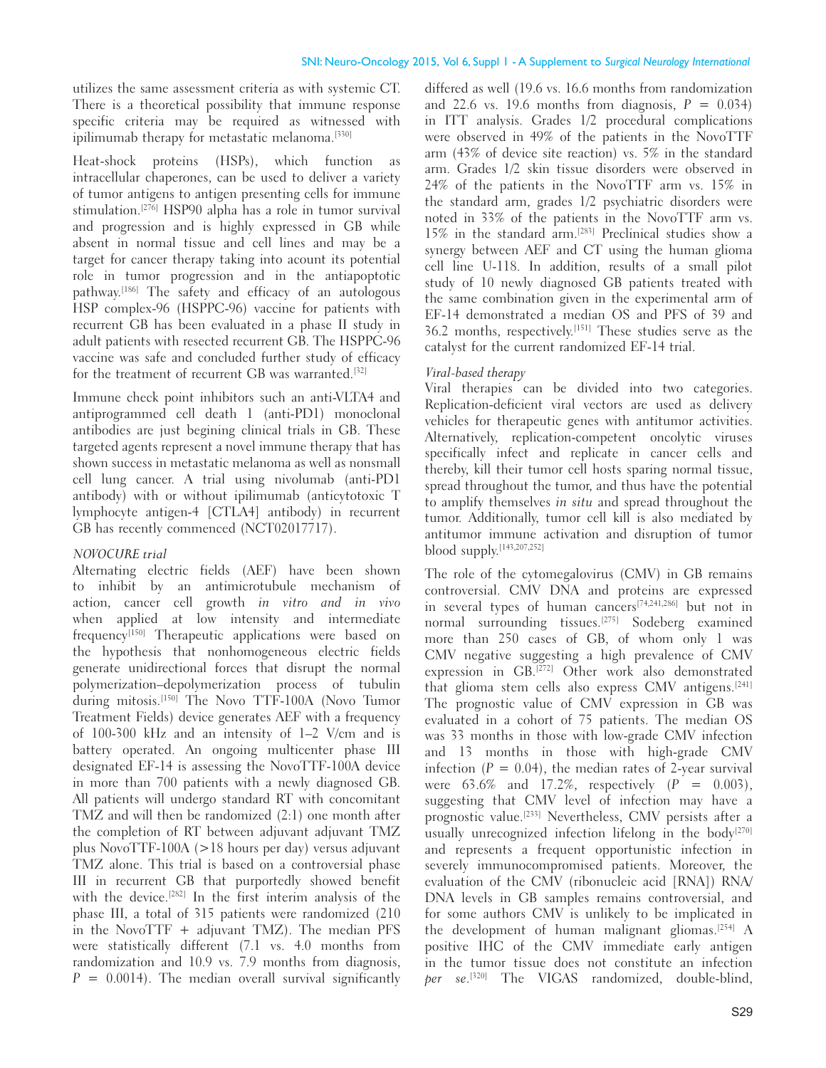utilizes the same assessment criteria as with systemic CT. There is a theoretical possibility that immune response specific criteria may be required as witnessed with ipilimumab therapy for metastatic melanoma.[330]

Heat-shock proteins (HSPs), which function as intracellular chaperones, can be used to deliver a variety of tumor antigens to antigen presenting cells for immune stimulation.[276] HSP90 alpha has a role in tumor survival and progression and is highly expressed in GB while absent in normal tissue and cell lines and may be a target for cancer therapy taking into acount its potential role in tumor progression and in the antiapoptotic pathway.[186] The safety and efficacy of an autologous HSP complex-96 (HSPPC-96) vaccine for patients with recurrent GB has been evaluated in a phase II study in adult patients with resected recurrent GB. The HSPPC-96 vaccine was safe and concluded further study of efficacy for the treatment of recurrent GB was warranted.[32]

Immune check point inhibitors such an anti-VLTA4 and antiprogrammed cell death 1 (anti-PD1) monoclonal antibodies are just begining clinical trials in GB. These targeted agents represent a novel immune therapy that has shown success in metastatic melanoma as well as nonsmall cell lung cancer. A trial using nivolumab (anti-PD1 antibody) with or without ipilimumab (anticytotoxic T lymphocyte antigen-4 [CTLA4] antibody) in recurrent GB has recently commenced (NCT02017717).

*NOVOCURE trial*

Alternating electric fields (AEF) have been shown to inhibit by an antimicrotubule mechanism of action, cancer cell growth *in vitro and in vivo* when applied at low intensity and intermediate frequency[150] Therapeutic applications were based on the hypothesis that nonhomogeneous electric fields generate unidirectional forces that disrupt the normal polymerization–depolymerization process of tubulin during mitosis.[150] The Novo TTF-100A (Novo Tumor Treatment Fields) device generates AEF with a frequency of 100-300 kHz and an intensity of 1–2 V/cm and is battery operated. An ongoing multicenter phase III designated EF-14 is assessing the NovoTTF-100A device in more than 700 patients with a newly diagnosed GB. All patients will undergo standard RT with concomitant TMZ and will then be randomized (2:1) one month after the completion of RT between adjuvant adjuvant TMZ plus NovoTTF-100A (>18 hours per day) versus adjuvant TMZ alone. This trial is based on a controversial phase III in recurrent GB that purportedly showed benefit with the device.[282] In the first interim analysis of the phase III, a total of 315 patients were randomized (210 in the NovoTTF + adjuvant TMZ). The median PFS were statistically different (7.1 vs. 4.0 months from randomization and 10.9 vs. 7.9 months from diagnosis, $P = 0.0014$). The median overall survival significantly differed as well (19.6 vs. 16.6 months from randomization and 22.6 vs. 19.6 months from diagnosis, $P = 0.034$) in ITT analysis. Grades 1/2 procedural complications were observed in 49% of the patients in the NovoTTF arm (43% of device site reaction) vs. 5% in the standard arm. Grades 1/2 skin tissue disorders were observed in 24% of the patients in the NovoTTF arm vs. 15% in the standard arm, grades 1/2 psychiatric disorders were noted in 33% of the patients in the NovoTTF arm vs. 15% in the standard arm.[283] Preclinical studies show a synergy between AEF and CT using the human glioma cell line U-118. In addition, results of a small pilot study of 10 newly diagnosed GB patients treated with the same combination given in the experimental arm of EF-14 demonstrated a median OS and PFS of 39 and 36.2 months, respectively.[151] These studies serve as the catalyst for the current randomized EF-14 trial.

*Viral-based therapy*

Viral therapies can be divided into two categories. Replication-deficient viral vectors are used as delivery vehicles for therapeutic genes with antitumor activities. Alternatively, replication-competent oncolytic viruses specifically infect and replicate in cancer cells and thereby, kill their tumor cell hosts sparing normal tissue, spread throughout the tumor, and thus have the potential to amplify themselves *in situ* and spread throughout the tumor. Additionally, tumor cell kill is also mediated by antitumor immune activation and disruption of tumor blood supply.[143,207,252]

The role of the cytomegalovirus (CMV) in GB remains controversial. CMV DNA and proteins are expressed in several types of human cancers[74,241,286] but not in normal surrounding tissues.[275] Sodeberg examined more than 250 cases of GB, of whom only 1 was CMV negative suggesting a high prevalence of CMV expression in GB.[272] Other work also demonstrated that glioma stem cells also express CMV antigens.[241] The prognostic value of CMV expression in GB was evaluated in a cohort of 75 patients. The median OS was 33 months in those with low-grade CMV infection and 13 months in those with high-grade CMV infection ($P = 0.04$), the median rates of 2-year survival were 63.6% and 17.2%, respectively ($P = 0.003$), suggesting that CMV level of infection may have a prognostic value.[233] Nevertheless, CMV persists after a usually unrecognized infection lifelong in the body[270] and represents a frequent opportunistic infection in severely immunocompromised patients. Moreover, the evaluation of the CMV (ribonucleic acid [RNA]) RNA/DNA levels in GB samples remains controversial, and for some authors CMV is unlikely to be implicated in the development of human malignant gliomas.[254] A positive IHC of the CMV immediate early antigen in the tumor tissue does not constitute an infection *per se*.[320] The VIGAS randomized, double-blind,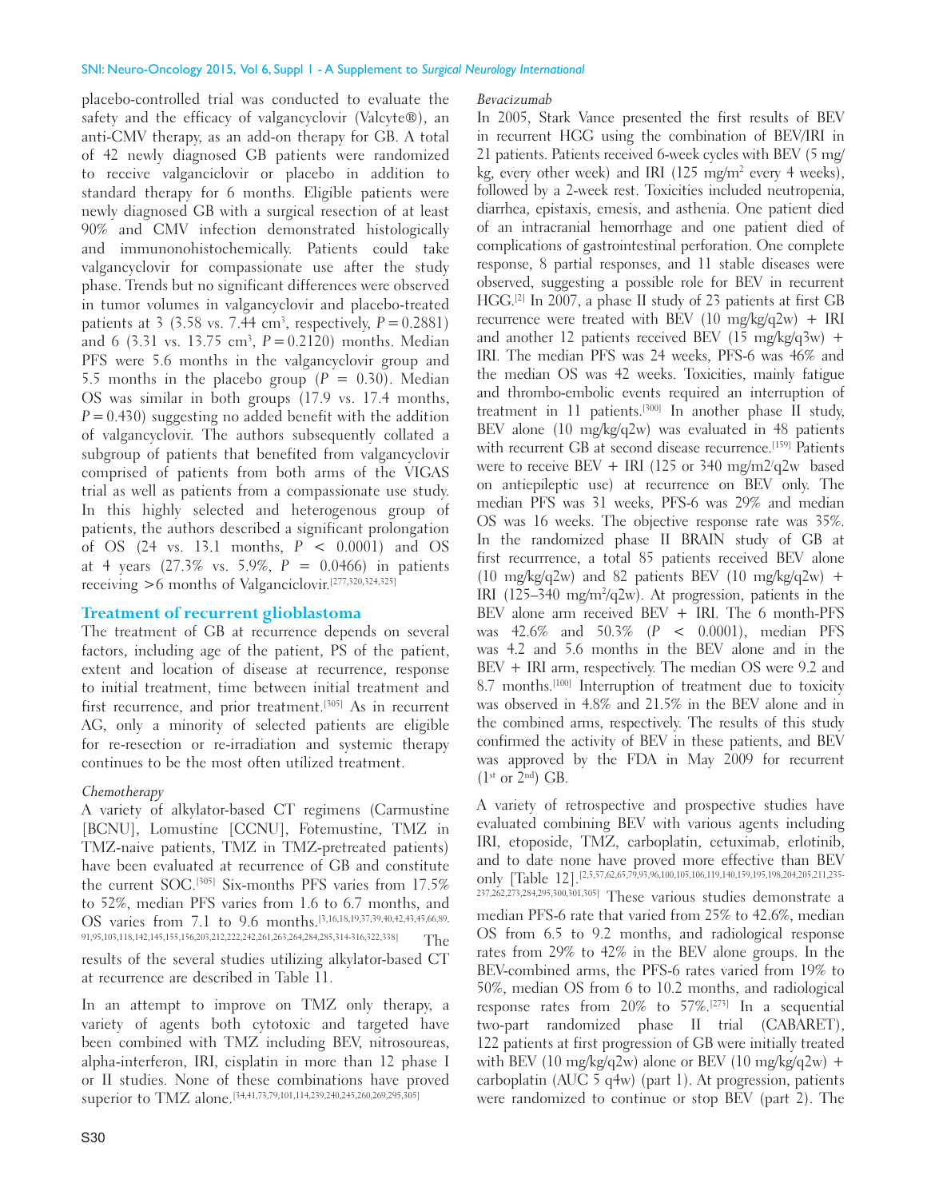placebo-controlled trial was conducted to evaluate the safety and the efficacy of valgancyclovir (Valcyte®), an anti-CMV therapy, as an add-on therapy for GB. A total of 42 newly diagnosed GB patients were randomized to receive valganciclovir or placebo in addition to standard therapy for 6 months. Eligible patients were newly diagnosed GB with a surgical resection of at least 90% and CMV infection demonstrated histologically and immunonohistochemically. Patients could take valgancyclovir for compassionate use after the study phase. Trends but no significant differences were observed in tumor volumes in valgancyclovir and placebo-treated patients at 3 (3.58 vs. 7.44 $cm^3$, respectively, $P = 0.2881$) and 6 (3.31 vs. 13.75 $cm^3$, $P = 0.2120$) months. Median PFS were 5.6 months in the valgancyclovir group and 5.5 months in the placebo group ($P = 0.30$). Median OS was similar in both groups (17.9 vs. 17.4 months, $P = 0.430$) suggesting no added benefit with the addition of valgancyclovir. The authors subsequently collated a subgroup of patients that benefited from valgancyclovir comprised of patients from both arms of the VIGAS trial as well as patients from a compassionate use study. In this highly selected and heterogenous group of patients, the authors described a significant prolongation of OS (24 vs. 13.1 months, $P < 0.0001$) and OS at 4 years (27.3% vs. 5.9%, $P = 0.0466$) in patients receiving >6 months of Valganciclovir.[277,320,324,325]

## Treatment of recurrent glioblastoma

The treatment of GB at recurrence depends on several factors, including age of the patient, PS of the patient, extent and location of disease at recurrence, response to initial treatment, time between initial treatment and first recurrence, and prior treatment.[305] As in recurrent AG, only a minority of selected patients are eligible for re-resection or re-irradiation and systemic therapy continues to be the most often utilized treatment.

*Chemotherapy*

A variety of alkylator-based CT regimens (Carmustine [BCNU], Lomustine [CCNU], Fotemustine, TMZ in TMZ-naive patients, TMZ in TMZ-pretreated patients) have been evaluated at recurrence of GB and constitute the current SOC.[305] Six-months PFS varies from 17.5% to 52%, median PFS varies from 1.6 to 6.7 months, and OS varies from 7.1 to 9.6 months.[3,16,18,19,37,39,40,42,43,45,66,89,91,95,103,118,142,145,155,156,203,212,222,242,261,263,264,284,285,314-316,322,338] The results of the several studies utilizing alkylator-based CT at recurrence are described in Table 11.

In an attempt to improve on TMZ only therapy, a variety of agents both cytotoxic and targeted have been combined with TMZ including BEV, nitrosoureas, alpha-interferon, IRI, cisplatin in more than 12 phase I or II studies. None of these combinations have proved superior to TMZ alone.[34,41,73,79,101,114,239,240,245,260,269,295,305]

*Bevacizumab*

In 2005, Stark Vance presented the first results of BEV in recurrent HGG using the combination of BEV/IRI in 21 patients. Patients received 6-week cycles with BEV (5 mg/kg, every other week) and IRI (125 mg/$m^2$ every 4 weeks), followed by a 2-week rest. Toxicities included neutropenia, diarrhea, epistaxis, emesis, and asthenia. One patient died of an intracranial hemorrhage and one patient died of complications of gastrointestinal perforation. One complete response, 8 partial responses, and 11 stable diseases were observed, suggesting a possible role for BEV in recurrent HGG.[2] In 2007, a phase II study of 23 patients at first GB recurrence were treated with BEV (10 mg/kg/q2w) + IRI and another 12 patients received BEV (15 mg/kg/q3w) + IRI. The median PFS was 24 weeks, PFS-6 was 46% and the median OS was 42 weeks. Toxicities, mainly fatigue and thrombo-embolic events required an interruption of treatment in 11 patients.[300] In another phase II study, BEV alone (10 mg/kg/q2w) was evaluated in 48 patients with recurrent GB at second disease recurrence.[159] Patients were to receive BEV + IRI (125 or 340 mg/m2/q2w based on antiepileptic use) at recurrence on BEV only. The median PFS was 31 weeks, PFS-6 was 29% and median OS was 16 weeks. The objective response rate was 35%. In the randomized phase II BRAIN study of GB at first recurrrence, a total 85 patients received BEV alone (10 mg/kg/q2w) and 82 patients BEV (10 mg/kg/q2w) + IRI (125–340 mg/$m^2$/q2w). At progression, patients in the BEV alone arm received BEV + IRI. The 6 month-PFS was 42.6% and 50.3% ($P < 0.0001$), median PFS was 4.2 and 5.6 months in the BEV alone and in the BEV + IRI arm, respectively. The median OS were 9.2 and 8.7 months.[100] Interruption of treatment due to toxicity was observed in 4.8% and 21.5% in the BEV alone and in the combined arms, respectively. The results of this study confirmed the activity of BEV in these patients, and BEV was approved by the FDA in May 2009 for recurrent (1st or 2nd) GB.

A variety of retrospective and prospective studies have evaluated combining BEV with various agents including IRI, etoposide, TMZ, carboplatin, cetuximab, erlotinib, and to date none have proved more effective than BEV only [Table 12].[2,5,57,62,65,79,93,96,100,105,106,119,140,159,195,198,204,205,211,235-237,262,273,284,295,300,301,305] These various studies demonstrate a median PFS-6 rate that varied from 25% to 42.6%, median OS from 6.5 to 9.2 months, and radiological response rates from 29% to 42% in the BEV alone groups. In the BEV-combined arms, the PFS-6 rates varied from 19% to 50%, median OS from 6 to 10.2 months, and radiological response rates from 20% to 57%.[273] In a sequential two-part randomized phase II trial (CABARET), 122 patients at first progression of GB were initially treated with BEV (10 mg/kg/q2w) alone or BEV (10 mg/kg/q2w) + carboplatin (AUC 5 q4w) (part 1). At progression, patients were randomized to continue or stop BEV (part 2). The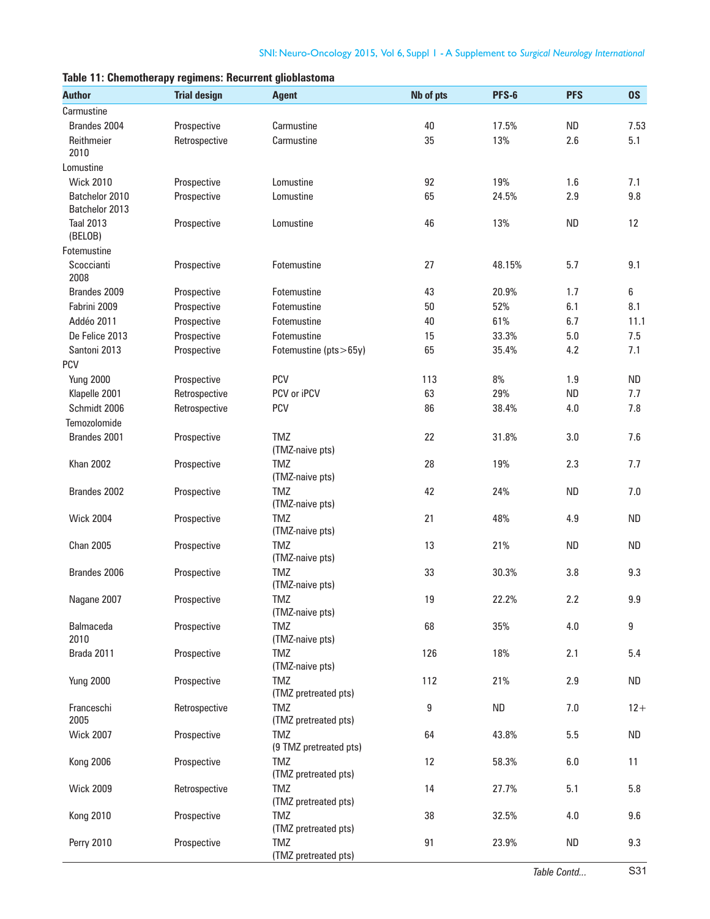**Table 11: Chemotherapy regimens: Recurrent glioblastoma**

| Author | Trial design | Agent | Nb of pts | PFS-6 | PFS | OS |
|---|---|---|---|---|---|---|
| Carmustine | | | | | | |
| Brandes 2004 | Prospective | Carmustine | 40 | 17.5% | ND | 7.53 |
| Reithmeier 2010 | Retrospective | Carmustine | 35 | 13% | 2.6 | 5.1 |
| Lomustine | | | | | | |
| Wick 2010 | Prospective | Lomustine | 92 | 19% | 1.6 | 7.1 |
| Batchelor 2010 Batchelor 2013 | Prospective | Lomustine | 65 | 24.5% | 2.9 | 9.8 |
| Taal 2013 (BELOB) | Prospective | Lomustine | 46 | 13% | ND | 12 |
| Fotemustine | | | | | | |
| Scoccianti 2008 | Prospective | Fotemustine | 27 | 48.15% | 5.7 | 9.1 |
| Brandes 2009 | Prospective | Fotemustine | 43 | 20.9% | 1.7 | 6 |
| Fabrini 2009 | Prospective | Fotemustine | 50 | 52% | 6.1 | 8.1 |
| Addéo 2011 | Prospective | Fotemustine | 40 | 61% | 6.7 | 11.1 |
| De Felice 2013 | Prospective | Fotemustine | 15 | 33.3% | 5.0 | 7.5 |
| Santoni 2013 | Prospective | Fotemustine (pts>65y) | 65 | 35.4% | 4.2 | 7.1 |
| PCV | | | | | | |
| Yung 2000 | Prospective | PCV | 113 | 8% | 1.9 | ND |
| Klapelle 2001 | Retrospective | PCV or iPCV | 63 | 29% | ND | 7.7 |
| Schmidt 2006 | Retrospective | PCV | 86 | 38.4% | 4.0 | 7.8 |
| Temozolomide | | | | | | |
| Brandes 2001 | Prospective | TMZ (TMZ-naive pts) | 22 | 31.8% | 3.0 | 7.6 |
| Khan 2002 | Prospective | TMZ (TMZ-naive pts) | 28 | 19% | 2.3 | 7.7 |
| Brandes 2002 | Prospective | TMZ (TMZ-naive pts) | 42 | 24% | ND | 7.0 |
| Wick 2004 | Prospective | TMZ (TMZ-naive pts) | 21 | 48% | 4.9 | ND |
| Chan 2005 | Prospective | TMZ (TMZ-naive pts) | 13 | 21% | ND | ND |
| Brandes 2006 | Prospective | TMZ (TMZ-naive pts) | 33 | 30.3% | 3.8 | 9.3 |
| Nagane 2007 | Prospective | TMZ (TMZ-naive pts) | 19 | 22.2% | 2.2 | 9.9 |
| Balmaceda 2010 | Prospective | TMZ (TMZ-naive pts) | 68 | 35% | 4.0 | 9 |
| Brada 2011 | Prospective | TMZ (TMZ-naive pts) | 126 | 18% | 2.1 | 5.4 |
| Yung 2000 | Prospective | TMZ (TMZ pretreated pts) | 112 | 21% | 2.9 | ND |
| Franceschi 2005 | Retrospective | TMZ (TMZ pretreated pts) | 9 | ND | 7.0 | 12+ |
| Wick 2007 | Prospective | TMZ (9 TMZ pretreated pts) | 64 | 43.8% | 5.5 | ND |
| Kong 2006 | Prospective | TMZ (TMZ pretreated pts) | 12 | 58.3% | 6.0 | 11 |
| Wick 2009 | Retrospective | TMZ (TMZ pretreated pts) | 14 | 27.7% | 5.1 | 5.8 |
| Kong 2010 | Prospective | TMZ (TMZ pretreated pts) | 38 | 32.5% | 4.0 | 9.6 |
| Perry 2010 | Prospective | TMZ (TMZ pretreated pts) | 91 | 23.9% | ND | 9.3 |

*Table Contd...*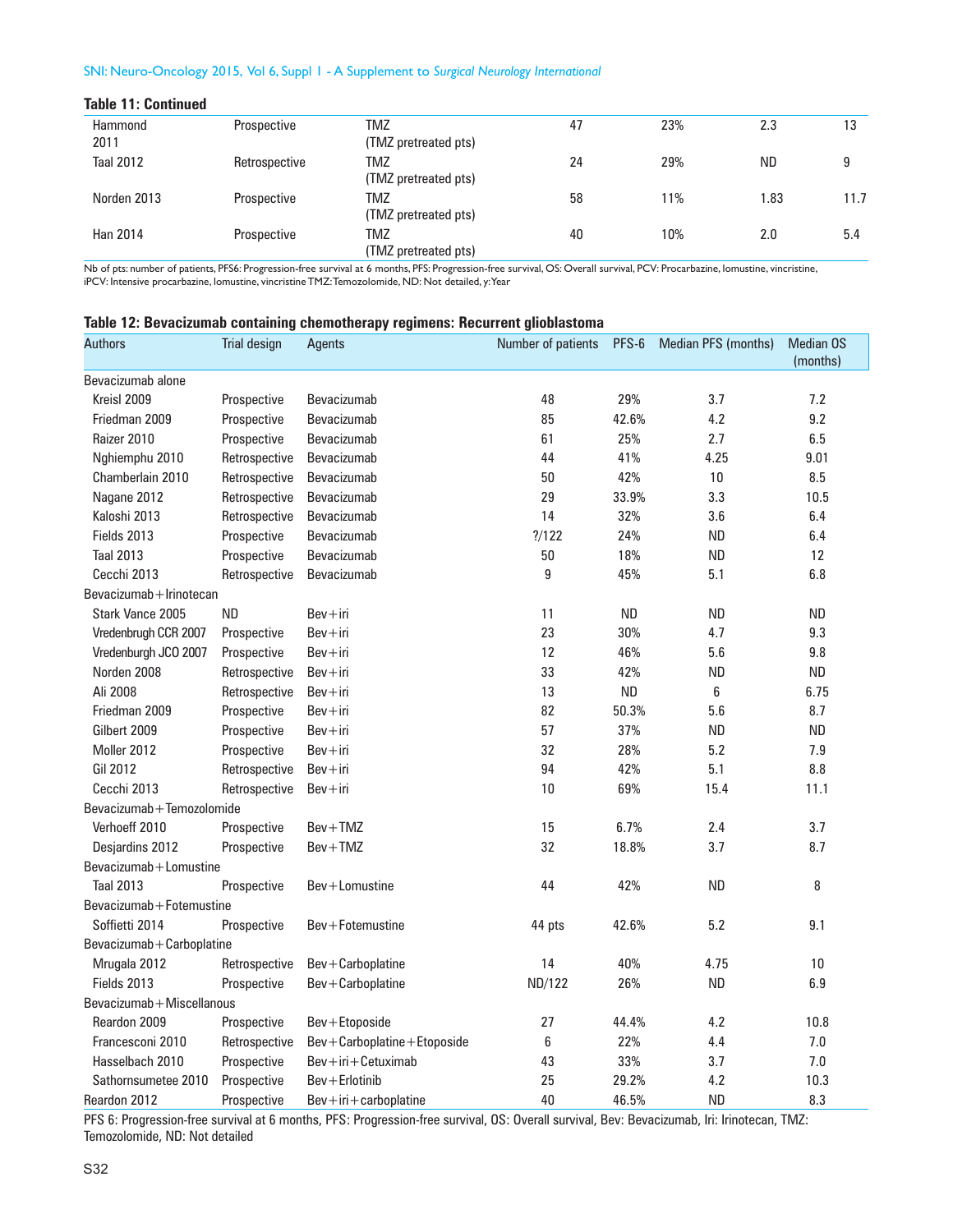**Table 11: Continued**

| | | | | | | |
|---|---|---|---|---|---|---|
| Hammond 2011 | Prospective | TMZ (TMZ pretreated pts) | 47 | 23% | 2.3 | 13 |
| Taal 2012 | Retrospective | TMZ (TMZ pretreated pts) | 24 | 29% | ND | 9 |
| Norden 2013 | Prospective | TMZ (TMZ pretreated pts) | 58 | 11% | 1.83 | 11.7 |
| Han 2014 | Prospective | TMZ (TMZ pretreated pts) | 40 | 10% | 2.0 | 5.4 |

Nb of pts: number of patients, PFS6: Progression-free survival at 6 months, PFS: Progression-free survival, OS: Overall survival, PCV: Procarbazine, lomustine, vincristine, iPCV: Intensive procarbazine, lomustine, vincristine TMZ: Temozolomide, ND: Not detailed, y: Year

**Table 12: Bevacizumab containing chemotherapy regimens: Recurrent glioblastoma**

| Authors | Trial design | Agents | Number of patients | PFS-6 | Median PFS (months) | Median OS (months) |
|---|---|---|---|---|---|---|
| Bevacizumab alone | | | | | | |
| Kreisl 2009 | Prospective | Bevacizumab | 48 | 29% | 3.7 | 7.2 |
| Friedman 2009 | Prospective | Bevacizumab | 85 | 42.6% | 4.2 | 9.2 |
| Raizer 2010 | Prospective | Bevacizumab | 61 | 25% | 2.7 | 6.5 |
| Nghiemphu 2010 | Retrospective | Bevacizumab | 44 | 41% | 4.25 | 9.01 |
| Chamberlain 2010 | Retrospective | Bevacizumab | 50 | 42% | 10 | 8.5 |
| Nagane 2012 | Retrospective | Bevacizumab | 29 | 33.9% | 3.3 | 10.5 |
| Kaloshi 2013 | Retrospective | Bevacizumab | 14 | 32% | 3.6 | 6.4 |
| Fields 2013 | Prospective | Bevacizumab | ?/122 | 24% | ND | 6.4 |
| Taal 2013 | Prospective | Bevacizumab | 50 | 18% | ND | 12 |
| Cecchi 2013 | Retrospective | Bevacizumab | 9 | 45% | 5.1 | 6.8 |
| Bevacizumab+Irinotecan | | | | | | |
| Stark Vance 2005 | ND | Bev+iri | 11 | ND | ND | ND |
| Vredenbrugh CCR 2007 | Prospective | Bev+iri | 23 | 30% | 4.7 | 9.3 |
| Vredenbrugh JCO 2007 | Prospective | Bev+iri | 12 | 46% | 5.6 | 9.8 |
| Norden 2008 | Retrospective | Bev+iri | 33 | 42% | ND | ND |
| Ali 2008 | Retrospective | Bev+iri | 13 | ND | 6 | 6.75 |
| Friedman 2009 | Prospective | Bev+iri | 82 | 50.3% | 5.6 | 8.7 |
| Gilbert 2009 | Prospective | Bev+iri | 57 | 37% | ND | ND |
| Moller 2012 | Prospective | Bev+iri | 32 | 28% | 5.2 | 7.9 |
| Gil 2012 | Retrospective | Bev+iri | 94 | 42% | 5.1 | 8.8 |
| Cecchi 2013 | Retrospective | Bev+iri | 10 | 69% | 15.4 | 11.1 |
| Bevacizumab+Temozolomide | | | | | | |
| Verhoeff 2010 | Prospective | Bev+TMZ | 15 | 6.7% | 2.4 | 3.7 |
| Desjardins 2012 | Prospective | Bev+TMZ | 32 | 18.8% | 3.7 | 8.7 |
| Bevacizumab+Lomustine | | | | | | |
| Taal 2013 | Prospective | Bev+Lomustine | 44 | 42% | ND | 8 |
| Bevacizumab+Fotemustine | | | | | | |
| Soffietti 2014 | Prospective | Bev+Fotemustine | 44 pts | 42.6% | 5.2 | 9.1 |
| Bevacizumab+Carboplatine | | | | | | |
| Mrugala 2012 | Retrospective | Bev+Carboplatine | 14 | 40% | 4.75 | 10 |
| Fields 2013 | Prospective | Bev+Carboplatine | ND/122 | 26% | ND | 6.9 |
| Bevacizumab+Miscellanous | | | | | | |
| Reardon 2009 | Prospective | Bev+Etoposide | 27 | 44.4% | 4.2 | 10.8 |
| Francesconi 2010 | Retrospective | Bev+Carboplatine+Etoposide | 6 | 22% | 4.4 | 7.0 |
| Hasselbach 2010 | Prospective | Bev+iri+Cetuximab | 43 | 33% | 3.7 | 7.0 |
| Sathornsumetee 2010 | Prospective | Bev+Erlotinib | 25 | 29.2% | 4.2 | 10.3 |
| Reardon 2012 | Prospective | Bev+iri+carboplatine | 40 | 46.5% | ND | 8.3 |

PFS 6: Progression-free survival at 6 months, PFS: Progression-free survival, OS: Overall survival, Bev: Bevacizumab, Iri: Irinotecan, TMZ: Temozolomide, ND: Not detailed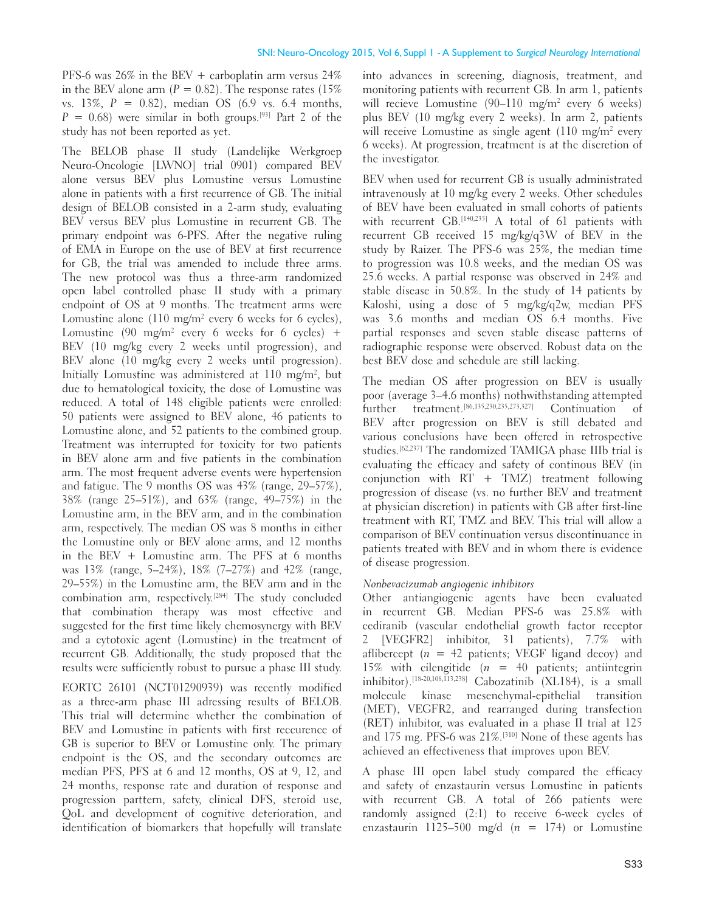PFS-6 was 26% in the BEV + carboplatin arm versus 24% in the BEV alone arm ($P = 0.82$). The response rates (15% vs. 13%, $P = 0.82$), median OS (6.9 vs. 6.4 months, $P = 0.68$) were similar in both groups.[93] Part 2 of the study has not been reported as yet.

The BELOB phase II study (Landelijke Werkgroep Neuro-Oncologie [LWNO] trial 0901) compared BEV alone versus BEV plus Lomustine versus Lomustine alone in patients with a first recurrence of GB. The initial design of BELOB consisted in a 2-arm study, evaluating BEV versus BEV plus Lomustine in recurrent GB. The primary endpoint was 6-PFS. After the negative ruling of EMA in Europe on the use of BEV at first recurrence for GB, the trial was amended to include three arms. The new protocol was thus a three-arm randomized open label controlled phase II study with a primary endpoint of OS at 9 months. The treatment arms were Lomustine alone (110 mg/m$^2$ every 6 weeks for 6 cycles), Lomustine (90 mg/m$^2$ every 6 weeks for 6 cycles) + BEV (10 mg/kg every 2 weeks until progression), and BEV alone (10 mg/kg every 2 weeks until progression). Initially Lomustine was administered at 110 mg/m$^2$, but due to hematological toxicity, the dose of Lomustine was reduced. A total of 148 eligible patients were enrolled: 50 patients were assigned to BEV alone, 46 patients to Lomustine alone, and 52 patients to the combined group. Treatment was interrupted for toxicity for two patients in BEV alone arm and five patients in the combination arm. The most frequent adverse events were hypertension and fatigue. The 9 months OS was 43% (range, 29–57%), 38% (range 25–51%), and 63% (range, 49–75%) in the Lomustine arm, in the BEV arm, and in the combination arm, respectively. The median OS was 8 months in either the Lomustine only or BEV alone arms, and 12 months in the BEV + Lomustine arm. The PFS at 6 months was 13% (range, 5–24%), 18% (7–27%) and 42% (range, 29–55%) in the Lomustine arm, the BEV arm and in the combination arm, respectively.[284] The study concluded that combination therapy was most effective and suggested for the first time likely chemosynergy with BEV and a cytotoxic agent (Lomustine) in the treatment of recurrent GB. Additionally, the study proposed that the results were sufficiently robust to pursue a phase III study.

EORTC 26101 (NCT01290939) was recently modified as a three-arm phase III adressing results of BELOB. This trial will determine whether the combination of BEV and Lomustine in patients with first reccurence of GB is superior to BEV or Lomustine only. The primary endpoint is the OS, and the secondary outcomes are median PFS, PFS at 6 and 12 months, OS at 9, 12, and 24 months, response rate and duration of response and progression parttern, safety, clinical DFS, steroid use, QoL and development of cognitive deterioration, and identification of biomarkers that hopefully will translate into advances in screening, diagnosis, treatment, and monitoring patients with recurrent GB. In arm 1, patients will recieve Lomustine (90–110 mg/m$^2$ every 6 weeks) plus BEV (10 mg/kg every 2 weeks). In arm 2, patients will receive Lomustine as single agent (110 mg/m$^2$ every 6 weeks). At progression, treatment is at the discretion of the investigator.

BEV when used for recurrent GB is usually administrated intravenously at 10 mg/kg every 2 weeks. Other schedules of BEV have been evaluated in small cohorts of patients with recurrent GB.[140,235] A total of 61 patients with recurrent GB received 15 mg/kg/q3W of BEV in the study by Raizer. The PFS-6 was 25%, the median time to progression was 10.8 weeks, and the median OS was 25.6 weeks. A partial response was observed in 24% and stable disease in 50.8%. In the study of 14 patients by Kaloshi, using a dose of 5 mg/kg/q2w, median PFS was 3.6 months and median OS 6.4 months. Five partial responses and seven stable disease patterns of radiographic response were observed. Robust data on the best BEV dose and schedule are still lacking.

The median OS after progression on BEV is usually poor (average 3–4.6 months) nothwithstanding attempted further treatment.[86,135,230,235,273,327] Continuation of BEV after progression on BEV is still debated and various conclusions have been offered in retrospective studies.[62,237] The randomized TAMIGA phase IIIb trial is evaluating the efficacy and safety of continous BEV (in conjunction with RT + TMZ) treatment following progression of disease (vs. no further BEV and treatment at physician discretion) in patients with GB after first-line treatment with RT, TMZ and BEV. This trial will allow a comparison of BEV continuation versus discontinuance in patients treated with BEV and in whom there is evidence of disease progression.

*Nonbevacizumab angiogenic inhibitors*

Other antiangiogenic agents have been evaluated in recurrent GB. Median PFS-6 was 25.8% with cediranib (vascular endothelial growth factor receptor 2 [VEGFR2] inhibitor, 31 patients), 7.7% with aflibercept ($n = 42$ patients; VEGF ligand decoy) and 15% with cilengitide ($n = 40$ patients; antiintegrin inhibitor).[18-20,108,113,238] Cabozatinib (XL184), is a small molecule kinase mesenchymal-epithelial transition (MET), VEGFR2, and rearranged during transfection (RET) inhibitor, was evaluated in a phase II trial at 125 and 175 mg. PFS-6 was 21%.[310] None of these agents has achieved an effectiveness that improves upon BEV.

A phase III open label study compared the efficacy and safety of enzastaurin versus Lomustine in patients with recurrent GB. A total of 266 patients were randomly assigned (2:1) to receive 6-week cycles of enzastaurin 1125–500 mg/d ($n = 174$) or Lomustine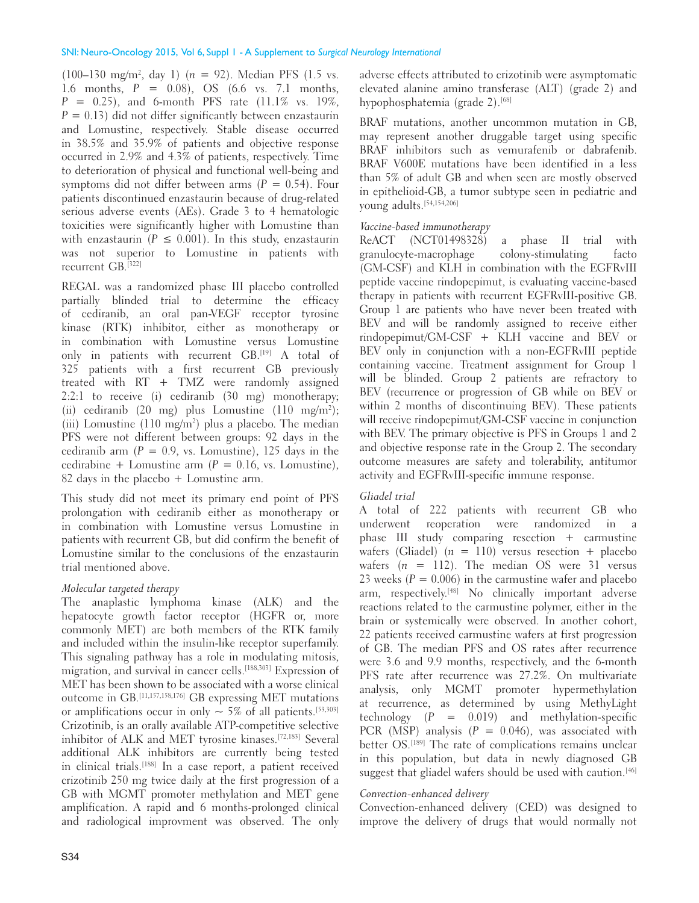(100–130 mg/m$^2$, day 1) ($n$ = 92). Median PFS (1.5 vs. 1.6 months, $P$ = 0.08), OS (6.6 vs. 7.1 months, $P$ = 0.25), and 6-month PFS rate (11.1% vs. 19%, $P$ = 0.13) did not differ significantly between enzastaurin and Lomustine, respectively. Stable disease occurred in 38.5% and 35.9% of patients and objective response occurred in 2.9% and 4.3% of patients, respectively. Time to deterioration of physical and functional well-being and symptoms did not differ between arms ($P$ = 0.54). Four patients discontinued enzastaurin because of drug-related serious adverse events (AEs). Grade 3 to 4 hematologic toxicities were significantly higher with Lomustine than with enzastaurin ($P \leq 0.001$). In this study, enzastaurin was not superior to Lomustine in patients with recurrent GB.[322]

REGAL was a randomized phase III placebo controlled partially blinded trial to determine the efficacy of cediranib, an oral pan-VEGF receptor tyrosine kinase (RTK) inhibitor, either as monotherapy or in combination with Lomustine versus Lomustine only in patients with recurrent GB.[19] A total of 325 patients with a first recurrent GB previously treated with RT + TMZ were randomly assigned 2:2:1 to receive (i) cediranib (30 mg) monotherapy; (ii) cediranib (20 mg) plus Lomustine (110 mg/m$^2$); (iii) Lomustine (110 mg/m$^2$) plus a placebo. The median PFS were not different between groups: 92 days in the cediranib arm ($P$ = 0.9, vs. Lomustine), 125 days in the cedirabine + Lomustine arm ($P$ = 0.16, vs. Lomustine), 82 days in the placebo + Lomustine arm.

This study did not meet its primary end point of PFS prolongation with cediranib either as monotherapy or in combination with Lomustine versus Lomustine in patients with recurrent GB, but did confirm the benefit of Lomustine similar to the conclusions of the enzastaurin trial mentioned above.

#### *Molecular targeted therapy*

The anaplastic lymphoma kinase (ALK) and the hepatocyte growth factor receptor (HGFR or, more commonly MET) are both members of the RTK family and included within the insulin-like receptor superfamily. This signaling pathway has a role in modulating mitosis, migration, and survival in cancer cells.[188,303] Expression of MET has been shown to be associated with a worse clinical outcome in GB.[11,157,158,176] GB expressing MET mutations or amplifications occur in only ~ 5% of all patients.[53,303] Crizotinib, is an orally available ATP-competitive selective inhibitor of ALK and MET tyrosine kinases.[72,183] Several additional ALK inhibitors are currently being tested in clinical trials.[188] In a case report, a patient received crizotinib 250 mg twice daily at the first progression of a GB with MGMT promoter methylation and MET gene amplification. A rapid and 6 months-prolonged clinical and radiological improvment was observed. The only adverse effects attributed to crizotinib were asymptomatic elevated alanine amino transferase (ALT) (grade 2) and hypophosphatemia (grade 2).[68]

BRAF mutations, another uncommon mutation in GB, may represent another druggable target using specific BRAF inhibitors such as vemurafenib or dabrafenib. BRAF V600E mutations have been identified in a less than 5% of adult GB and when seen are mostly observed in epithelioid-GB, a tumor subtype seen in pediatric and young adults.[54,154,206]

#### *Vaccine-based immunotherapy*

ReACT (NCT01498328) a phase II trial with granulocyte-macrophage colony-stimulating facto (GM-CSF) and KLH in combination with the EGFRvIII peptide vaccine rindopepimut, is evaluating vaccine-based therapy in patients with recurrent EGFRvIII-positive GB. Group 1 are patients who have never been treated with BEV and will be randomly assigned to receive either rindopepimut/GM-CSF + KLH vaccine and BEV or BEV only in conjunction with a non-EGFRvIII peptide containing vaccine. Treatment assignment for Group 1 will be blinded. Group 2 patients are refractory to BEV (recurrence or progression of GB while on BEV or within 2 months of discontinuing BEV). These patients will receive rindopepimut/GM-CSF vaccine in conjunction with BEV. The primary objective is PFS in Groups 1 and 2 and objective response rate in the Group 2. The secondary outcome measures are safety and tolerability, antitumor activity and EGFRvIII-specific immune response.

#### *Gliadel trial*

A total of 222 patients with recurrent GB who underwent reoperation were randomized in a phase III study comparing resection + carmustine wafers (Gliadel) ($n$ = 110) versus resection + placebo wafers ($n$ = 112). The median OS were 31 versus 23 weeks ($P$ = 0.006) in the carmustine wafer and placebo arm, respectively.[48] No clinically important adverse reactions related to the carmustine polymer, either in the brain or systemically were observed. In another cohort, 22 patients received carmustine wafers at first progression of GB. The median PFS and OS rates after recurrence were 3.6 and 9.9 months, respectively, and the 6-month PFS rate after recurrence was 27.2%. On multivariate analysis, only MGMT promoter hypermethylation at recurrence, as determined by using MethyLight technology ($P$ = 0.019) and methylation-specific PCR (MSP) analysis ($P$ = 0.046), was associated with better OS.[189] The rate of complications remains unclear in this population, but data in newly diagnosed GB suggest that gliadel wafers should be used with caution.[46]

#### *Convection-enhanced delivery*

Convection-enhanced delivery (CED) was designed to improve the delivery of drugs that would normally not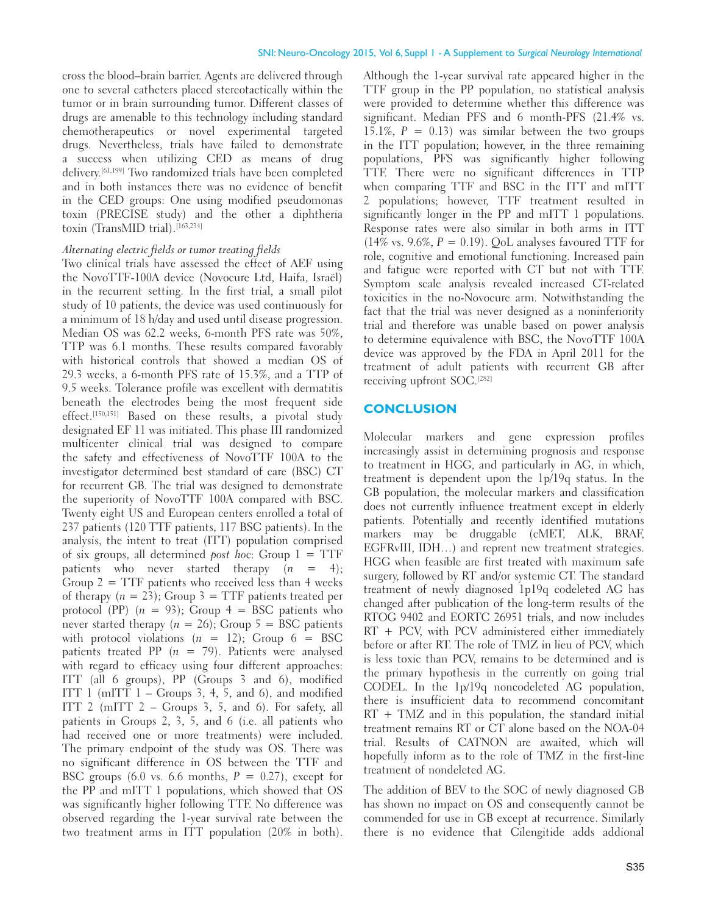cross the blood–brain barrier. Agents are delivered through one to several catheters placed stereotactically within the tumor or in brain surrounding tumor. Different classes of drugs are amenable to this technology including standard chemotherapeutics or novel experimental targeted drugs. Nevertheless, trials have failed to demonstrate a success when utilizing CED as means of drug delivery.[61,199] Two randomized trials have been completed and in both instances there was no evidence of benefit in the CED groups: One using modified pseudomonas toxin (PRECISE study) and the other a diphtheria toxin (TransMID trial).[163,234]

*Alternating electric fields or tumor treating fields*

Two clinical trials have assessed the effect of AEF using the NovoTTF-100A device (Novocure Ltd, Haifa, Israël) in the recurrent setting. In the first trial, a small pilot study of 10 patients, the device was used continuously for a minimum of 18 h/day and used until disease progression. Median OS was 62.2 weeks, 6-month PFS rate was 50%, TTP was 6.1 months. These results compared favorably with historical controls that showed a median OS of 29.3 weeks, a 6-month PFS rate of 15.3%, and a TTP of 9.5 weeks. Tolerance profile was excellent with dermatitis beneath the electrodes being the most frequent side effect.[150,151] Based on these results, a pivotal study designated EF 11 was initiated. This phase III randomized multicenter clinical trial was designed to compare the safety and effectiveness of NovoTTF 100A to the investigator determined best standard of care (BSC) CT for recurrent GB. The trial was designed to demonstrate the superiority of NovoTTF 100A compared with BSC. Twenty eight US and European centers enrolled a total of 237 patients (120 TTF patients, 117 BSC patients). In the analysis, the intent to treat (ITT) population comprised of six groups, all determined *post hoc*: Group 1 = TTF patients who never started therapy ($n$ = 4); Group 2 = TTF patients who received less than 4 weeks of therapy ($n$ = 23); Group 3 = TTF patients treated per protocol (PP) ($n$ = 93); Group 4 = BSC patients who never started therapy ($n$ = 26); Group 5 = BSC patients with protocol violations ($n$ = 12); Group 6 = BSC patients treated PP ($n$ = 79). Patients were analysed with regard to efficacy using four different approaches: ITT (all 6 groups), PP (Groups 3 and 6), modified ITT 1 (mITT 1 – Groups 3, 4, 5, and 6), and modified ITT 2 (mITT 2 – Groups 3, 5, and 6). For safety, all patients in Groups 2, 3, 5, and 6 (i.e. all patients who had received one or more treatments) were included. The primary endpoint of the study was OS. There was no significant difference in OS between the TTF and BSC groups (6.0 vs. 6.6 months, $P$ = 0.27), except for the PP and mITT 1 populations, which showed that OS was significantly higher following TTF. No difference was observed regarding the 1-year survival rate between the two treatment arms in ITT population (20% in both). Although the 1-year survival rate appeared higher in the TTF group in the PP population, no statistical analysis were provided to determine whether this difference was significant. Median PFS and 6 month-PFS (21.4% vs. 15.1%, $P$ = 0.13) was similar between the two groups in the ITT population; however, in the three remaining populations, PFS was significantly higher following TTF. There were no significant differences in TTP when comparing TTF and BSC in the ITT and mITT 2 populations; however, TTF treatment resulted in significantly longer in the PP and mITT 1 populations. Response rates were also similar in both arms in ITT (14% vs. 9.6%, $P$ = 0.19). QoL analyses favoured TTF for role, cognitive and emotional functioning. Increased pain and fatigue were reported with CT but not with TTF. Symptom scale analysis revealed increased CT-related toxicities in the no-Novocure arm. Notwithstanding the fact that the trial was never designed as a noninferiority trial and therefore was unable based on power analysis to determine equivalence with BSC, the NovoTTF 100A device was approved by the FDA in April 2011 for the treatment of adult patients with recurrent GB after receiving upfront SOC.[282]

## CONCLUSION

Molecular markers and gene expression profiles increasingly assist in determining prognosis and response to treatment in HGG, and particularly in AG, in which, treatment is dependent upon the 1p/19q status. In the GB population, the molecular markers and classification does not currently influence treatment except in elderly patients. Potentially and recently identified mutations markers may be druggable (cMET, ALK, BRAF, EGFRvIII, IDH…) and reprent new treatment strategies. HGG when feasible are first treated with maximum safe surgery, followed by RT and/or systemic CT. The standard treatment of newly diagnosed 1p19q codeleted AG has changed after publication of the long-term results of the RTOG 9402 and EORTC 26951 trials, and now includes RT + PCV, with PCV administered either immediately before or after RT. The role of TMZ in lieu of PCV, which is less toxic than PCV, remains to be determined and is the primary hypothesis in the currently on going trial CODEL. In the 1p/19q noncodeleted AG population, there is insufficient data to recommend concomitant RT + TMZ and in this population, the standard initial treatment remains RT or CT alone based on the NOA-04 trial. Results of CATNON are awaited, which will hopefully inform as to the role of TMZ in the first-line treatment of nondeleted AG.

The addition of BEV to the SOC of newly diagnosed GB has shown no impact on OS and consequently cannot be commended for use in GB except at recurrence. Similarly there is no evidence that Cilengitide adds addional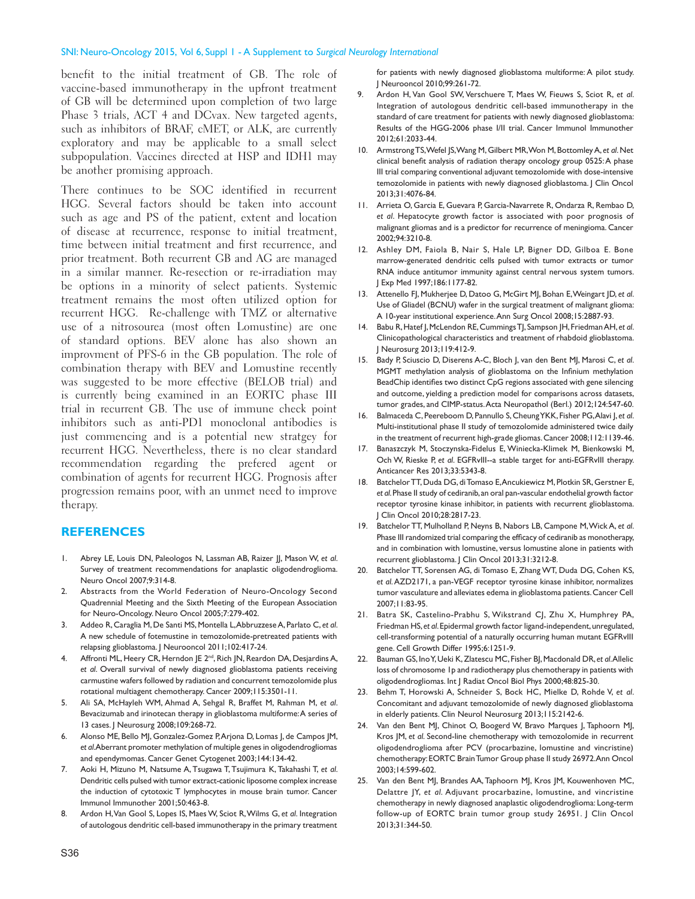benefit to the initial treatment of GB. The role of vaccine-based immunotherapy in the upfront treatment of GB will be determined upon completion of two large Phase 3 trials, ACT 4 and DCvax. New targeted agents, such as inhibitors of BRAF, cMET, or ALK, are currently exploratory and may be applicable to a small select subpopulation. Vaccines directed at HSP and IDH1 may be another promising approach.

There continues to be SOC identified in recurrent HGG. Several factors should be taken into account such as age and PS of the patient, extent and location of disease at recurrence, response to initial treatment, time between initial treatment and first recurrence, and prior treatment. Both recurrent GB and AG are managed in a similar manner. Re-resection or re-irradiation may be options in a minority of select patients. Systemic treatment remains the most often utilized option for recurrent HGG. Re-challenge with TMZ or alternative use of a nitrosourea (most often Lomustine) are one of standard options. BEV alone has also shown an improvment of PFS-6 in the GB population. The role of combination therapy with BEV and Lomustine recently was suggested to be more effective (BELOB trial) and is currently being examined in an EORTC phase III trial in recurrent GB. The use of immune check point inhibitors such as anti-PD1 monoclonal antibodies is just commencing and is a potential new stratgey for recurrent HGG. Nevertheless, there is no clear standard recommendation regarding the prefered agent or combination of agents for recurrent HGG. Prognosis after progression remains poor, with an unmet need to improve therapy.

## REFERENCES

1. Abrey LE, Louis DN, Paleologos N, Lassman AB, Raizer JJ, Mason W, *et al*. Survey of treatment recommendations for anaplastic oligodendroglioma. Neuro Oncol 2007;9:314-8.
2. Abstracts from the World Federation of Neuro-Oncology Second Quadrennial Meeting and the Sixth Meeting of the European Association for Neuro-Oncology. Neuro Oncol 2005;7:279-402.
3. Addeo R, Caraglia M, De Santi MS, Montella L, Abbruzzese A, Parlato C, *et al*. A new schedule of fotemustine in temozolomide-pretreated patients with relapsing glioblastoma. J Neurooncol 2011;102:417-24.
4. Affronti ML, Heery CR, Herndon JE 2nd, Rich JN, Reardon DA, Desjardins A, *et al*. Overall survival of newly diagnosed glioblastoma patients receiving carmustine wafers followed by radiation and concurrent temozolomide plus rotational multiagent chemotherapy. Cancer 2009;115:3501-11.
5. Ali SA, McHayleh WM, Ahmad A, Sehgal R, Braffet M, Rahman M, *et al*. Bevacizumab and irinotecan therapy in glioblastoma multiforme: A series of 13 cases. J Neurosurg 2008;109:268-72.
6. Alonso ME, Bello MJ, Gonzalez-Gomez P, Arjona D, Lomas J, de Campos JM, *et al*. Aberrant promoter methylation of multiple genes in oligodendrogliomas and ependymomas. Cancer Genet Cytogenet 2003;144:134-42.
7. Aoki H, Mizuno M, Natsume A, Tsugawa T, Tsujimura K, Takahashi T, *et al*. Dendritic cells pulsed with tumor extract-cationic liposome complex increase the induction of cytotoxic T lymphocytes in mouse brain tumor. Cancer Immunol Immunother 2001;50:463-8.
8. Ardon H, Van Gool S, Lopes IS, Maes W, Sciot R, Wilms G, *et al*. Integration of autologous dendritic cell-based immunotherapy in the primary treatment for patients with newly diagnosed glioblastoma multiforme: A pilot study. J Neurooncol 2010;99:261-72.
9. Ardon H, Van Gool SW, Verschuere T, Maes W, Fieuws S, Sciot R, *et al*. Integration of autologous dendritic cell-based immunotherapy in the standard of care treatment for patients with newly diagnosed glioblastoma: Results of the HGG-2006 phase I/II trial. Cancer Immunol Immunother 2012;61:2033-44.
10. Armstrong TS, Wefel JS, Wang M, Gilbert MR, Won M, Bottomley A, *et al*. Net clinical benefit analysis of radiation therapy oncology group 0525: A phase III trial comparing conventional adjuvant temozolomide with dose-intensive temozolomide in patients with newly diagnosed glioblastoma. J Clin Oncol 2013;31:4076-84.
11. Arrieta O, Garcia E, Guevara P, Garcia-Navarrete R, Ondarza R, Rembao D, *et al*. Hepatocyte growth factor is associated with poor prognosis of malignant gliomas and is a predictor for recurrence of meningioma. Cancer 2002;94:3210-8.
12. Ashley DM, Faiola B, Nair S, Hale LP, Bigner DD, Gilboa E. Bone marrow-generated dendritic cells pulsed with tumor extracts or tumor RNA induce antitumor immunity against central nervous system tumors. J Exp Med 1997;186:1177-82.
13. Attenello FJ, Mukherjee D, Datoo G, McGirt MJ, Bohan E, Weingart JD, *et al*. Use of Gliadel (BCNU) wafer in the surgical treatment of malignant glioma: A 10-year institutional experience. Ann Surg Oncol 2008;15:2887-93.
14. Babu R, Hatef J, McLendon RE, Cummings TJ, Sampson JH, Friedman AH, *et al*. Clinicopathological characteristics and treatment of rhabdoid glioblastoma. J Neurosurg 2013;119:412-9.
15. Bady P, Sciuscio D, Diserens A-C, Bloch J, van den Bent MJ, Marosi C, *et al*. MGMT methylation analysis of glioblastoma on the Infinium methylation BeadChip identifies two distinct CpG regions associated with gene silencing and outcome, yielding a prediction model for comparisons across datasets, tumor grades, and CIMP-status. Acta Neuropathol (Berl.) 2012;124:547-60.
16. Balmaceda C, Peereboom D, Pannullo S, Cheung YKK, Fisher PG, Alavi J, *et al*. Multi-institutional phase II study of temozolomide administered twice daily in the treatment of recurrent high-grade gliomas. Cancer 2008;112:1139-46.
17. Banaszczyk M, Stoczynska-Fidelus E, Winiecka-Klimek M, Bienkowski M, Och W, Rieske P, *et al*. EGFRvIII--a stable target for anti-EGFRvIII therapy. Anticancer Res 2013;33:5343-8.
18. Batchelor TT, Duda DG, di Tomaso E, Ancukiewicz M, Plotkin SR, Gerstner E, *et al*. Phase II study of cediranib, an oral pan-vascular endothelial growth factor receptor tyrosine kinase inhibitor, in patients with recurrent glioblastoma. J Clin Oncol 2010;28:2817-23.
19. Batchelor TT, Mulholland P, Neyns B, Nabors LB, Campone M, Wick A, *et al*. Phase III randomized trial comparing the efficacy of cediranib as monotherapy, and in combination with lomustine, versus lomustine alone in patients with recurrent glioblastoma. J Clin Oncol 2013;31:3212-8.
20. Batchelor TT, Sorensen AG, di Tomaso E, Zhang WT, Duda DG, Cohen KS, *et al*. AZD2171, a pan-VEGF receptor tyrosine kinase inhibitor, normalizes tumor vasculature and alleviates edema in glioblastoma patients. Cancer Cell 2007;11:83-95.
21. Batra SK, Castelino-Prabhu S, Wikstrand CJ, Zhu X, Humphrey PA, Friedman HS, *et al*. Epidermal growth factor ligand-independent, unregulated, cell-transforming potential of a naturally occurring human mutant EGFRvIII gene. Cell Growth Differ 1995;6:1251-9.
22. Bauman GS, Ino Y, Ueki K, Zlatescu MC, Fisher BJ, Macdonald DR, *et al*. Allelic loss of chromosome 1p and radiotherapy plus chemotherapy in patients with oligodendrogliomas. Int J Radiat Oncol Biol Phys 2000;48:825-30.
23. Behm T, Horowski A, Schneider S, Bock HC, Mielke D, Rohde V, *et al*. Concomitant and adjuvant temozolomide of newly diagnosed glioblastoma in elderly patients. Clin Neurol Neurosurg 2013;115:2142-6.
24. Van den Bent MJ, Chinot O, Boogerd W, Bravo Marques J, Taphoorn MJ, Kros JM, *et al*. Second-line chemotherapy with temozolomide in recurrent oligodendroglioma after PCV (procarbazine, lomustine and vincristine) chemotherapy: EORTC Brain Tumor Group phase II study 26972. Ann Oncol 2003;14:599-602.
25. Van den Bent MJ, Brandes AA, Taphoorn MJ, Kros JM, Kouwenhoven MC, Delattre JY, *et al*. Adjuvant procarbazine, lomustine, and vincristine chemotherapy in newly diagnosed anaplastic oligodendroglioma: Long-term follow-up of EORTC brain tumor group study 26951. J Clin Oncol 2013;31:344-50.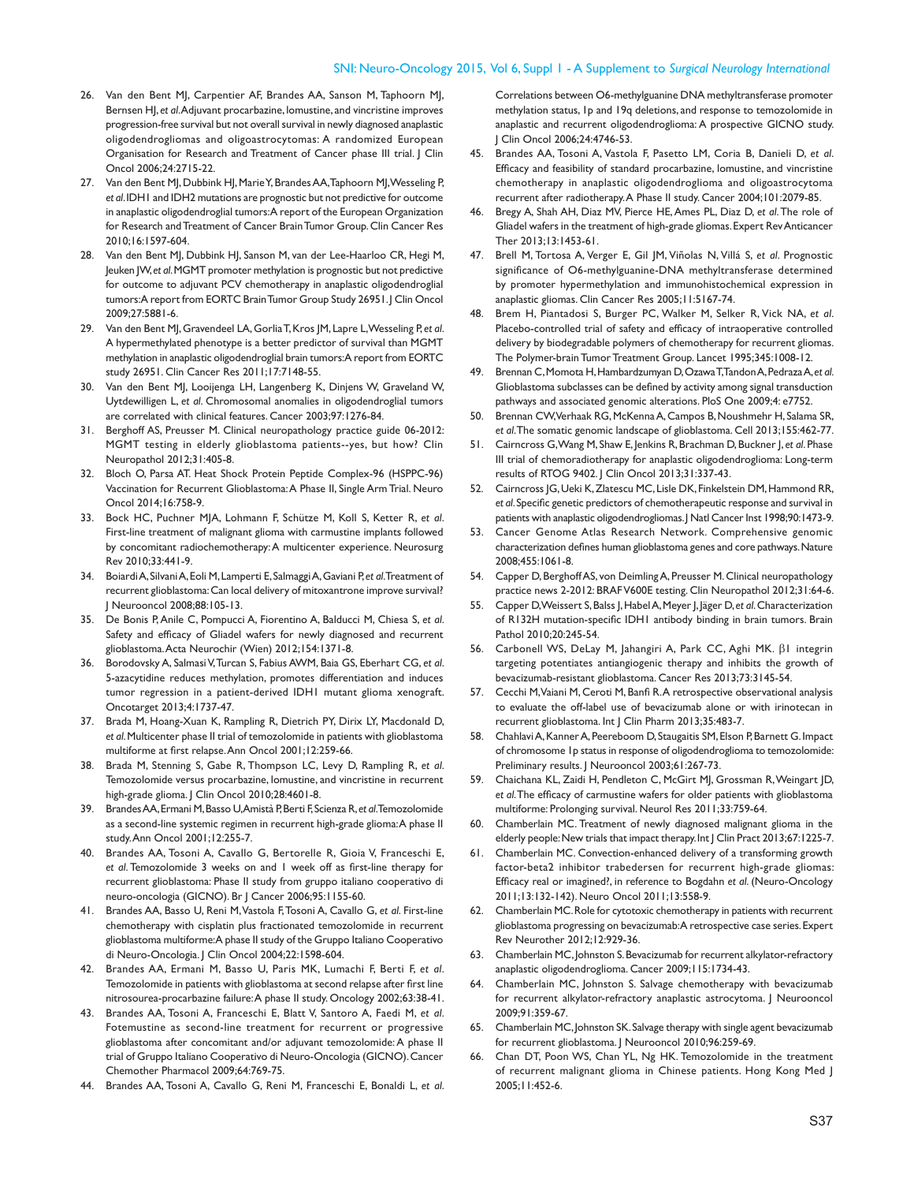26. Van den Bent MJ, Carpentier AF, Brandes AA, Sanson M, Taphoorn MJ, Bernsen HJ, *et al*. Adjuvant procarbazine, lomustine, and vincristine improves progression-free survival but not overall survival in newly diagnosed anaplastic oligodendrogliomas and oligoastrocytomas: A randomized European Organisation for Research and Treatment of Cancer phase III trial. J Clin Oncol 2006;24:2715-22.
27. Van den Bent MJ, Dubbink HJ, Marie Y, Brandes AA, Taphoorn MJ, Wesseling P, *et al*. IDH1 and IDH2 mutations are prognostic but not predictive for outcome in anaplastic oligodendroglial tumors: A report of the European Organization for Research and Treatment of Cancer Brain Tumor Group. Clin Cancer Res 2010;16:1597-604.
28. Van den Bent MJ, Dubbink HJ, Sanson M, van der Lee-Haarloo CR, Hegi M, Jeuken JW, *et al*. MGMT promoter methylation is prognostic but not predictive for outcome to adjuvant PCV chemotherapy in anaplastic oligodendroglial tumors: A report from EORTC Brain Tumor Group Study 26951. J Clin Oncol 2009;27:5881-6.
29. Van den Bent MJ, Gravendeel LA, Gorlia T, Kros JM, Lapre L, Wesseling P, *et al*. A hypermethylated phenotype is a better predictor of survival than MGMT methylation in anaplastic oligodendroglial brain tumors: A report from EORTC study 26951. Clin Cancer Res 2011;17:7148-55.
30. Van den Bent MJ, Looijenga LH, Langenberg K, Dinjens W, Graveland W, Uytdewilligen L, *et al*. Chromosomal anomalies in oligodendroglial tumors are correlated with clinical features. Cancer 2003;97:1276-84.
31. Berghoff AS, Preusser M. Clinical neuropathology practice guide 06-2012: MGMT testing in elderly glioblastoma patients--yes, but how? Clin Neuropathol 2012;31:405-8.
32. Bloch O, Parsa AT. Heat Shock Protein Peptide Complex-96 (HSPPC-96) Vaccination for Recurrent Glioblastoma: A Phase II, Single Arm Trial. Neuro Oncol 2014;16:758-9.
33. Bock HC, Puchner MJA, Lohmann F, Schütze M, Koll S, Ketter R, *et al*. First-line treatment of malignant glioma with carmustine implants followed by concomitant radiochemotherapy: A multicenter experience. Neurosurg Rev 2010;33:441-9.
34. Boiardi A, Silvani A, Eoli M, Lamperti E, Salmaggi A, Gaviani P, *et al*. Treatment of recurrent glioblastoma: Can local delivery of mitoxantrone improve survival? J Neurooncol 2008;88:105-13.
35. De Bonis P, Anile C, Pompucci A, Fiorentino A, Balducci M, Chiesa S, *et al*. Safety and efficacy of Gliadel wafers for newly diagnosed and recurrent glioblastoma. Acta Neurochir (Wien) 2012;154:1371-8.
36. Borodovsky A, Salmasi V, Turcan S, Fabius AWM, Baia GS, Eberhart CG, *et al*. 5-azacytidine reduces methylation, promotes differentiation and induces tumor regression in a patient-derived IDH1 mutant glioma xenograft. Oncotarget 2013;4:1737-47.
37. Brada M, Hoang-Xuan K, Rampling R, Dietrich PY, Dirix LY, Macdonald D, *et al*. Multicenter phase II trial of temozolomide in patients with glioblastoma multiforme at first relapse. Ann Oncol 2001;12:259-66.
38. Brada M, Stenning S, Gabe R, Thompson LC, Levy D, Rampling R, *et al*. Temozolomide versus procarbazine, lomustine, and vincristine in recurrent high-grade glioma. J Clin Oncol 2010;28:4601-8.
39. Brandes AA, Ermani M, Basso U, Amistà P, Berti F, Scienza R, *et al*. Temozolomide as a second-line systemic regimen in recurrent high-grade glioma: A phase II study. Ann Oncol 2001;12:255-7.
40. Brandes AA, Tosoni A, Cavallo G, Bertorelle R, Gioia V, Franceschi E, *et al*. Temozolomide 3 weeks on and 1 week off as first-line therapy for recurrent glioblastoma: Phase II study from gruppo italiano cooperativo di neuro-oncologia (GICNO). Br J Cancer 2006;95:1155-60.
41. Brandes AA, Basso U, Reni M, Vastola F, Tosoni A, Cavallo G, *et al*. First-line chemotherapy with cisplatin plus fractionated temozolomide in recurrent glioblastoma multiforme: A phase II study of the Gruppo Italiano Cooperativo di Neuro-Oncologia. J Clin Oncol 2004;22:1598-604.
42. Brandes AA, Ermani M, Basso U, Paris MK, Lumachi F, Berti F, *et al*. Temozolomide in patients with glioblastoma at second relapse after first line nitrosourea-procarbazine failure: A phase II study. Oncology 2002;63:38-41.
43. Brandes AA, Tosoni A, Franceschi E, Blatt V, Santoro A, Faedi M, *et al*. Fotemustine as second-line treatment for recurrent or progressive glioblastoma after concomitant and/or adjuvant temozolomide: A phase II trial of Gruppo Italiano Cooperativo di Neuro-Oncologia (GICNO). Cancer Chemother Pharmacol 2009;64:769-75.
44. Brandes AA, Tosoni A, Cavallo G, Reni M, Franceschi E, Bonaldi L, *et al*. Correlations between O6-methylguanine DNA methyltransferase promoter methylation status, 1p and 19q deletions, and response to temozolomide in anaplastic and recurrent oligodendroglioma: A prospective GICNO study. J Clin Oncol 2006;24:4746-53.
45. Brandes AA, Tosoni A, Vastola F, Pasetto LM, Coria B, Danieli D, *et al*. Efficacy and feasibility of standard procarbazine, lomustine, and vincristine chemotherapy in anaplastic oligodendroglioma and oligoastrocytoma recurrent after radiotherapy. A Phase II study. Cancer 2004;101:2079-85.
46. Bregy A, Shah AH, Diaz MV, Pierce HE, Ames PL, Diaz D, *et al*. The role of Gliadel wafers in the treatment of high-grade gliomas. Expert Rev Anticancer Ther 2013;13:1453-61.
47. Brell M, Tortosa A, Verger E, Gil JM, Viñolas N, Villá S, *et al*. Prognostic significance of O6-methylguanine-DNA methyltransferase determined by promoter hypermethylation and immunohistochemical expression in anaplastic gliomas. Clin Cancer Res 2005;11:5167-74.
48. Brem H, Piantadosi S, Burger PC, Walker M, Selker R, Vick NA, *et al*. Placebo-controlled trial of safety and efficacy of intraoperative controlled delivery by biodegradable polymers of chemotherapy for recurrent gliomas. The Polymer-brain Tumor Treatment Group. Lancet 1995;345:1008-12.
49. Brennan C, Momota H, Hambardzumyan D, Ozawa T, Tandon A, Pedraza A, *et al*. Glioblastoma subclasses can be defined by activity among signal transduction pathways and associated genomic alterations. PloS One 2009;4: e7752.
50. Brennan CW, Verhaak RG, McKenna A, Campos B, Noushmehr H, Salama SR, *et al*. The somatic genomic landscape of glioblastoma. Cell 2013;155:462-77.
51. Cairncross G, Wang M, Shaw E, Jenkins R, Brachman D, Buckner J, *et al*. Phase III trial of chemoradiotherapy for anaplastic oligodendroglioma: Long-term results of RTOG 9402. J Clin Oncol 2013;31:337-43.
52. Cairncross JG, Ueki K, Zlatescu MC, Lisle DK, Finkelstein DM, Hammond RR, *et al*. Specific genetic predictors of chemotherapeutic response and survival in patients with anaplastic oligodendrogliomas. J Natl Cancer Inst 1998;90:1473-9.
53. Cancer Genome Atlas Research Network. Comprehensive genomic characterization defines human glioblastoma genes and core pathways. Nature 2008;455:1061-8.
54. Capper D, Berghoff AS, von Deimling A, Preusser M. Clinical neuropathology practice news 2-2012: BRAF V600E testing. Clin Neuropathol 2012;31:64-6.
55. Capper D, Weissert S, Balss J, Habel A, Meyer J, Jäger D, *et al*. Characterization of R132H mutation-specific IDH1 antibody binding in brain tumors. Brain Pathol 2010;20:245-54.
56. Carbonell WS, DeLay M, Jahangiri A, Park CC, Aghi MK. β1 integrin targeting potentiates antiangiogenic therapy and inhibits the growth of bevacizumab-resistant glioblastoma. Cancer Res 2013;73:3145-54.
57. Cecchi M, Vaiani M, Ceroti M, Banfi R. A retrospective observational analysis to evaluate the off-label use of bevacizumab alone or with irinotecan in recurrent glioblastoma. Int J Clin Pharm 2013;35:483-7.
58. Chahlavi A, Kanner A, Peereboom D, Staugaitis SM, Elson P, Barnett G. Impact of chromosome 1p status in response of oligodendroglioma to temozolomide: Preliminary results. J Neurooncol 2003;61:267-73.
59. Chaichana KL, Zaidi H, Pendleton C, McGirt MJ, Grossman R, Weingart JD, *et al*. The efficacy of carmustine wafers for older patients with glioblastoma multiforme: Prolonging survival. Neurol Res 2011;33:759-64.
60. Chamberlain MC. Treatment of newly diagnosed malignant glioma in the elderly people: New trials that impact therapy. Int J Clin Pract 2013;67:1225-7.
61. Chamberlain MC. Convection-enhanced delivery of a transforming growth factor-beta2 inhibitor trabedersen for recurrent high-grade gliomas: Efficacy real or imagined?, in reference to Bogdahn *et al*. (Neuro-Oncology 2011;13:132-142). Neuro Oncol 2011;13:558-9.
62. Chamberlain MC. Role for cytotoxic chemotherapy in patients with recurrent glioblastoma progressing on bevacizumab: A retrospective case series. Expert Rev Neurother 2012;12:929-36.
63. Chamberlain MC, Johnston S. Bevacizumab for recurrent alkylator-refractory anaplastic oligodendroglioma. Cancer 2009;115:1734-43.
64. Chamberlain MC, Johnston S. Salvage chemotherapy with bevacizumab for recurrent alkylator-refractory anaplastic astrocytoma. J Neurooncol 2009;91:359-67.
65. Chamberlain MC, Johnston SK. Salvage therapy with single agent bevacizumab for recurrent glioblastoma. J Neurooncol 2010;96:259-69.
66. Chan DT, Poon WS, Chan YL, Ng HK. Temozolomide in the treatment of recurrent malignant glioma in Chinese patients. Hong Kong Med J 2005;11:452-6.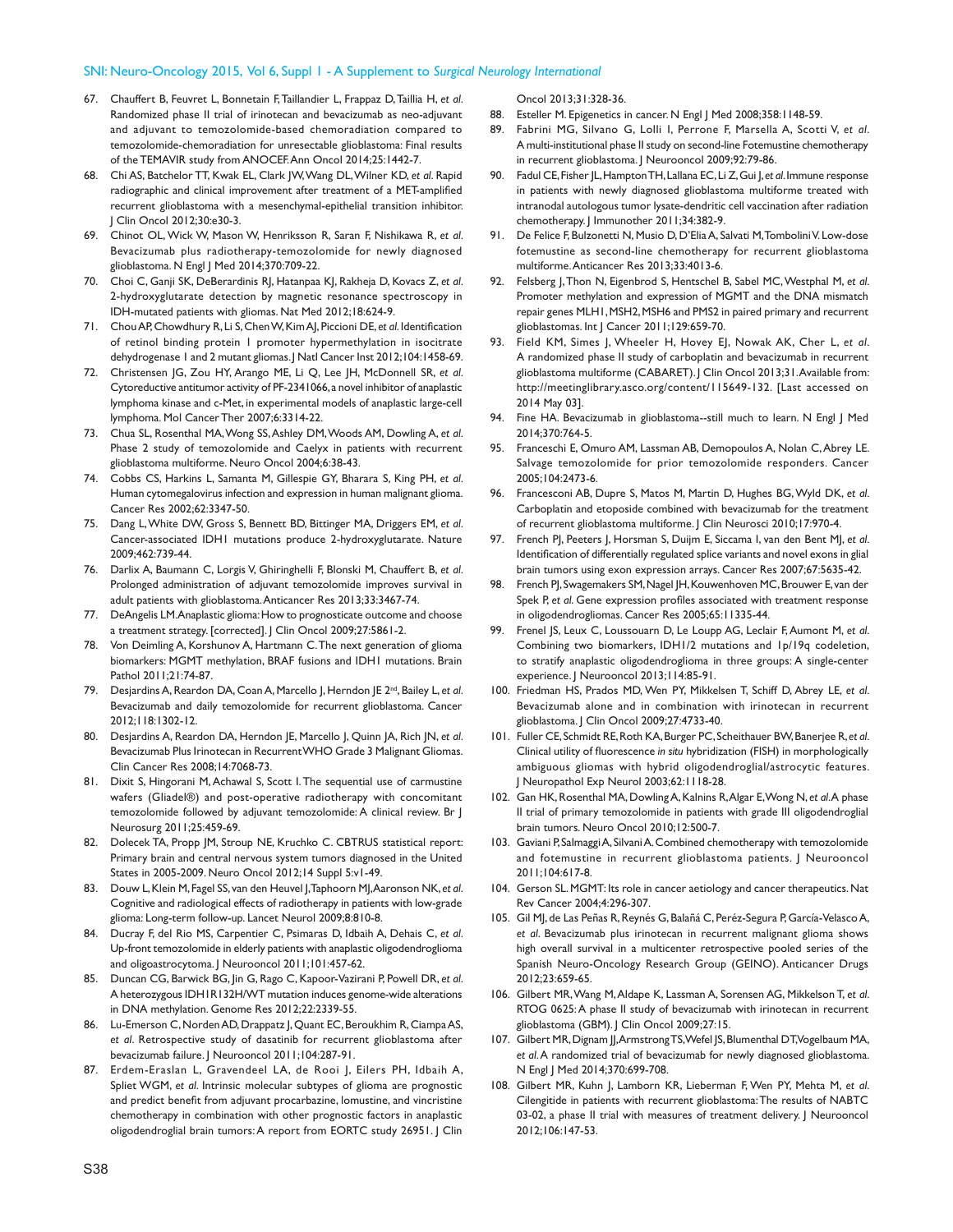67. Chauffert B, Feuvret L, Bonnetain F, Taillandier L, Frappaz D, Taillia H, *et al*. Randomized phase II trial of irinotecan and bevacizumab as neo-adjuvant and adjuvant to temozolomide-based chemoradiation compared to temozolomide-chemoradiation for unresectable glioblastoma: Final results of the TEMAVIR study from ANOCEF. Ann Oncol 2014;25:1442-7.
68. Chi AS, Batchelor TT, Kwak EL, Clark JW, Wang DL, Wilner KD, *et al*. Rapid radiographic and clinical improvement after treatment of a MET-amplified recurrent glioblastoma with a mesenchymal-epithelial transition inhibitor. J Clin Oncol 2012;30:e30-3.
69. Chinot OL, Wick W, Mason W, Henriksson R, Saran F, Nishikawa R, *et al*. Bevacizumab plus radiotherapy-temozolomide for newly diagnosed glioblastoma. N Engl J Med 2014;370:709-22.
70. Choi C, Ganji SK, DeBerardinis RJ, Hatanpaa KJ, Rakheja D, Kovacs Z, *et al*. 2-hydroxyglutarate detection by magnetic resonance spectroscopy in IDH-mutated patients with gliomas. Nat Med 2012;18:624-9.
71. Chou AP, Chowdhury R, Li S, Chen W, Kim AJ, Piccioni DE, *et al*. Identification of retinol binding protein 1 promoter hypermethylation in isocitrate dehydrogenase 1 and 2 mutant gliomas. J Natl Cancer Inst 2012;104:1458-69.
72. Christensen JG, Zou HY, Arango ME, Li Q, Lee JH, McDonnell SR, *et al*. Cytoreductive antitumor activity of PF-2341066, a novel inhibitor of anaplastic lymphoma kinase and c-Met, in experimental models of anaplastic large-cell lymphoma. Mol Cancer Ther 2007;6:3314-22.
73. Chua SL, Rosenthal MA, Wong SS, Ashley DM, Woods AM, Dowling A, *et al*. Phase 2 study of temozolomide and Caelyx in patients with recurrent glioblastoma multiforme. Neuro Oncol 2004;6:38-43.
74. Cobbs CS, Harkins L, Samanta M, Gillespie GY, Bharara S, King PH, *et al*. Human cytomegalovirus infection and expression in human malignant glioma. Cancer Res 2002;62:3347-50.
75. Dang L, White DW, Gross S, Bennett BD, Bittinger MA, Driggers EM, *et al*. Cancer-associated IDH1 mutations produce 2-hydroxyglutarate. Nature 2009;462:739-44.
76. Darlix A, Baumann C, Lorgis V, Ghiringhelli F, Blonski M, Chauffert B, *et al*. Prolonged administration of adjuvant temozolomide improves survival in adult patients with glioblastoma. Anticancer Res 2013;33:3467-74.
77. DeAngelis LM. Anaplastic glioma: How to prognosticate outcome and choose a treatment strategy. [corrected]. J Clin Oncol 2009;27:5861-2.
78. Von Deimling A, Korshunov A, Hartmann C. The next generation of glioma biomarkers: MGMT methylation, BRAF fusions and IDH1 mutations. Brain Pathol 2011;21:74-87.
79. Desjardins A, Reardon DA, Coan A, Marcello J, Herndon JE 2nd, Bailey L, *et al*. Bevacizumab and daily temozolomide for recurrent glioblastoma. Cancer 2012;118:1302-12.
80. Desjardins A, Reardon DA, Herndon JE, Marcello J, Quinn JA, Rich JN, *et al*. Bevacizumab Plus Irinotecan in Recurrent WHO Grade 3 Malignant Gliomas. Clin Cancer Res 2008;14:7068-73.
81. Dixit S, Hingorani M, Achawal S, Scott I. The sequential use of carmustine wafers (Gliadel®) and post-operative radiotherapy with concomitant temozolomide followed by adjuvant temozolomide: A clinical review. Br J Neurosurg 2011;25:459-69.
82. Dolecek TA, Propp JM, Stroup NE, Kruchko C. CBTRUS statistical report: Primary brain and central nervous system tumors diagnosed in the United States in 2005-2009. Neuro Oncol 2012;14 Suppl 5:v1-49.
83. Douw L, Klein M, Fagel SS, van den Heuvel J, Taphoorn MJ, Aaronson NK, *et al*. Cognitive and radiological effects of radiotherapy in patients with low-grade glioma: Long-term follow-up. Lancet Neurol 2009;8:810-8.
84. Ducray F, del Rio MS, Carpentier C, Psimaras D, Idbaih A, Dehais C, *et al*. Up-front temozolomide in elderly patients with anaplastic oligodendroglioma and oligoastrocytoma. J Neurooncol 2011;101:457-62.
85. Duncan CG, Barwick BG, Jin G, Rago C, Kapoor-Vazirani P, Powell DR, *et al*. A heterozygous IDH1R132H/WT mutation induces genome-wide alterations in DNA methylation. Genome Res 2012;22:2339-55.
86. Lu-Emerson C, Norden AD, Drappatz J, Quant EC, Beroukhim R, Ciampa AS, *et al*. Retrospective study of dasatinib for recurrent glioblastoma after bevacizumab failure. J Neurooncol 2011;104:287-91.
87. Erdem-Eraslan L, Gravendeel LA, de Rooi J, Eilers PH, Idbaih A, Spliet WGM, *et al*. Intrinsic molecular subtypes of glioma are prognostic and predict benefit from adjuvant procarbazine, lomustine, and vincristine chemotherapy in combination with other prognostic factors in anaplastic oligodendroglial brain tumors: A report from EORTC study 26951. J Clin Oncol 2013;31:328-36.
88. Esteller M. Epigenetics in cancer. N Engl J Med 2008;358:1148-59.
89. Fabrini MG, Silvano G, Lolli I, Perrone F, Marsella A, Scotti V, *et al*. A multi-institutional phase II study on second-line Fotemustine chemotherapy in recurrent glioblastoma. J Neurooncol 2009;92:79-86.
90. Fadul CE, Fisher JL, Hampton TH, Lallana EC, Li Z, Gui J, *et al*. Immune response in patients with newly diagnosed glioblastoma multiforme treated with intranodal autologous tumor lysate-dendritic cell vaccination after radiation chemotherapy. J Immunother 2011;34:382-9.
91. De Felice F, Bulzonetti N, Musio D, D'Elia A, Salvati M, Tombolini V. Low-dose fotemustine as second-line chemotherapy for recurrent glioblastoma multiforme. Anticancer Res 2013;33:4013-6.
92. Felsberg J, Thon N, Eigenbrod S, Hentschel B, Sabel MC, Westphal M, *et al*. Promoter methylation and expression of MGMT and the DNA mismatch repair genes MLH1, MSH2, MSH6 and PMS2 in paired primary and recurrent glioblastomas. Int J Cancer 2011;129:659-70.
93. Field KM, Simes J, Wheeler H, Hovey EJ, Nowak AK, Cher L, *et al*. A randomized phase II study of carboplatin and bevacizumab in recurrent glioblastoma multiforme (CABARET). J Clin Oncol 2013;31. Available from: http://meetinglibrary.asco.org/content/115649-132. [Last accessed on 2014 May 03].
94. Fine HA. Bevacizumab in glioblastoma--still much to learn. N Engl J Med 2014;370:764-5.
95. Franceschi E, Omuro AM, Lassman AB, Demopoulos A, Nolan C, Abrey LE. Salvage temozolomide for prior temozolomide responders. Cancer 2005;104:2473-6.
96. Francesconi AB, Dupre S, Matos M, Martin D, Hughes BG, Wyld DK, *et al*. Carboplatin and etoposide combined with bevacizumab for the treatment of recurrent glioblastoma multiforme. J Clin Neurosci 2010;17:970-4.
97. French PJ, Peeters J, Horsman S, Duijm E, Siccama I, van den Bent MJ, *et al*. Identification of differentially regulated splice variants and novel exons in glial brain tumors using exon expression arrays. Cancer Res 2007;67:5635-42.
98. French PJ, Swagemakers SM, Nagel JH, Kouwenhoven MC, Brouwer E, van der Spek P, *et al*. Gene expression profiles associated with treatment response in oligodendrogliomas. Cancer Res 2005;65:11335-44.
99. Frenel JS, Leux C, Loussouarn D, Le Loupp AG, Leclair F, Aumont M, *et al*. Combining two biomarkers, IDH1/2 mutations and 1p/19q codeletion, to stratify anaplastic oligodendroglioma in three groups: A single-center experience. J Neurooncol 2013;114:85-91.
100. Friedman HS, Prados MD, Wen PY, Mikkelsen T, Schiff D, Abrey LE, *et al*. Bevacizumab alone and in combination with irinotecan in recurrent glioblastoma. J Clin Oncol 2009;27:4733-40.
101. Fuller CE, Schmidt RE, Roth KA, Burger PC, Scheithauer BW, Banerjee R, *et al*. Clinical utility of fluorescence *in situ* hybridization (FISH) in morphologically ambiguous gliomas with hybrid oligodendroglial/astrocytic features. J Neuropathol Exp Neurol 2003;62:1118-28.
102. Gan HK, Rosenthal MA, Dowling A, Kalnins R, Algar E, Wong N, *et al*. A phase II trial of primary temozolomide in patients with grade III oligodendroglial brain tumors. Neuro Oncol 2010;12:500-7.
103. Gaviani P, Salmaggi A, Silvani A. Combined chemotherapy with temozolomide and fotemustine in recurrent glioblastoma patients. J Neurooncol 2011;104:617-8.
104. Gerson SL. MGMT: Its role in cancer aetiology and cancer therapeutics. Nat Rev Cancer 2004;4:296-307.
105. Gil MJ, de Las Peñas R, Reynés G, Balañá C, Peréz-Segura P, García-Velasco A, *et al*. Bevacizumab plus irinotecan in recurrent malignant glioma shows high overall survival in a multicenter retrospective pooled series of the Spanish Neuro-Oncology Research Group (GEINO). Anticancer Drugs 2012;23:659-65.
106. Gilbert MR, Wang M, Aldape K, Lassman A, Sorensen AG, Mikkelson T, *et al*. RTOG 0625: A phase II study of bevacizumab with irinotecan in recurrent glioblastoma (GBM). J Clin Oncol 2009;27:15.
107. Gilbert MR, Dignam JJ, Armstrong TS, Wefel JS, Blumenthal DT, Vogelbaum MA, *et al*. A randomized trial of bevacizumab for newly diagnosed glioblastoma. N Engl J Med 2014;370:699-708.
108. Gilbert MR, Kuhn J, Lamborn KR, Lieberman F, Wen PY, Mehta M, *et al*. Cilengitide in patients with recurrent glioblastoma: The results of NABTC 03-02, a phase II trial with measures of treatment delivery. J Neurooncol 2012;106:147-53.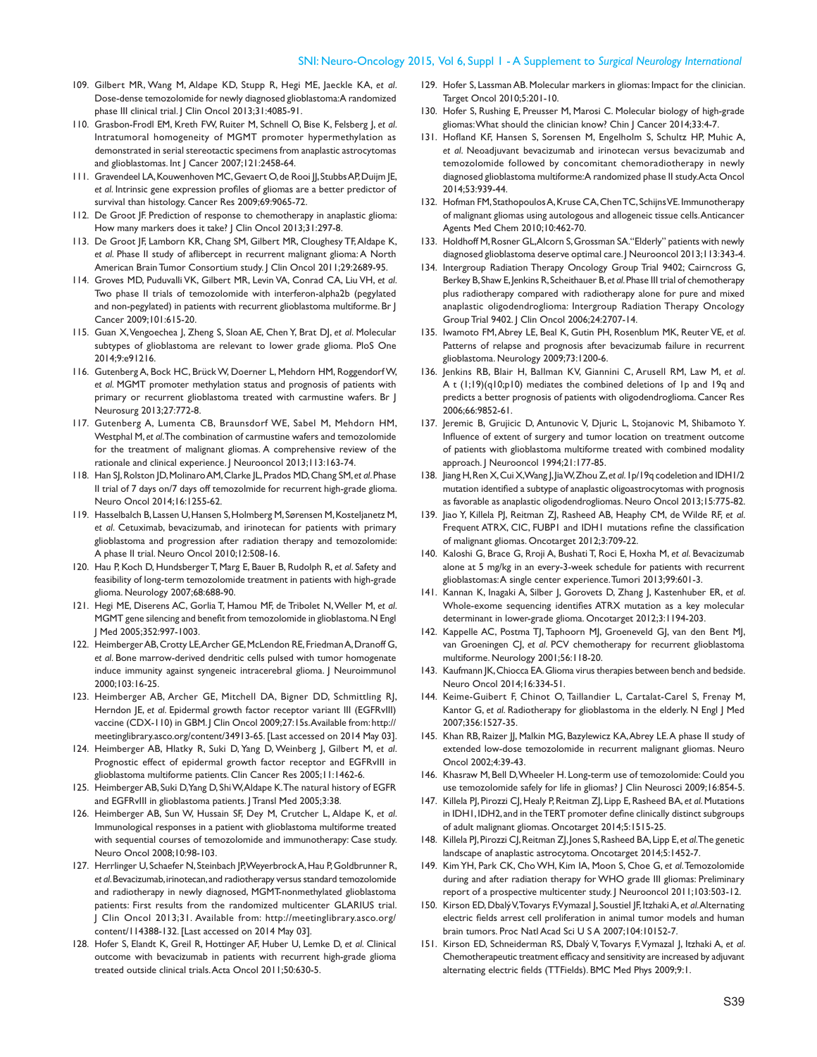109. Gilbert MR, Wang M, Aldape KD, Stupp R, Hegi ME, Jaeckle KA, *et al*. Dose-dense temozolomide for newly diagnosed glioblastoma: A randomized phase III clinical trial. J Clin Oncol 2013;31:4085-91.
110. Grasbon-Frodl EM, Kreth FW, Ruiter M, Schnell O, Bise K, Felsberg J, *et al*. Intratumoral homogeneity of MGMT promoter hypermethylation as demonstrated in serial stereotactic specimens from anaplastic astrocytomas and glioblastomas. Int J Cancer 2007;121:2458-64.
111. Gravendeel LA, Kouwenhoven MC, Gevaert O, de Rooi JJ, Stubbs AP, Duijm JE, *et al*. Intrinsic gene expression profiles of gliomas are a better predictor of survival than histology. Cancer Res 2009;69:9065-72.
112. De Groot JF. Prediction of response to chemotherapy in anaplastic glioma: How many markers does it take? J Clin Oncol 2013;31:297-8.
113. De Groot JF, Lamborn KR, Chang SM, Gilbert MR, Cloughesy TF, Aldape K, *et al*. Phase II study of aflibercept in recurrent malignant glioma: A North American Brain Tumor Consortium study. J Clin Oncol 2011;29:2689-95.
114. Groves MD, Puduvalli VK, Gilbert MR, Levin VA, Conrad CA, Liu VH, *et al*. Two phase II trials of temozolomide with interferon-alpha2b (pegylated and non-pegylated) in patients with recurrent glioblastoma multiforme. Br J Cancer 2009;101:615-20.
115. Guan X, Vengoechea J, Zheng S, Sloan AE, Chen Y, Brat DJ, *et al*. Molecular subtypes of glioblastoma are relevant to lower grade glioma. PloS One 2014;9:e91216.
116. Gutenberg A, Bock HC, Brück W, Doerner L, Mehdorn HM, Roggendorf W, *et al*. MGMT promoter methylation status and prognosis of patients with primary or recurrent glioblastoma treated with carmustine wafers. Br J Neurosurg 2013;27:772-8.
117. Gutenberg A, Lumenta CB, Braunsdorf WE, Sabel M, Mehdorn HM, Westphal M, *et al*. The combination of carmustine wafers and temozolomide for the treatment of malignant gliomas. A comprehensive review of the rationale and clinical experience. J Neurooncol 2013;113:163-74.
118. Han SJ, Rolston JD, Molinaro AM, Clarke JL, Prados MD, Chang SM, *et al*. Phase II trial of 7 days on/7 days off temozolmide for recurrent high-grade glioma. Neuro Oncol 2014;16:1255-62.
119. Hasselbalch B, Lassen U, Hansen S, Holmberg M, Sørensen M, Kosteljanetz M, *et al*. Cetuximab, bevacizumab, and irinotecan for patients with primary glioblastoma and progression after radiation therapy and temozolomide: A phase II trial. Neuro Oncol 2010;12:508-16.
120. Hau P, Koch D, Hundsberger T, Marg E, Bauer B, Rudolph R, *et al*. Safety and feasibility of long-term temozolomide treatment in patients with high-grade glioma. Neurology 2007;68:688-90.
121. Hegi ME, Diserens AC, Gorlia T, Hamou MF, de Tribolet N, Weller M, *et al*. MGMT gene silencing and benefit from temozolomide in glioblastoma. N Engl J Med 2005;352:997-1003.
122. Heimberger AB, Crotty LE, Archer GE, McLendon RE, Friedman A, Dranoff G, *et al*. Bone marrow-derived dendritic cells pulsed with tumor homogenate induce immunity against syngeneic intracerebral glioma. J Neuroimmunol 2000;103:16-25.
123. Heimberger AB, Archer GE, Mitchell DA, Bigner DD, Schmittling RJ, Herndon JE, *et al*. Epidermal growth factor receptor variant III (EGFRvIII) vaccine (CDX-110) in GBM. J Clin Oncol 2009;27:15s. Available from: http://meetinglibrary.asco.org/content/34913-65. [Last accessed on 2014 May 03].
124. Heimberger AB, Hlatky R, Suki D, Yang D, Weinberg J, Gilbert M, *et al*. Prognostic effect of epidermal growth factor receptor and EGFRvIII in glioblastoma multiforme patients. Clin Cancer Res 2005;11:1462-6.
125. Heimberger AB, Suki D, Yang D, Shi W, Aldape K. The natural history of EGFR and EGFRvIII in glioblastoma patients. J Transl Med 2005;3:38.
126. Heimberger AB, Sun W, Hussain SF, Dey M, Crutcher L, Aldape K, *et al*. Immunological responses in a patient with glioblastoma multiforme treated with sequential courses of temozolomide and immunotherapy: Case study. Neuro Oncol 2008;10:98-103.
127. Herrlinger U, Schaefer N, Steinbach JP, Weyerbrock A, Hau P, Goldbrunner R, *et al*. Bevacizumab, irinotecan, and radiotherapy versus standard temozolomide and radiotherapy in newly diagnosed, MGMT-nonmethylated glioblastoma patients: First results from the randomized multicenter GLARIUS trial. J Clin Oncol 2013;31. Available from: http://meetinglibrary.asco.org/content/114388-132. [Last accessed on 2014 May 03].
128. Hofer S, Elandt K, Greil R, Hottinger AF, Huber U, Lemke D, *et al*. Clinical outcome with bevacizumab in patients with recurrent high-grade glioma treated outside clinical trials. Acta Oncol 2011;50:630-5.
129. Hofer S, Lassman AB. Molecular markers in gliomas: Impact for the clinician. Target Oncol 2010;5:201-10.
130. Hofer S, Rushing E, Preusser M, Marosi C. Molecular biology of high-grade gliomas: What should the clinician know? Chin J Cancer 2014;33:4-7.
131. Hofland KF, Hansen S, Sorensen M, Engelholm S, Schultz HP, Muhic A, *et al*. Neoadjuvant bevacizumab and irinotecan versus bevacizumab and temozolomide followed by concomitant chemoradiotherapy in newly diagnosed glioblastoma multiforme: A randomized phase II study. Acta Oncol 2014;53:939-44.
132. Hofman FM, Stathopoulos A, Kruse CA, Chen TC, Schijns VE. Immunotherapy of malignant gliomas using autologous and allogeneic tissue cells. Anticancer Agents Med Chem 2010;10:462-70.
133. Holdhoff M, Rosner GL, Alcorn S, Grossman SA. "Elderly" patients with newly diagnosed glioblastoma deserve optimal care. J Neurooncol 2013;113:343-4.
134. Intergroup Radiation Therapy Oncology Group Trial 9402; Cairncross G, Berkey B, Shaw E, Jenkins R, Scheithauer B, *et al*. Phase III trial of chemotherapy plus radiotherapy compared with radiotherapy alone for pure and mixed anaplastic oligodendroglioma: Intergroup Radiation Therapy Oncology Group Trial 9402. J Clin Oncol 2006;24:2707-14.
135. Iwamoto FM, Abrey LE, Beal K, Gutin PH, Rosenblum MK, Reuter VE, *et al*. Patterns of relapse and prognosis after bevacizumab failure in recurrent glioblastoma. Neurology 2009;73:1200-6.
136. Jenkins RB, Blair H, Ballman KV, Giannini C, Arusell RM, Law M, *et al*. A t (1;19)(q10;p10) mediates the combined deletions of 1p and 19q and predicts a better prognosis of patients with oligodendroglioma. Cancer Res 2006;66:9852-61.
137. Jeremic B, Grujicic D, Antunovic V, Djuric L, Stojanovic M, Shibamoto Y. Influence of extent of surgery and tumor location on treatment outcome of patients with glioblastoma multiforme treated with combined modality approach. J Neurooncol 1994;21:177-85.
138. Jiang H, Ren X, Cui X, Wang J, Jia W, Zhou Z, *et al*. 1p/19q codeletion and IDH1/2 mutation identified a subtype of anaplastic oligoastrocytomas with prognosis as favorable as anaplastic oligodendrogliomas. Neuro Oncol 2013;15:775-82.
139. Jiao Y, Killela PJ, Reitman ZJ, Rasheed AB, Heaphy CM, de Wilde RF, *et al*. Frequent ATRX, CIC, FUBP1 and IDH1 mutations refine the classification of malignant gliomas. Oncotarget 2012;3:709-22.
140. Kaloshi G, Brace G, Rroji A, Bushati T, Roci E, Hoxha M, *et al*. Bevacizumab alone at 5 mg/kg in an every-3-week schedule for patients with recurrent glioblastomas: A single center experience. Tumori 2013;99:601-3.
141. Kannan K, Inagaki A, Silber J, Gorovets D, Zhang J, Kastenhuber ER, *et al*. Whole-exome sequencing identifies ATRX mutation as a key molecular determinant in lower-grade glioma. Oncotarget 2012;3:1194-203.
142. Kappelle AC, Postma TJ, Taphoorn MJ, Groeneveld GJ, van den Bent MJ, van Groeningen CJ, *et al*. PCV chemotherapy for recurrent glioblastoma multiforme. Neurology 2001;56:118-20.
143. Kaufmann JK, Chiocca EA. Glioma virus therapies between bench and bedside. Neuro Oncol 2014;16:334-51.
144. Keime-Guibert F, Chinot O, Taillandier L, Cartalat-Carel S, Frenay M, Kantor G, *et al*. Radiotherapy for glioblastoma in the elderly. N Engl J Med 2007;356:1527-35.
145. Khan RB, Raizer JJ, Malkin MG, Bazylewicz KA, Abrey LE. A phase II study of extended low-dose temozolomide in recurrent malignant gliomas. Neuro Oncol 2002;4:39-43.
146. Khasraw M, Bell D, Wheeler H. Long-term use of temozolomide: Could you use temozolomide safely for life in gliomas? J Clin Neurosci 2009;16:854-5.
147. Killela PJ, Pirozzi CJ, Healy P, Reitman ZJ, Lipp E, Rasheed BA, *et al*. Mutations in IDH1, IDH2, and in the TERT promoter define clinically distinct subgroups of adult malignant gliomas. Oncotarget 2014;5:1515-25.
148. Killela PJ, Pirozzi CJ, Reitman ZJ, Jones S, Rasheed BA, Lipp E, *et al*. The genetic landscape of anaplastic astrocytoma. Oncotarget 2014;5:1452-7.
149. Kim YH, Park CK, Cho WH, Kim IA, Moon S, Choe G, *et al*. Temozolomide during and after radiation therapy for WHO grade III gliomas: Preliminary report of a prospective multicenter study. J Neurooncol 2011;103:503-12.
150. Kirson ED, Dbalý V, Tovarys F, Vymazal J, Soustiel JF, Itzhaki A, *et al*. Alternating electric fields arrest cell proliferation in animal tumor models and human brain tumors. Proc Natl Acad Sci U S A 2007;104:10152-7.
151. Kirson ED, Schneiderman RS, Dbalý V, Tovarys F, Vymazal J, Itzhaki A, *et al*. Chemotherapeutic treatment efficacy and sensitivity are increased by adjuvant alternating electric fields (TTFields). BMC Med Phys 2009;9:1.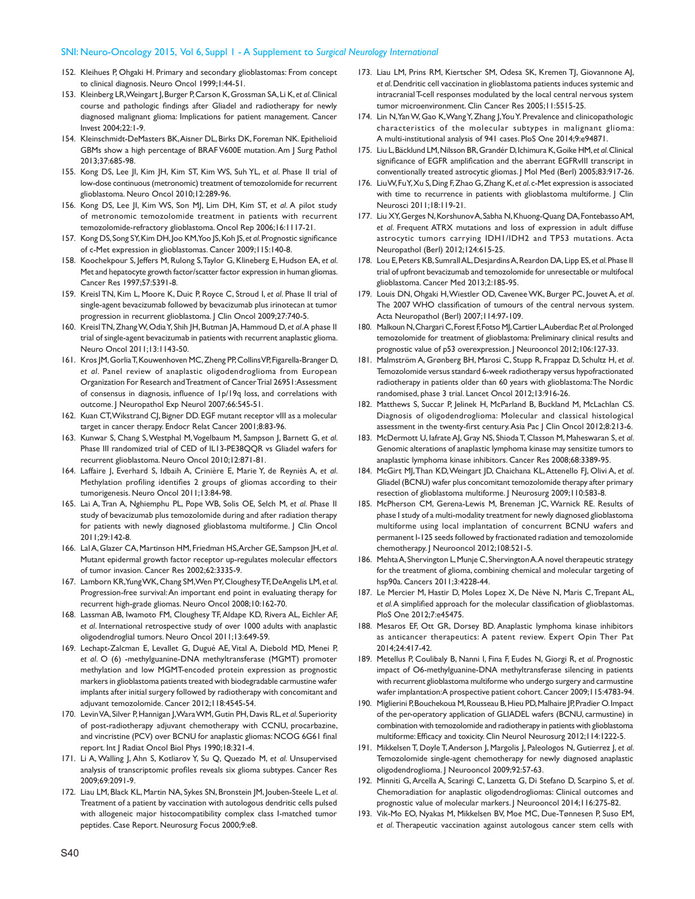152. Kleihues P, Ohgaki H. Primary and secondary glioblastomas: From concept to clinical diagnosis. Neuro Oncol 1999;1:44-51.
153. Kleinberg LR, Weingart J, Burger P, Carson K, Grossman SA, Li K, *et al.* Clinical course and pathologic findings after Gliadel and radiotherapy for newly diagnosed malignant glioma: Implications for patient management. Cancer Invest 2004;22:1-9.
154. Kleinschmidt-DeMasters BK, Aisner DL, Birks DK, Foreman NK. Epithelioid GBMs show a high percentage of BRAF V600E mutation. Am J Surg Pathol 2013;37:685-98.
155. Kong DS, Lee JI, Kim JH, Kim ST, Kim WS, Suh YL, *et al.* Phase II trial of low-dose continuous (metronomic) treatment of temozolomide for recurrent glioblastoma. Neuro Oncol 2010;12:289-96.
156. Kong DS, Lee JI, Kim WS, Son MJ, Lim DH, Kim ST, *et al.* A pilot study of metronomic temozolomide treatment in patients with recurrent temozolomide-refractory glioblastoma. Oncol Rep 2006;16:1117-21.
157. Kong DS, Song SY, Kim DH, Joo KM, Yoo JS, Koh JS, *et al.* Prognostic significance of c-Met expression in glioblastomas. Cancer 2009;115:140-8.
158. Koochekpour S, Jeffers M, Rulong S, Taylor G, Klineberg E, Hudson EA, *et al.* Met and hepatocyte growth factor/scatter factor expression in human gliomas. Cancer Res 1997;57:5391-8.
159. Kreisl TN, Kim L, Moore K, Duic P, Royce C, Stroud I, *et al.* Phase II trial of single-agent bevacizumab followed by bevacizumab plus irinotecan at tumor progression in recurrent glioblastoma. J Clin Oncol 2009;27:740-5.
160. Kreisl TN, Zhang W, Odia Y, Shih JH, Butman JA, Hammoud D, *et al.* A phase II trial of single-agent bevacizumab in patients with recurrent anaplastic glioma. Neuro Oncol 2011;13:1143-50.
161. Kros JM, Gorlia T, Kouwenhoven MC, Zheng PP, Collins VP, Figarella-Branger D, *et al.* Panel review of anaplastic oligodendroglioma from European Organization For Research and Treatment of Cancer Trial 26951: Assessment of consensus in diagnosis, influence of 1p/19q loss, and correlations with outcome. J Neuropathol Exp Neurol 2007;66:545-51.
162. Kuan CT, Wikstrand CJ, Bigner DD. EGF mutant receptor vIII as a molecular target in cancer therapy. Endocr Relat Cancer 2001;8:83-96.
163. Kunwar S, Chang S, Westphal M, Vogelbaum M, Sampson J, Barnett G, *et al.* Phase III randomized trial of CED of IL13-PE38QQR vs Gliadel wafers for recurrent glioblastoma. Neuro Oncol 2010;12:871-81.
164. Laffaire J, Everhard S, Idbaih A, Crinière E, Marie Y, de Reyniès A, *et al.* Methylation profiling identifies 2 groups of gliomas according to their tumorigenesis. Neuro Oncol 2011;13:84-98.
165. Lai A, Tran A, Nghiemphu PL, Pope WB, Solis OE, Selch M, *et al.* Phase II study of bevacizumab plus temozolomide during and after radiation therapy for patients with newly diagnosed glioblastoma multiforme. J Clin Oncol 2011;29:142-8.
166. Lal A, Glazer CA, Martinson HM, Friedman HS, Archer GE, Sampson JH, *et al.* Mutant epidermal growth factor receptor up-regulates molecular effectors of tumor invasion. Cancer Res 2002;62:3335-9.
167. Lamborn KR, Yung WK, Chang SM, Wen PY, Cloughesy TF, DeAngelis LM, *et al.* Progression-free survival: An important end point in evaluating therapy for recurrent high-grade gliomas. Neuro Oncol 2008;10:162-70.
168. Lassman AB, Iwamoto FM, Cloughesy TF, Aldape KD, Rivera AL, Eichler AF, *et al.* International retrospective study of over 1000 adults with anaplastic oligodendroglial tumors. Neuro Oncol 2011;13:649-59.
169. Lechapt-Zalcman E, Levallet G, Dugué AE, Vital A, Diebold MD, Menei P, *et al.* O (6) -methylguanine-DNA methyltransferase (MGMT) promoter methylation and low MGMT-encoded protein expression as prognostic markers in glioblastoma patients treated with biodegradable carmustine wafer implants after initial surgery followed by radiotherapy with concomitant and adjuvant temozolomide. Cancer 2012;118:4545-54.
170. Levin VA, Silver P, Hannigan J, Wara WM, Gutin PH, Davis RL, *et al.* Superiority of post-radiotherapy adjuvant chemotherapy with CCNU, procarbazine, and vincristine (PCV) over BCNU for anaplastic gliomas: NCOG 6G61 final report. Int J Radiat Oncol Biol Phys 1990;18:321-4.
171. Li A, Walling J, Ahn S, Kotliarov Y, Su Q, Quezado M, *et al.* Unsupervised analysis of transcriptomic profiles reveals six glioma subtypes. Cancer Res 2009;69:2091-9.
172. Liau LM, Black KL, Martin NA, Sykes SN, Bronstein JM, Jouben-Steele L, *et al.* Treatment of a patient by vaccination with autologous dendritic cells pulsed with allogeneic major histocompatibility complex class I-matched tumor peptides. Case Report. Neurosurg Focus 2000;9:e8.
173. Liau LM, Prins RM, Kiertscher SM, Odesa SK, Kremen TJ, Giovannone AJ, *et al.* Dendritic cell vaccination in glioblastoma patients induces systemic and intracranial T-cell responses modulated by the local central nervous system tumor microenvironment. Clin Cancer Res 2005;11:5515-25.
174. Lin N, Yan W, Gao K, Wang Y, Zhang J, You Y. Prevalence and clinicopathologic characteristics of the molecular subtypes in malignant glioma: A multi-institutional analysis of 941 cases. PloS One 2014;9:e94871.
175. Liu L, Bäcklund LM, Nilsson BR, Grandér D, Ichimura K, Goike HM, *et al.* Clinical significance of EGFR amplification and the aberrant EGFRvIII transcript in conventionally treated astrocytic gliomas. J Mol Med (Berl) 2005;83:917-26.
176. Liu W, Fu Y, Xu S, Ding F, Zhao G, Zhang K, *et al.* c-Met expression is associated with time to recurrence in patients with glioblastoma multiforme. J Clin Neurosci 2011;18:119-21.
177. Liu XY, Gerges N, Korshunov A, Sabha N, Khuong-Quang DA, Fontebasso AM, *et al.* Frequent ATRX mutations and loss of expression in adult diffuse astrocytic tumors carrying IDH1/IDH2 and TP53 mutations. Acta Neuropathol (Berl) 2012;124:615-25.
178. Lou E, Peters KB, Sumrall AL, Desjardins A, Reardon DA, Lipp ES, *et al.* Phase II trial of upfront bevacizumab and temozolomide for unresectable or multifocal glioblastoma. Cancer Med 2013;2:185-95.
179. Louis DN, Ohgaki H, Wiestler OD, Cavenee WK, Burger PC, Jouvet A, *et al.* The 2007 WHO classification of tumours of the central nervous system. Acta Neuropathol (Berl) 2007;114:97-109.
180. Malkoun N, Chargari C, Forest F, Fotso MJ, Cartier L, Auberdiac P, *et al.* Prolonged temozolomide for treatment of glioblastoma: Preliminary clinical results and prognostic value of p53 overexpression. J Neurooncol 2012;106:127-33.
181. Malmström A, Grønberg BH, Marosi C, Stupp R, Frappaz D, Schultz H, *et al.* Temozolomide versus standard 6-week radiotherapy versus hypofractionated radiotherapy in patients older than 60 years with glioblastoma: The Nordic randomised, phase 3 trial. Lancet Oncol 2012;13:916-26.
182. Matthews S, Succar P, Jelinek H, McParland B, Buckland M, McLachlan CS. Diagnosis of oligodendroglioma: Molecular and classical histological assessment in the twenty-first century. Asia Pac J Clin Oncol 2012;8:213-6.
183. McDermott U, Iafrate AJ, Gray NS, Shioda T, Classon M, Maheswaran S, *et al.* Genomic alterations of anaplastic lymphoma kinase may sensitize tumors to anaplastic lymphoma kinase inhibitors. Cancer Res 2008;68:3389-95.
184. McGirt MJ, Than KD, Weingart JD, Chaichana KL, Attenello FJ, Olivi A, *et al.* Gliadel (BCNU) wafer plus concomitant temozolomide therapy after primary resection of glioblastoma multiforme. J Neurosurg 2009;110:583-8.
185. McPherson CM, Gerena-Lewis M, Breneman JC, Warnick RE. Results of phase I study of a multi-modality treatment for newly diagnosed glioblastoma multiforme using local implantation of concurrent BCNU wafers and permanent I-125 seeds followed by fractionated radiation and temozolomide chemotherapy. J Neurooncol 2012;108:521-5.
186. Mehta A, Shervington L, Munje C, Shervington A. A novel therapeutic strategy for the treatment of glioma, combining chemical and molecular targeting of hsp90a. Cancers 2011;3:4228-44.
187. Le Mercier M, Hastir D, Moles Lopez X, De Nève N, Maris C, Trepant AL, *et al.* A simplified approach for the molecular classification of glioblastomas. PloS One 2012;7:e45475.
188. Mesaros EF, Ott GR, Dorsey BD. Anaplastic lymphoma kinase inhibitors as anticancer therapeutics: A patent review. Expert Opin Ther Pat 2014;24:417-42.
189. Metellus P, Coulibaly B, Nanni I, Fina F, Eudes N, Giorgi R, *et al.* Prognostic impact of O6-methylguanine-DNA methyltransferase silencing in patients with recurrent glioblastoma multiforme who undergo surgery and carmustine wafer implantation: A prospective patient cohort. Cancer 2009;115:4783-94.
190. Miglierini P, Bouchekoua M, Rousseau B, Hieu PD, Malhaire JP, Pradier O. Impact of the per-operatory application of GLIADEL wafers (BCNU, carmustine) in combination with temozolomide and radiotherapy in patients with glioblastoma multiforme: Efficacy and toxicity. Clin Neurol Neurosurg 2012;114:1222-5.
191. Mikkelsen T, Doyle T, Anderson J, Margolis J, Paleologos N, Gutierrez J, *et al.* Temozolomide single-agent chemotherapy for newly diagnosed anaplastic oligodendroglioma. J Neurooncol 2009;92:57-63.
192. Minniti G, Arcella A, Scaringi C, Lanzetta G, Di Stefano D, Scarpino S, *et al.* Chemoradiation for anaplastic oligodendrogliomas: Clinical outcomes and prognostic value of molecular markers. J Neurooncol 2014;116:275-82.
193. Vik-Mo EO, Nyakas M, Mikkelsen BV, Moe MC, Due-Tønnesen P, Suso EM, *et al.* Therapeutic vaccination against autologous cancer stem cells with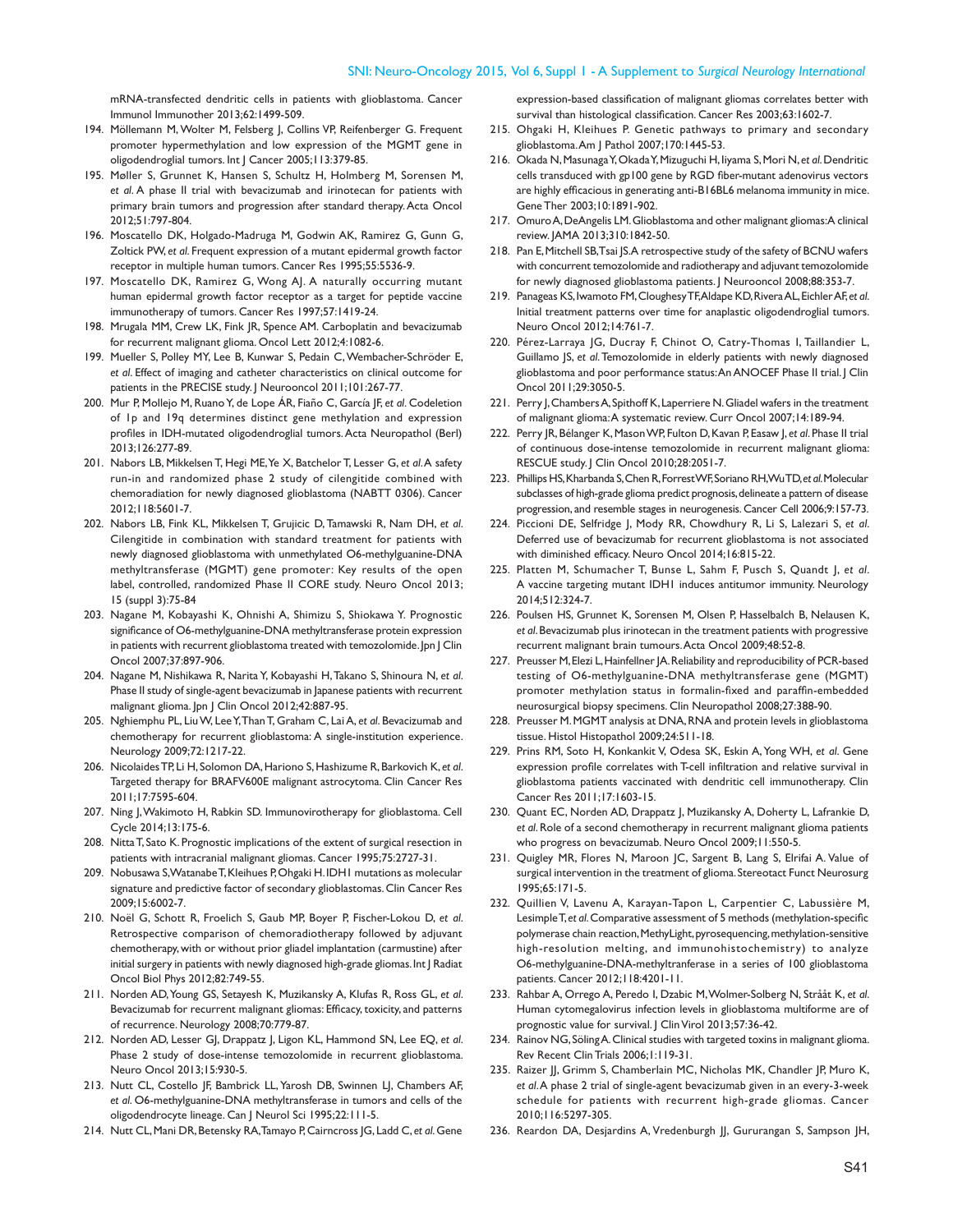mRNA-transfected dendritic cells in patients with glioblastoma. Cancer Immunol Immunother 2013;62:1499-509.

194. Möllemann M, Wolter M, Felsberg J, Collins VP, Reifenberger G. Frequent promoter hypermethylation and low expression of the MGMT gene in oligodendroglial tumors. Int J Cancer 2005;113:379-85.
195. Møller S, Grunnet K, Hansen S, Schultz H, Holmberg M, Sorensen M, *et al*. A phase II trial with bevacizumab and irinotecan for patients with primary brain tumors and progression after standard therapy. Acta Oncol 2012;51:797-804.
196. Moscatello DK, Holgado-Madruga M, Godwin AK, Ramirez G, Gunn G, Zoltick PW, *et al*. Frequent expression of a mutant epidermal growth factor receptor in multiple human tumors. Cancer Res 1995;55:5536-9.
197. Moscatello DK, Ramirez G, Wong AJ. A naturally occurring mutant human epidermal growth factor receptor as a target for peptide vaccine immunotherapy of tumors. Cancer Res 1997;57:1419-24.
198. Mrugala MM, Crew LK, Fink JR, Spence AM. Carboplatin and bevacizumab for recurrent malignant glioma. Oncol Lett 2012;4:1082-6.
199. Mueller S, Polley MY, Lee B, Kunwar S, Pedain C, Wembacher-Schröder E, *et al*. Effect of imaging and catheter characteristics on clinical outcome for patients in the PRECISE study. J Neurooncol 2011;101:267-77.
200. Mur P, Mollejo M, Ruano Y, de Lope ÁR, Fiaño C, García JF, *et al*. Codeletion of 1p and 19q determines distinct gene methylation and expression profiles in IDH-mutated oligodendroglial tumors. Acta Neuropathol (Berl) 2013;126:277-89.
201. Nabors LB, Mikkelsen T, Hegi ME, Ye X, Batchelor T, Lesser G, *et al*. A safety run-in and randomized phase 2 study of cilengitide combined with chemoradiation for newly diagnosed glioblastoma (NABTT 0306). Cancer 2012;118:5601-7.
202. Nabors LB, Fink KL, Mikkelsen T, Grujicic D, Tamawski R, Nam DH, *et al*. Cilengitide in combination with standard treatment for patients with newly diagnosed glioblastoma with unmethylated O6-methylguanine-DNA methyltransferase (MGMT) gene promoter: Key results of the open label, controlled, randomized Phase II CORE study. Neuro Oncol 2013; 15 (suppl 3):75-84
203. Nagane M, Kobayashi K, Ohnishi A, Shimizu S, Shiokawa Y. Prognostic significance of O6-methylguanine-DNA methyltransferase protein expression in patients with recurrent glioblastoma treated with temozolomide. Jpn J Clin Oncol 2007;37:897-906.
204. Nagane M, Nishikawa R, Narita Y, Kobayashi H, Takano S, Shinoura N, *et al*. Phase II study of single-agent bevacizumab in Japanese patients with recurrent malignant glioma. Jpn J Clin Oncol 2012;42:887-95.
205. Nghiemphu PL, Liu W, Lee Y, Than T, Graham C, Lai A, *et al*. Bevacizumab and chemotherapy for recurrent glioblastoma: A single-institution experience. Neurology 2009;72:1217-22.
206. Nicolaides TP, Li H, Solomon DA, Hariono S, Hashizume R, Barkovich K, *et al*. Targeted therapy for BRAFV600E malignant astrocytoma. Clin Cancer Res 2011;17:7595-604.
207. Ning J, Wakimoto H, Rabkin SD. Immunovirotherapy for glioblastoma. Cell Cycle 2014;13:175-6.
208. Nitta T, Sato K. Prognostic implications of the extent of surgical resection in patients with intracranial malignant gliomas. Cancer 1995;75:2727-31.
209. Nobusawa S, Watanabe T, Kleihues P, Ohgaki H. IDH1 mutations as molecular signature and predictive factor of secondary glioblastomas. Clin Cancer Res 2009;15:6002-7.
210. Noël G, Schott R, Froelich S, Gaub MP, Boyer P, Fischer-Lokou D, *et al*. Retrospective comparison of chemoradiotherapy followed by adjuvant chemotherapy, with or without prior gliadel implantation (carmustine) after initial surgery in patients with newly diagnosed high-grade gliomas. Int J Radiat Oncol Biol Phys 2012;82:749-55.
211. Norden AD, Young GS, Setayesh K, Muzikansky A, Klufas R, Ross GL, *et al*. Bevacizumab for recurrent malignant gliomas: Efficacy, toxicity, and patterns of recurrence. Neurology 2008;70:779-87.
212. Norden AD, Lesser GJ, Drappatz J, Ligon KL, Hammond SN, Lee EQ, *et al*. Phase 2 study of dose-intense temozolomide in recurrent glioblastoma. Neuro Oncol 2013;15:930-5.
213. Nutt CL, Costello JF, Bambrick LL, Yarosh DB, Swinnen LJ, Chambers AF, *et al*. O6-methylguanine-DNA methyltransferase in tumors and cells of the oligodendrocyte lineage. Can J Neurol Sci 1995;22:111-5.
214. Nutt CL, Mani DR, Betensky RA, Tamayo P, Cairncross JG, Ladd C, *et al*. Gene expression-based classification of malignant gliomas correlates better with survival than histological classification. Cancer Res 2003;63:1602-7.
215. Ohgaki H, Kleihues P. Genetic pathways to primary and secondary glioblastoma. Am J Pathol 2007;170:1445-53.
216. Okada N, Masunaga Y, Okada Y, Mizuguchi H, Iiyama S, Mori N, *et al*. Dendritic cells transduced with gp100 gene by RGD fiber-mutant adenovirus vectors are highly efficacious in generating anti-B16BL6 melanoma immunity in mice. Gene Ther 2003;10:1891-902.
217. Omuro A, DeAngelis LM. Glioblastoma and other malignant gliomas: A clinical review. JAMA 2013;310:1842-50.
218. Pan E, Mitchell SB, Tsai JS. A retrospective study of the safety of BCNU wafers with concurrent temozolomide and radiotherapy and adjuvant temozolomide for newly diagnosed glioblastoma patients. J Neurooncol 2008;88:353-7.
219. Panageas KS, Iwamoto FM, Cloughesy TF, Aldape KD, Rivera AL, Eichler AF, *et al*. Initial treatment patterns over time for anaplastic oligodendroglial tumors. Neuro Oncol 2012;14:761-7.
220. Pérez-Larraya JG, Ducray F, Chinot O, Catry-Thomas I, Taillandier L, Guillamo JS, *et al*. Temozolomide in elderly patients with newly diagnosed glioblastoma and poor performance status: An ANOCEF Phase II trial. J Clin Oncol 2011;29:3050-5.
221. Perry J, Chambers A, Spithoff K, Laperriere N. Gliadel wafers in the treatment of malignant glioma: A systematic review. Curr Oncol 2007;14:189-94.
222. Perry JR, Bélanger K, Mason WP, Fulton D, Kavan P, Easaw J, *et al*. Phase II trial of continuous dose-intense temozolomide in recurrent malignant glioma: RESCUE study. J Clin Oncol 2010;28:2051-7.
223. Phillips HS, Kharbanda S, Chen R, Forrest WF, Soriano RH, Wu TD, *et al*. Molecular subclasses of high-grade glioma predict prognosis, delineate a pattern of disease progression, and resemble stages in neurogenesis. Cancer Cell 2006;9:157-73.
224. Piccioni DE, Selfridge J, Mody RR, Chowdhury R, Li S, Lalezari S, *et al*. Deferred use of bevacizumab for recurrent glioblastoma is not associated with diminished efficacy. Neuro Oncol 2014;16:815-22.
225. Platten M, Schumacher T, Bunse L, Sahm F, Pusch S, Quandt J, *et al*. A vaccine targeting mutant IDH1 induces antitumor immunity. Neurology 2014;512:324-7.
226. Poulsen HS, Grunnet K, Sorensen M, Olsen P, Hasselbalch B, Nelausen K, *et al*. Bevacizumab plus irinotecan in the treatment patients with progressive recurrent malignant brain tumours. Acta Oncol 2009;48:52-8.
227. Preusser M, Elezi L, Hainfellner JA. Reliability and reproducibility of PCR-based testing of O6-methylguanine-DNA methyltransferase gene (MGMT) promoter methylation status in formalin-fixed and paraffin-embedded neurosurgical biopsy specimens. Clin Neuropathol 2008;27:388-90.
228. Preusser M. MGMT analysis at DNA, RNA and protein levels in glioblastoma tissue. Histol Histopathol 2009;24:511-18.
229. Prins RM, Soto H, Konkankit V, Odesa SK, Eskin A, Yong WH, *et al*. Gene expression profile correlates with T-cell infiltration and relative survival in glioblastoma patients vaccinated with dendritic cell immunotherapy. Clin Cancer Res 2011;17:1603-15.
230. Quant EC, Norden AD, Drappatz J, Muzikansky A, Doherty L, Lafrankie D, *et al*. Role of a second chemotherapy in recurrent malignant glioma patients who progress on bevacizumab. Neuro Oncol 2009;11:550-5.
231. Quigley MR, Flores N, Maroon JC, Sargent B, Lang S, Elrifai A. Value of surgical intervention in the treatment of glioma. Stereotact Funct Neurosurg 1995;65:171-5.
232. Quillien V, Lavenu A, Karayan-Tapon L, Carpentier C, Labussière M, Lesimple T, *et al*. Comparative assessment of 5 methods (methylation-specific polymerase chain reaction, MethyLight, pyrosequencing, methylation-sensitive high-resolution melting, and immunohistochemistry) to analyze O6-methylguanine-DNA-methyltranferase in a series of 100 glioblastoma patients. Cancer 2012;118:4201-11.
233. Rahbar A, Orrego A, Peredo I, Dzabic M, Wolmer-Solberg N, Strååt K, *et al*. Human cytomegalovirus infection levels in glioblastoma multiforme are of prognostic value for survival. J Clin Virol 2013;57:36-42.
234. Rainov NG, Söling A. Clinical studies with targeted toxins in malignant glioma. Rev Recent Clin Trials 2006;1:119-31.
235. Raizer JJ, Grimm S, Chamberlain MC, Nicholas MK, Chandler JP, Muro K, *et al*. A phase 2 trial of single-agent bevacizumab given in an every-3-week schedule for patients with recurrent high-grade gliomas. Cancer 2010;116:5297-305.
236. Reardon DA, Desjardins A, Vredenburgh JJ, Gururangan S, Sampson JH,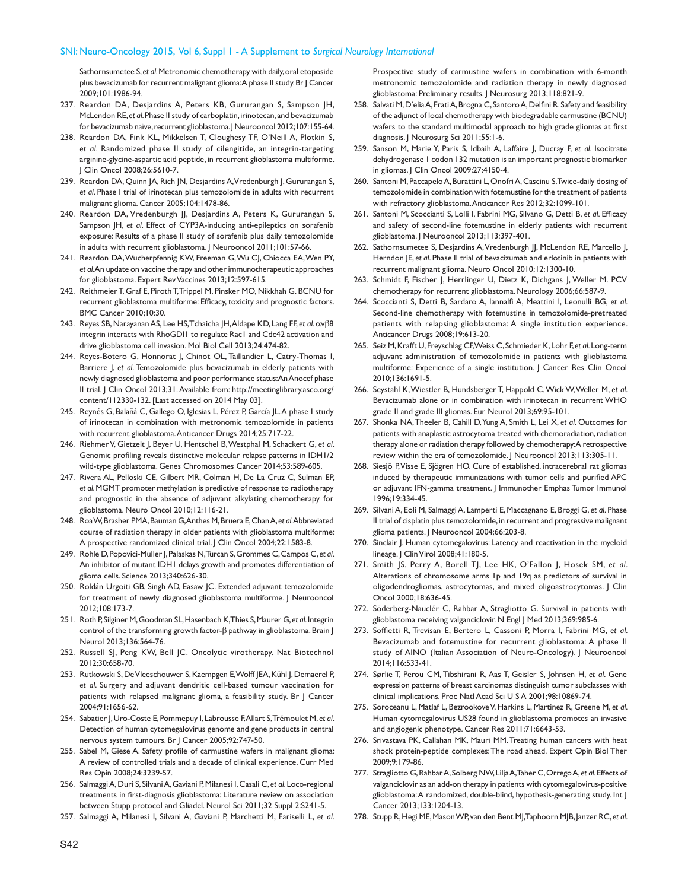Sathornsumetee S, *et al.* Metronomic chemotherapy with daily, oral etoposide plus bevacizumab for recurrent malignant glioma: A phase II study. Br J Cancer 2009;101:1986-94.

237. Reardon DA, Desjardins A, Peters KB, Gururangan S, Sampson JH, McLendon RE, *et al.* Phase II study of carboplatin, irinotecan, and bevacizumab for bevacizumab naïve, recurrent glioblastoma. J Neurooncol 2012;107:155-64.
238. Reardon DA, Fink KL, Mikkelsen T, Cloughesy TF, O'Neill A, Plotkin S, *et al*. Randomized phase II study of cilengitide, an integrin-targeting arginine-glycine-aspartic acid peptide, in recurrent glioblastoma multiforme. J Clin Oncol 2008;26:5610-7.
239. Reardon DA, Quinn JA, Rich JN, Desjardins A, Vredenburgh J, Gururangan S, *et al.* Phase I trial of irinotecan plus temozolomide in adults with recurrent malignant glioma. Cancer 2005;104:1478-86.
240. Reardon DA, Vredenburgh JJ, Desjardins A, Peters K, Gururangan S, Sampson JH, *et al.* Effect of CYP3A-inducing anti-epileptics on sorafenib exposure: Results of a phase II study of sorafenib plus daily temozolomide in adults with recurrent glioblastoma. J Neurooncol 2011;101:57-66.
241. Reardon DA, Wucherpfennig KW, Freeman G, Wu CJ, Chiocca EA, Wen PY, *et al.* An update on vaccine therapy and other immunotherapeutic approaches for glioblastoma. Expert Rev Vaccines 2013;12:597-615.
242. Reithmeier T, Graf E, Piroth T, Trippel M, Pinsker MO, Nikkhah G. BCNU for recurrent glioblastoma multiforme: Efficacy, toxicity and prognostic factors. BMC Cancer 2010;10:30.
243. Reyes SB, Narayanan AS, Lee HS, Tchaicha JH, Aldape KD, Lang FF, *et al.* $\alpha v \beta 8$ integrin interacts with RhoGDI1 to regulate Rac1 and Cdc42 activation and drive glioblastoma cell invasion. Mol Biol Cell 2013;24:474-82.
244. Reyes-Botero G, Honnorat J, Chinot OL, Taillandier L, Catry-Thomas I, Barriere J, *et al*. Temozolomide plus bevacizumab in elderly patients with newly diagnosed glioblastoma and poor performance status: An Anocef phase II trial. J Clin Oncol 2013;31. Available from: http://meetinglibrary.asco.org/content/112330-132. [Last accessed on 2014 May 03].
245. Reynés G, Balañá C, Gallego O, Iglesias L, Pérez P, García JL. A phase I study of irinotecan in combination with metronomic temozolomide in patients with recurrent glioblastoma. Anticancer Drugs 2014;25:717-22.
246. Riehmer V, Gietzelt J, Beyer U, Hentschel B, Westphal M, Schackert G, *et al*. Genomic profiling reveals distinctive molecular relapse patterns in IDH1/2 wild-type glioblastoma. Genes Chromosomes Cancer 2014;53:589-605.
247. Rivera AL, Pelloski CE, Gilbert MR, Colman H, De La Cruz C, Sulman EP, *et al.* MGMT promoter methylation is predictive of response to radiotherapy and prognostic in the absence of adjuvant alkylating chemotherapy for glioblastoma. Neuro Oncol 2010;12:116-21.
248. Roa W, Brasher PMA, Bauman G, Anthes M, Bruera E, Chan A, *et al.* Abbreviated course of radiation therapy in older patients with glioblastoma multiforme: A prospective randomized clinical trial. J Clin Oncol 2004;22:1583-8.
249. Rohle D, Popovici-Muller J, Palaskas N, Turcan S, Grommes C, Campos C, *et al*. An inhibitor of mutant IDH1 delays growth and promotes differentiation of glioma cells. Science 2013;340:626-30.
250. Roldán Urgoiti GB, Singh AD, Easaw JC. Extended adjuvant temozolomide for treatment of newly diagnosed glioblastoma multiforme. J Neurooncol 2012;108:173-7.
251. Roth P, Silginer M, Goodman SL, Hasenbach K, Thies S, Maurer G, *et al.* Integrin control of the transforming growth factor-$\beta$ pathway in glioblastoma. Brain J Neurol 2013;136:564-76.
252. Russell SJ, Peng KW, Bell JC. Oncolytic virotherapy. Nat Biotechnol 2012;30:658-70.
253. Rutkowski S, De Vleeschouwer S, Kaempgen E, Wolff JEA, Kühl J, Demaerel P, *et al*. Surgery and adjuvant dendritic cell-based tumour vaccination for patients with relapsed malignant glioma, a feasibility study. Br J Cancer 2004;91:1656-62.
254. Sabatier J, Uro-Coste E, Pommepuy I, Labrousse F, Allart S, Trémoulet M, *et al*. Detection of human cytomegalovirus genome and gene products in central nervous system tumours. Br J Cancer 2005;92:747-50.
255. Sabel M, Giese A. Safety profile of carmustine wafers in malignant glioma: A review of controlled trials and a decade of clinical experience. Curr Med Res Opin 2008;24:3239-57.
256. Salmaggi A, Duri S, Silvani A, Gaviani P, Milanesi I, Casali C, *et al.* Loco-regional treatments in first-diagnosis glioblastoma: Literature review on association between Stupp protocol and Gliadel. Neurol Sci 2011;32 Suppl 2:S241-5.
257. Salmaggi A, Milanesi I, Silvani A, Gaviani P, Marchetti M, Fariselli L, *et al*. Prospective study of carmustine wafers in combination with 6-month metronomic temozolomide and radiation therapy in newly diagnosed glioblastoma: Preliminary results. J Neurosurg 2013;118:821-9.
258. Salvati M, D'elia A, Frati A, Brogna C, Santoro A, Delfini R. Safety and feasibility of the adjunct of local chemotherapy with biodegradable carmustine (BCNU) wafers to the standard multimodal approach to high grade gliomas at first diagnosis. J Neurosurg Sci 2011;55:1-6.
259. Sanson M, Marie Y, Paris S, Idbaih A, Laffaire J, Ducray F, *et al*. Isocitrate dehydrogenase 1 codon 132 mutation is an important prognostic biomarker in gliomas. J Clin Oncol 2009;27:4150-4.
260. Santoni M, Paccapelo A, Burattini L, Onofri A, Cascinu S. Twice-daily dosing of temozolomide in combination with fotemustine for the treatment of patients with refractory glioblastoma. Anticancer Res 2012;32:1099-101.
261. Santoni M, Scoccianti S, Lolli I, Fabrini MG, Silvano G, Detti B, *et al*. Efficacy and safety of second-line fotemustine in elderly patients with recurrent glioblastoma. J Neurooncol 2013;113:397-401.
262. Sathornsumetee S, Desjardins A, Vredenburgh JJ, McLendon RE, Marcello J, Herndon JE, *et al*. Phase II trial of bevacizumab and erlotinib in patients with recurrent malignant glioma. Neuro Oncol 2010;12:1300-10.
263. Schmidt F, Fischer J, Herrlinger U, Dietz K, Dichgans J, Weller M. PCV chemotherapy for recurrent glioblastoma. Neurology 2006;66:587-9.
264. Scoccianti S, Detti B, Sardaro A, Iannalfi A, Meattini I, Leonulli BG, *et al*. Second-line chemotherapy with fotemustine in temozolomide-pretreated patients with relapsing glioblastoma: A single institution experience. Anticancer Drugs 2008;19:613-20.
265. Seiz M, Krafft U, Freyschlag CF, Weiss C, Schmieder K, Lohr F, *et al.* Long-term adjuvant administration of temozolomide in patients with glioblastoma multiforme: Experience of a single institution. J Cancer Res Clin Oncol 2010;136:1691-5.
266. Seystahl K, Wiestler B, Hundsberger T, Happold C, Wick W, Weller M, *et al*. Bevacizumab alone or in combination with irinotecan in recurrent WHO grade II and grade III gliomas. Eur Neurol 2013;69:95-101.
267. Shonka NA, Theeler B, Cahill D, Yung A, Smith L, Lei X, *et al*. Outcomes for patients with anaplastic astrocytoma treated with chemoradiation, radiation therapy alone or radiation therapy followed by chemotherapy: A retrospective review within the era of temozolomide. J Neurooncol 2013;113:305-11.
268. Siesjö P, Visse E, Sjögren HO. Cure of established, intracerebral rat gliomas induced by therapeutic immunizations with tumor cells and purified APC or adjuvant IFN-gamma treatment. J Immunother Emphas Tumor Immunol 1996;19:334-45.
269. Silvani A, Eoli M, Salmaggi A, Lamperti E, Maccagnano E, Broggi G, *et al*. Phase II trial of cisplatin plus temozolomide, in recurrent and progressive malignant glioma patients. J Neurooncol 2004;66:203-8.
270. Sinclair J. Human cytomegalovirus: Latency and reactivation in the myeloid lineage. J Clin Virol 2008;41:180-5.
271. Smith JS, Perry A, Borell TJ, Lee HK, O'Fallon J, Hosek SM, *et al*. Alterations of chromosome arms 1p and 19q as predictors of survival in oligodendrogliomas, astrocytomas, and mixed oligoastrocytomas. J Clin Oncol 2000;18:636-45.
272. Söderberg-Nauclér C, Rahbar A, Stragliotto G. Survival in patients with glioblastoma receiving valganciclovir. N Engl J Med 2013;369:985-6.
273. Soffietti R, Trevisan E, Bertero L, Cassoni P, Morra I, Fabrini MG, *et al*. Bevacizumab and fotemustine for recurrent glioblastoma: A phase II study of AINO (Italian Association of Neuro-Oncology). J Neurooncol 2014;116:533-41.
274. Sørlie T, Perou CM, Tibshirani R, Aas T, Geisler S, Johnsen H, *et al*. Gene expression patterns of breast carcinomas distinguish tumor subclasses with clinical implications. Proc Natl Acad Sci U S A 2001;98:10869-74.
275. Soroceanu L, Matlaf L, Bezrookove V, Harkins L, Martinez R, Greene M, *et al*. Human cytomegalovirus US28 found in glioblastoma promotes an invasive and angiogenic phenotype. Cancer Res 2011;71:6643-53.
276. Srivastava PK, Callahan MK, Mauri MM. Treating human cancers with heat shock protein-peptide complexes: The road ahead. Expert Opin Biol Ther 2009;9:179-86.
277. Stragliotto G, Rahbar A, Solberg NW, Lilja A, Taher C, Orrego A, *et al.* Effects of valganciclovir as an add-on therapy in patients with cytomegalovirus-positive glioblastoma: A randomized, double-blind, hypothesis-generating study. Int J Cancer 2013;133:1204-13.
278. Stupp R, Hegi ME, Mason WP, van den Bent MJ, Taphoorn MJB, Janzer RC, *et al*.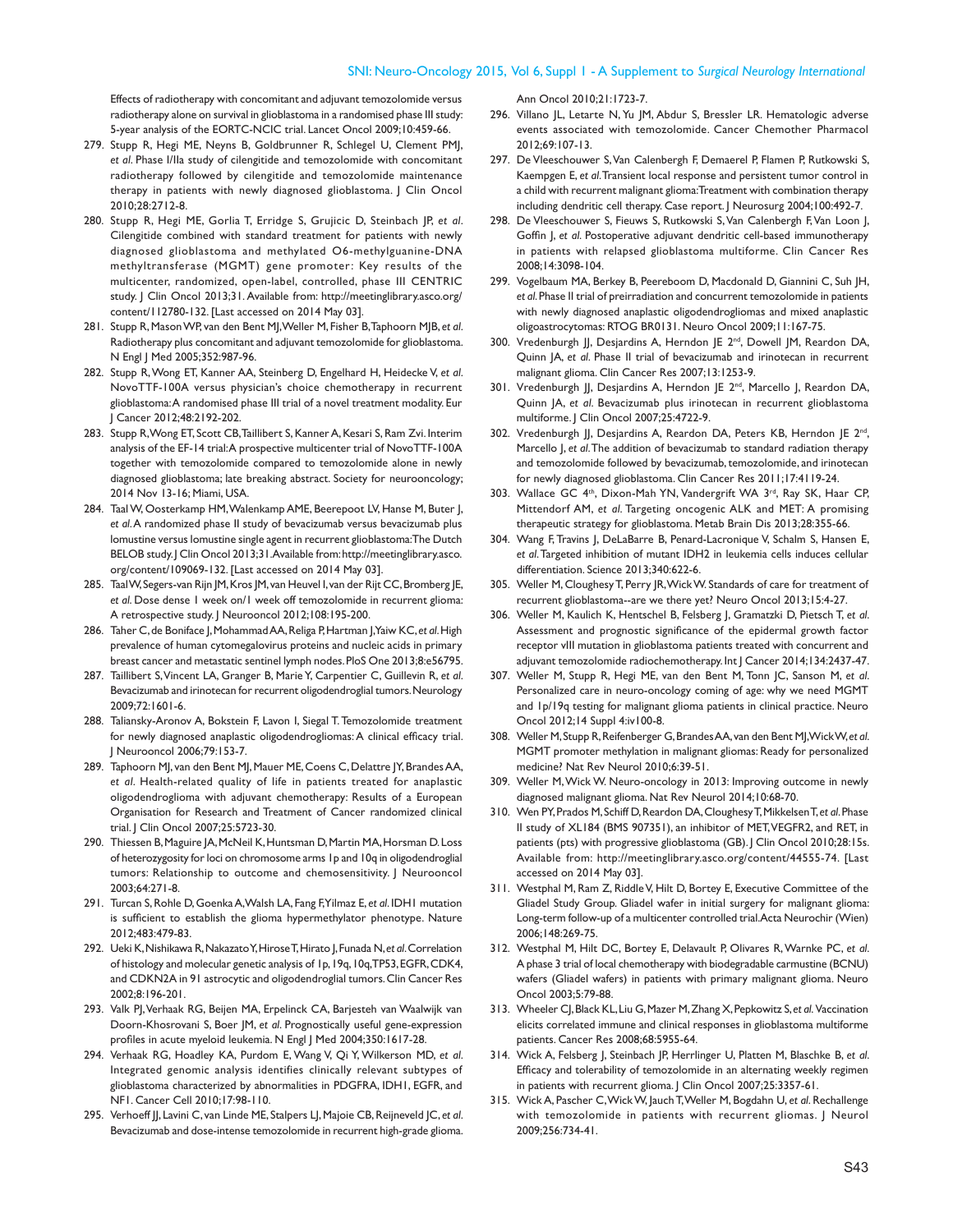Effects of radiotherapy with concomitant and adjuvant temozolomide versus radiotherapy alone on survival in glioblastoma in a randomised phase III study: 5-year analysis of the EORTC-NCIC trial. Lancet Oncol 2009;10:459-66.

279. Stupp R, Hegi ME, Neyns B, Goldbrunner R, Schlegel U, Clement PMJ, *et al*. Phase I/IIa study of cilengitide and temozolomide with concomitant radiotherapy followed by cilengitide and temozolomide maintenance therapy in patients with newly diagnosed glioblastoma. J Clin Oncol 2010;28:2712-8.
280. Stupp R, Hegi ME, Gorlia T, Erridge S, Grujicic D, Steinbach JP, *et al*. Cilengitide combined with standard treatment for patients with newly diagnosed glioblastoma and methylated O6-methylguanine-DNA methyltransferase (MGMT) gene promoter: Key results of the multicenter, randomized, open-label, controlled, phase III CENTRIC study. J Clin Oncol 2013;31. Available from: http://meetinglibrary.asco.org/content/112780-132. [Last accessed on 2014 May 03].
281. Stupp R, Mason WP, van den Bent MJ, Weller M, Fisher B, Taphoorn MJB, *et al*. Radiotherapy plus concomitant and adjuvant temozolomide for glioblastoma. N Engl J Med 2005;352:987-96.
282. Stupp R, Wong ET, Kanner AA, Steinberg D, Engelhard H, Heidecke V, *et al*. NovoTTF-100A versus physician's choice chemotherapy in recurrent glioblastoma: A randomised phase III trial of a novel treatment modality. Eur J Cancer 2012;48:2192-202.
283. Stupp R, Wong ET, Scott CB, Taillibert S, Kanner A, Kesari S, Ram Zvi. Interim analysis of the EF-14 trial: A prospective multicenter trial of NovoTTF-100A together with temozolomide compared to temozolomide alone in newly diagnosed glioblastoma; late breaking abstract. Society for neurooncology; 2014 Nov 13-16; Miami, USA.
284. Taal W, Oosterkamp HM, Walenkamp AME, Beerepoot LV, Hanse M, Buter J, *et al*. A randomized phase II study of bevacizumab versus bevacizumab plus lomustine versus lomustine single agent in recurrent glioblastoma: The Dutch BELOB study. J Clin Oncol 2013;31. Available from: http://meetinglibrary.asco.org/content/109069-132. [Last accessed on 2014 May 03].
285. Taal W, Segers-van Rijn JM, Kros JM, van Heuvel I, van der Rijt CC, Bromberg JE, *et al*. Dose dense 1 week on/1 week off temozolomide in recurrent glioma: A retrospective study. J Neurooncol 2012;108:195-200.
286. Taher C, de Boniface J, Mohammad AA, Religa P, Hartman J, Yaiw KC, *et al*. High prevalence of human cytomegalovirus proteins and nucleic acids in primary breast cancer and metastatic sentinel lymph nodes. PloS One 2013;8:e56795.
287. Taillibert S, Vincent LA, Granger B, Marie Y, Carpentier C, Guillevin R, *et al*. Bevacizumab and irinotecan for recurrent oligodendroglial tumors. Neurology 2009;72:1601-6.
288. Taliansky-Aronov A, Bokstein F, Lavon I, Siegal T. Temozolomide treatment for newly diagnosed anaplastic oligodendrogliomas: A clinical efficacy trial. J Neurooncol 2006;79:153-7.
289. Taphoorn MJ, van den Bent MJ, Mauer ME, Coens C, Delattre JY, Brandes AA, *et al*. Health-related quality of life in patients treated for anaplastic oligodendroglioma with adjuvant chemotherapy: Results of a European Organisation for Research and Treatment of Cancer randomized clinical trial. J Clin Oncol 2007;25:5723-30.
290. Thiessen B, Maguire JA, McNeil K, Huntsman D, Martin MA, Horsman D. Loss of heterozygosity for loci on chromosome arms 1p and 10q in oligodendroglial tumors: Relationship to outcome and chemosensitivity. J Neurooncol 2003;64:271-8.
291. Turcan S, Rohle D, Goenka A, Walsh LA, Fang F, Yilmaz E, *et al*. IDH1 mutation is sufficient to establish the glioma hypermethylator phenotype. Nature 2012;483:479-83.
292. Ueki K, Nishikawa R, Nakazato Y, Hirose T, Hirato J, Funada N, *et al*. Correlation of histology and molecular genetic analysis of 1p, 19q, 10q, TP53, EGFR, CDK4, and CDKN2A in 91 astrocytic and oligodendroglial tumors. Clin Cancer Res 2002;8:196-201.
293. Valk PJ, Verhaak RG, Beijen MA, Erpelinck CA, Barjesteh van Waalwijk van Doorn-Khosrovani S, Boer JM, *et al*. Prognostically useful gene-expression profiles in acute myeloid leukemia. N Engl J Med 2004;350:1617-28.
294. Verhaak RG, Hoadley KA, Purdom E, Wang V, Qi Y, Wilkerson MD, *et al*. Integrated genomic analysis identifies clinically relevant subtypes of glioblastoma characterized by abnormalities in PDGFRA, IDH1, EGFR, and NF1. Cancer Cell 2010;17:98-110.
295. Verhoeff JJ, Lavini C, van Linde ME, Stalpers LJ, Majoie CB, Reijneveld JC, *et al*. Bevacizumab and dose-intense temozolomide in recurrent high-grade glioma. Ann Oncol 2010;21:1723-7.
296. Villano JL, Letarte N, Yu JM, Abdur S, Bressler LR. Hematologic adverse events associated with temozolomide. Cancer Chemother Pharmacol 2012;69:107-13.
297. De Vleeschouwer S, Van Calenbergh F, Demaerel P, Flamen P, Rutkowski S, Kaempgen E, *et al*. Transient local response and persistent tumor control in a child with recurrent malignant glioma: Treatment with combination therapy including dendritic cell therapy. Case report. J Neurosurg 2004;100:492-7.
298. De Vleeschouwer S, Fieuws S, Rutkowski S, Van Calenbergh F, Van Loon J, Goffin J, *et al*. Postoperative adjuvant dendritic cell-based immunotherapy in patients with relapsed glioblastoma multiforme. Clin Cancer Res 2008;14:3098-104.
299. Vogelbaum MA, Berkey B, Peereboom D, Macdonald D, Giannini C, Suh JH, *et al*. Phase II trial of preirradiation and concurrent temozolomide in patients with newly diagnosed anaplastic oligodendrogliomas and mixed anaplastic oligoastrocytomas: RTOG BR0131. Neuro Oncol 2009;11:167-75.
300. Vredenburgh JJ, Desjardins A, Herndon JE 2nd, Dowell JM, Reardon DA, Quinn JA, *et al*. Phase II trial of bevacizumab and irinotecan in recurrent malignant glioma. Clin Cancer Res 2007;13:1253-9.
301. Vredenburgh JJ, Desjardins A, Herndon JE 2nd, Marcello J, Reardon DA, Quinn JA, *et al*. Bevacizumab plus irinotecan in recurrent glioblastoma multiforme. J Clin Oncol 2007;25:4722-9.
302. Vredenburgh JJ, Desjardins A, Reardon DA, Peters KB, Herndon JE 2nd, Marcello J, *et al*. The addition of bevacizumab to standard radiation therapy and temozolomide followed by bevacizumab, temozolomide, and irinotecan for newly diagnosed glioblastoma. Clin Cancer Res 2011;17:4119-24.
303. Wallace GC 4th, Dixon-Mah YN, Vandergrift WA 3rd, Ray SK, Haar CP, Mittendorf AM, *et al*. Targeting oncogenic ALK and MET: A promising therapeutic strategy for glioblastoma. Metab Brain Dis 2013;28:355-66.
304. Wang F, Travins J, DeLaBarre B, Penard-Lacronique V, Schalm S, Hansen E, *et al*. Targeted inhibition of mutant IDH2 in leukemia cells induces cellular differentiation. Science 2013;340:622-6.
305. Weller M, Cloughesy T, Perry JR, Wick W. Standards of care for treatment of recurrent glioblastoma--are we there yet? Neuro Oncol 2013;15:4-27.
306. Weller M, Kaulich K, Hentschel B, Felsberg J, Gramatzki D, Pietsch T, *et al*. Assessment and prognostic significance of the epidermal growth factor receptor vIII mutation in glioblastoma patients treated with concurrent and adjuvant temozolomide radiochemotherapy. Int J Cancer 2014;134:2437-47.
307. Weller M, Stupp R, Hegi ME, van den Bent M, Tonn JC, Sanson M, *et al*. Personalized care in neuro-oncology coming of age: why we need MGMT and 1p/19q testing for malignant glioma patients in clinical practice. Neuro Oncol 2012;14 Suppl 4:iv100-8.
308. Weller M, Stupp R, Reifenberger G, Brandes AA, van den Bent MJ, Wick W, *et al*. MGMT promoter methylation in malignant gliomas: Ready for personalized medicine? Nat Rev Neurol 2010;6:39-51.
309. Weller M, Wick W. Neuro-oncology in 2013: Improving outcome in newly diagnosed malignant glioma. Nat Rev Neurol 2014;10:68-70.
310. Wen PY, Prados M, Schiff D, Reardon DA, Cloughesy T, Mikkelsen T, *et al*. Phase II study of XL184 (BMS 907351), an inhibitor of MET, VEGFR2, and RET, in patients (pts) with progressive glioblastoma (GB). J Clin Oncol 2010;28:15s. Available from: http://meetinglibrary.asco.org/content/44555-74. [Last accessed on 2014 May 03].
311. Westphal M, Ram Z, Riddle V, Hilt D, Bortey E, Executive Committee of the Gliadel Study Group. Gliadel wafer in initial surgery for malignant glioma: Long-term follow-up of a multicenter controlled trial. Acta Neurochir (Wien) 2006;148:269-75.
312. Westphal M, Hilt DC, Bortey E, Delavault P, Olivares R, Warnke PC, *et al*. A phase 3 trial of local chemotherapy with biodegradable carmustine (BCNU) wafers (Gliadel wafers) in patients with primary malignant glioma. Neuro Oncol 2003;5:79-88.
313. Wheeler CJ, Black KL, Liu G, Mazer M, Zhang X, Pepkowitz S, *et al*. Vaccination elicits correlated immune and clinical responses in glioblastoma multiforme patients. Cancer Res 2008;68:5955-64.
314. Wick A, Felsberg J, Steinbach JP, Herrlinger U, Platten M, Blaschke B, *et al*. Efficacy and tolerability of temozolomide in an alternating weekly regimen in patients with recurrent glioma. J Clin Oncol 2007;25:3357-61.
315. Wick A, Pascher C, Wick W, Jauch T, Weller M, Bogdahn U, *et al*. Rechallenge with temozolomide in patients with recurrent gliomas. J Neurol 2009;256:734-41.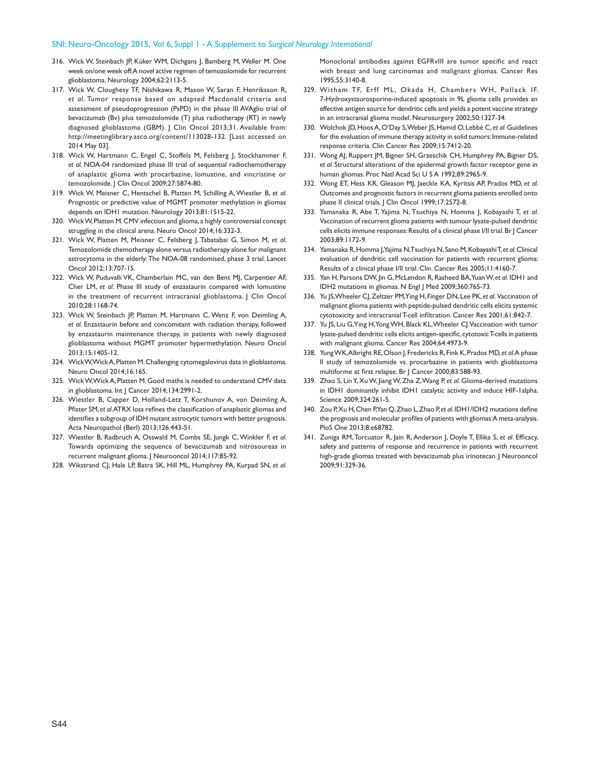316. Wick W, Steinbach JP, Küker WM, Dichgans J, Bamberg M, Weller M. One week on/one week off: A novel active regimen of temozolomide for recurrent glioblastoma. Neurology 2004;62:2113-5.
317. Wick W, Cloughesy TF, Nishikawa R, Mason W, Saran F, Henriksson R, *et al*. Tumor response based on adapted Macdonald criteria and assessment of pseudoprogression (PsPD) in the phase III AVAglio trial of bevacizumab (Bv) plus temozolomide (T) plus radiotherapy (RT) in newly diagnosed glioblastoma (GBM). J Clin Oncol 2013;31. Available from: http://meetinglibrary.asco.org/content/113028-132. [Last accessed on 2014 May 03].
318. Wick W, Hartmann C, Engel C, Stoffels M, Felsberg J, Stockhammer F, *et al*. NOA-04 randomized phase III trial of sequential radiochemotherapy of anaplastic glioma with procarbazine, lomustine, and vincristine or temozolomide. J Clin Oncol 2009;27:5874-80.
319. Wick W, Meisner C, Hentschel B, Platten M, Schilling A, Wiestler B, *et al*. Prognostic or predictive value of MGMT promoter methylation in gliomas depends on IDH1 mutation. Neurology 2013;81:1515-22.
320. Wick W, Platten M. CMV infection and glioma, a highly controversial concept struggling in the clinical arena. Neuro Oncol 2014;16:332-3.
321. Wick W, Platten M, Meisner C, Felsberg J, Tabatabai G, Simon M, *et al*. Temozolomide chemotherapy alone versus radiotherapy alone for malignant astrocytoma in the elderly: The NOA-08 randomised, phase 3 trial. Lancet Oncol 2012;13:707-15.
322. Wick W, Puduvalli VK, Chamberlain MC, van den Bent MJ, Carpentier AF, Cher LM, *et al*. Phase III study of enzastaurin compared with lomustine in the treatment of recurrent intracranial glioblastoma. J Clin Oncol 2010;28:1168-74.
323. Wick W, Steinbach JP, Platten M, Hartmann C, Wenz F, von Deimling A, *et al*. Enzastaurin before and concomitant with radiation therapy, followed by enzastaurin maintenance therapy, in patients with newly diagnosed glioblastoma without MGMT promoter hypermethylation. Neuro Oncol 2013;15:1405-12.
324. Wick W, Wick A, Platten M. Challenging cytomegalovirus data in glioblastoma. Neuro Oncol 2014;16:165.
325. Wick W, Wick A, Platten M. Good maths is needed to understand CMV data in glioblastoma. Int J Cancer 2014;134:2991-2.
326. Wiestler B, Capper D, Holland-Letz T, Korshunov A, von Deimling A, Pfister SM, *et al*. ATRX loss refines the classification of anaplastic gliomas and identifies a subgroup of IDH mutant astrocytic tumors with better prognosis. Acta Neuropathol (Berl) 2013;126:443-51.
327. Wiestler B, Radbruch A, Osswald M, Combs SE, Jungk C, Winkler F, *et al*. Towards optimizing the sequence of bevacizumab and nitrosoureas in recurrent malignant glioma. J Neurooncol 2014;117:85-92.
328. Wikstrand CJ, Hale LP, Batra SK, Hill ML, Humphrey PA, Kurpad SN, *et al*. Monoclonal antibodies against EGFRvIII are tumor specific and react with breast and lung carcinomas and malignant gliomas. Cancer Res 1995;55:3140-8.
329. Witham TF, Erff ML, Okada H, Chambers WH, Pollack IF. 7-Hydroxystaurosporine-induced apoptosis in 9L glioma cells provides an effective antigen source for dendritic cells and yields a potent vaccine strategy in an intracranial glioma model. Neurosurgery 2002;50:1327-34.
330. Wolchok JD, Hoos A, O'Day S, Weber JS, Hamid O, Lebbé C, *et al*. Guidelines for the evaluation of immune therapy activity in solid tumors: Immune-related response criteria. Clin Cancer Res 2009;15:7412-20.
331. Wong AJ, Ruppert JM, Bigner SH, Grzeschik CH, Humphrey PA, Bigner DS, *et al*. Structural alterations of the epidermal growth factor receptor gene in human gliomas. Proc Natl Acad Sci U S A 1992;89:2965-9.
332. Wong ET, Hess KR, Gleason MJ, Jaeckle KA, Kyritsis AP, Prados MD, *et al*. Outcomes and prognostic factors in recurrent glioma patients enrolled onto phase II clinical trials. J Clin Oncol 1999;17:2572-8.
333. Yamanaka R, Abe T, Yajima N, Tsuchiya N, Homma J, Kobayashi T, *et al*. Vaccination of recurrent glioma patients with tumour lysate-pulsed dendritic cells elicits immune responses: Results of a clinical phase I/II trial. Br J Cancer 2003;89:1172-9.
334. Yamanaka R, Homma J, Yajima N, Tsuchiya N, Sano M, Kobayashi T, *et al*. Clinical evaluation of dendritic cell vaccination for patients with recurrent glioma: Results of a clinical phase I/II trial. Clin. Cancer Res 2005;11:4160-7.
335. Yan H, Parsons DW, Jin G, McLendon R, Rasheed BA, Yuan W, *et al*. IDH1 and IDH2 mutations in gliomas. N Engl J Med 2009;360:765-73.
336. Yu JS, Wheeler CJ, Zeltzer PM, Ying H, Finger DN, Lee PK, *et al*. Vaccination of malignant glioma patients with peptide-pulsed dendritic cells elicits systemic cytotoxicity and intracranial T-cell infiltration. Cancer Res 2001;61:842-7.
337. Yu JS, Liu G, Ying H, Yong WH, Black KL, Wheeler CJ. Vaccination with tumor lysate-pulsed dendritic cells elicits antigen-specific, cytotoxic T-cells in patients with malignant glioma. Cancer Res 2004;64:4973-9.
338. Yung WK, Albright RE, Olson J, Fredericks R, Fink K, Prados MD, *et al*. A phase II study of temozolomide vs. procarbazine in patients with glioblastoma multiforme at first relapse. Br J Cancer 2000;83:588-93.
339. Zhao S, Lin Y, Xu W, Jiang W, Zha Z, Wang P, *et al*. Glioma-derived mutations in IDH1 dominantly inhibit IDH1 catalytic activity and induce HIF-1alpha. Science 2009;324:261-5.
340. Zou P, Xu H, Chen P, Yan Q, Zhao L, Zhao P, *et al*. IDH1/IDH2 mutations define the prognosis and molecular profiles of patients with gliomas: A meta-analysis. PloS One 2013;8:e68782.
341. Zuniga RM, Torcuator R, Jain R, Anderson J, Doyle T, Ellika S, *et al*. Efficacy, safety and patterns of response and recurrence in patients with recurrent high-grade gliomas treated with bevacizumab plus irinotecan. J Neurooncol 2009;91:329-36.